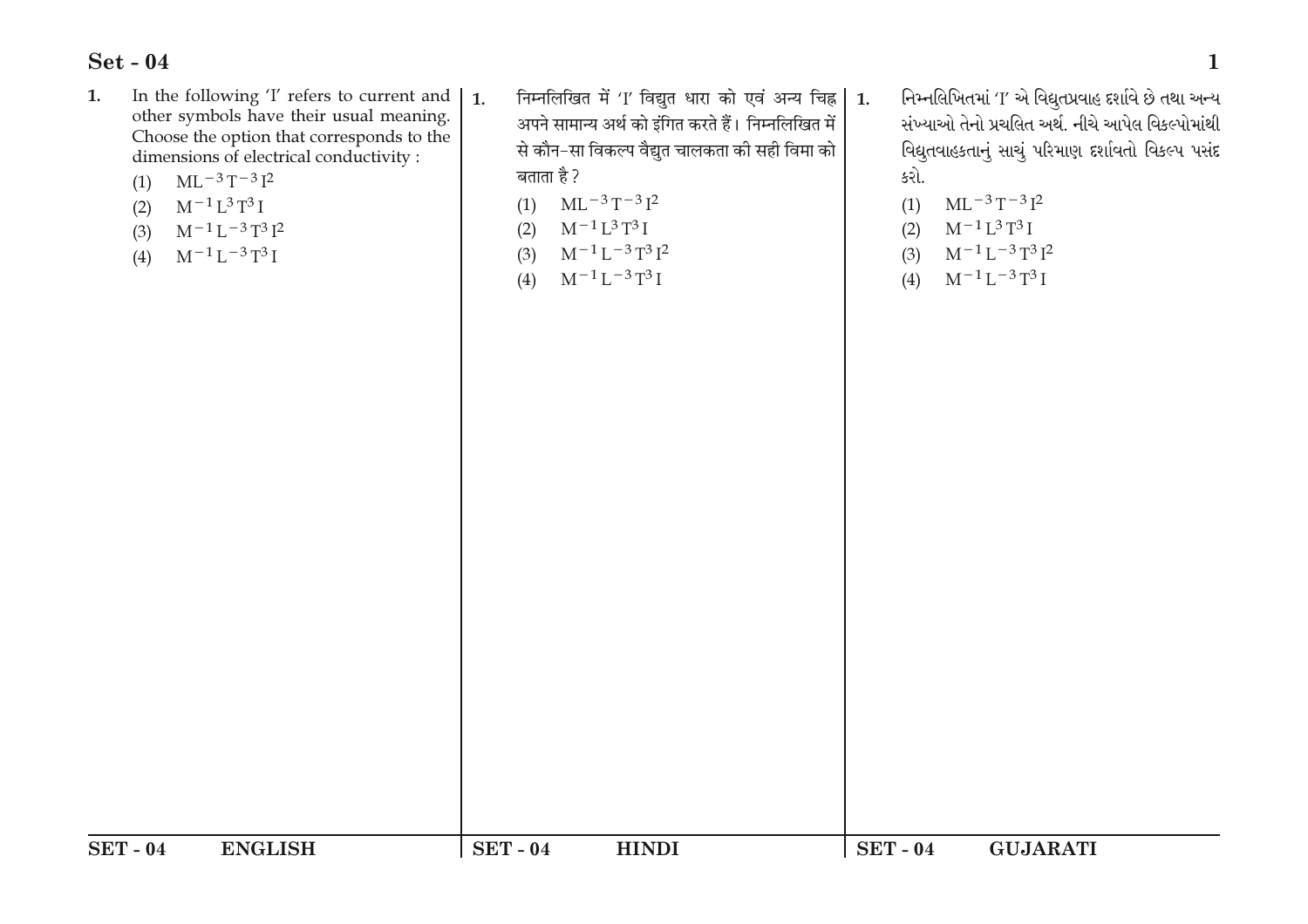**Set - 04**

1. In the following 'I' refers to current and other symbols have their usual meaning. Choose the option that corresponds to the dimensions of electrical conductivity :

   (1) $ML^{-3}T^{-3}I^{2}$
   
   (2) $M^{-1}L^{3}T^{3}I$
   
   (3) $M^{-1}L^{-3}T^{3}I^{2}$
   
   (4) $M^{-1}L^{-3}T^{3}I$

1. निम्नलिखित में 'I' विद्युत धारा को एवं अन्य चिह्न अपने सामान्य अर्थ को इंगित करते हैं। निम्नलिखित में से कौन-सा विकल्प वैद्युत चालकता की सही विमा को बताता है ?

   (1) $ML^{-3}T^{-3}I^{2}$
   
   (2) $M^{-1}L^{3}T^{3}I$
   
   (3) $M^{-1}L^{-3}T^{3}I^{2}$
   
   (4) $M^{-1}L^{-3}T^{3}I$

1. નિમ્નલિખિતમાં 'I' એ વિદ્યુતપ્રવાહ દર્શાવે છે તથા અન્ય સંખ્યાઓ તેનો પ્રચલિત અર્થ. નીચે આપેલ વિકલ્પોમાંથી વિદ્યુતવાહકતાનું સાચું પરિમાણ દર્શાવતો વિકલ્પ પસંદ કરો.

   (1) $ML^{-3}T^{-3}I^{2}$
   
   (2) $M^{-1}L^{3}T^{3}I$
   
   (3) $M^{-1}L^{-3}T^{3}I^{2}$
   
   (4) $M^{-1}L^{-3}T^{3}I$

**SET - 04 ENGLISH** | **SET - 04 HINDI** | **SET - 04 GUJARATI**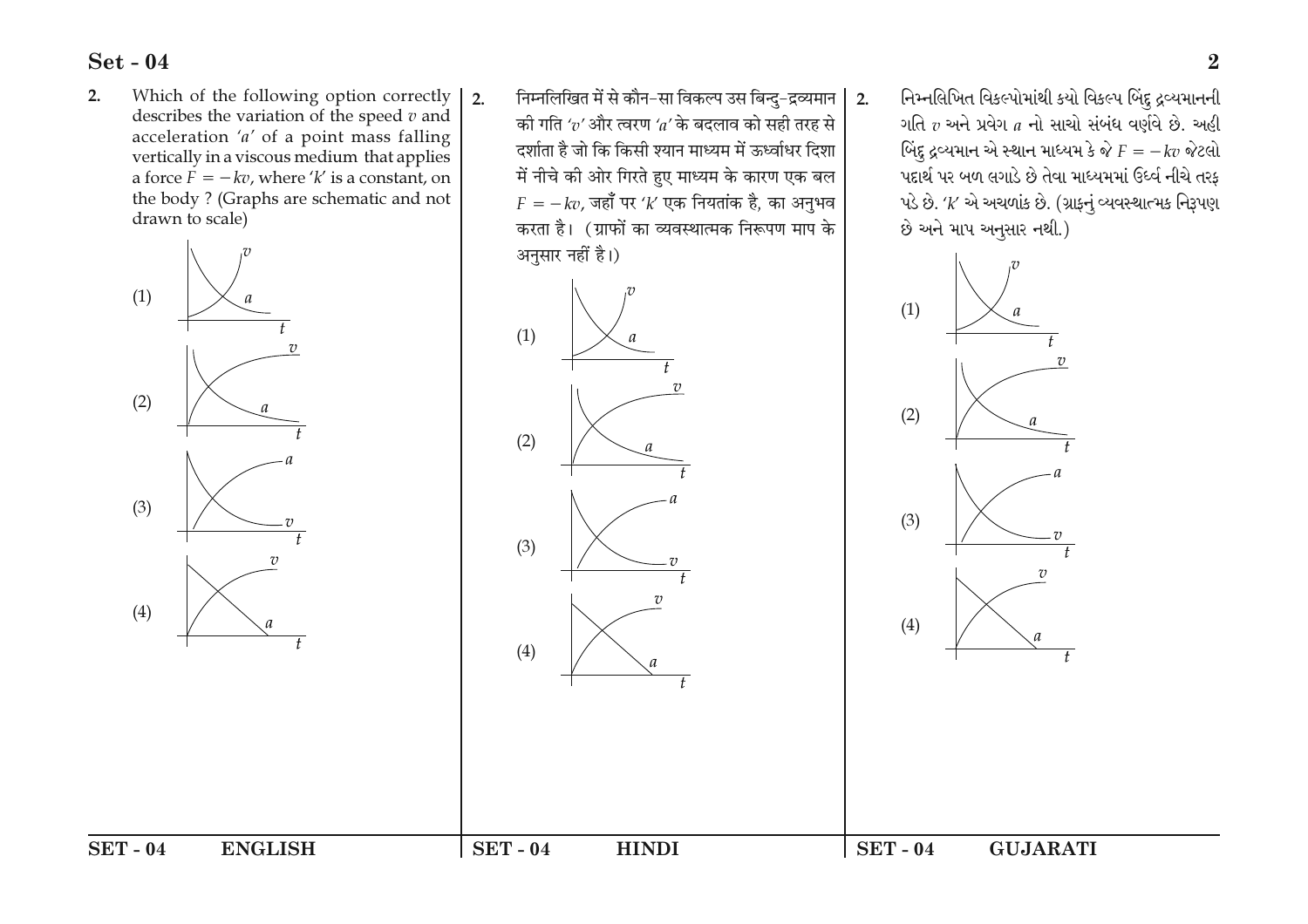2. Which of the following option correctly describes the variation of the speed $v$ and acceleration '$a$' of a point mass falling vertically in a viscous medium that applies a force $F = -kv$, where '$k$' is a constant, on the body ? (Graphs are schematic and not drawn to scale)

(1)

(2)

(3)

(4)

2. निम्नलिखित में से कौन-सा विकल्प उस बिन्दु-द्रव्यमान की गति '$v$' और त्वरण '$a$' के बदलाव को सही तरह से दर्शाता है जो कि किसी श्यान माध्यम में ऊर्ध्वाधर दिशा में नीचे की ओर गिरते हुए माध्यम के कारण एक बल $F = -kv$, जहाँ पर '$k$' एक नियतांक है, का अनुभव करता है। (ग्राफों का व्यवस्थात्मक निरूपण माप के अनुसार नहीं है।)

(1)

(2)

(3)

(4)

2. નિમ્નલિખિત વિકલ્પોમાંથી કયો વિકલ્પ બિંદુ દ્રવ્યમાનની ગતિ $v$ અને પ્રવેગ $a$ નો સાચો સંબંધ વર્ણવે છે. અહી બિંદુ દ્રવ્યમાન એ સ્થાન માધ્યમ કે જે $F = -kv$ જેટલો પદાર્થ પર બળ લગાડે છે તેવા માધ્યમમાં ઉર્ધ્વ નીચે તરફ પડે છે. '$k$' એ અચળાંક છે. (ગ્રાફનું વ્યવસ્થાત્મક નિરૂપણ છે અને માપ અનુસાર નથી.)

(1)

(2)

(3)

(4)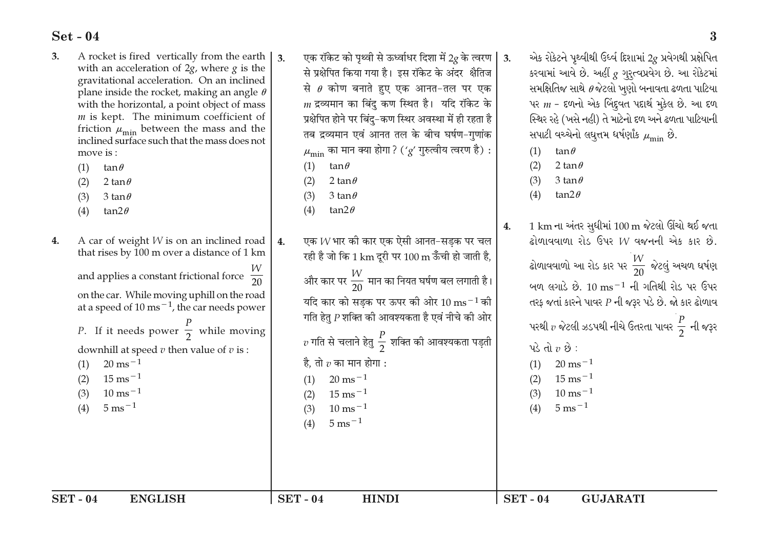3. A rocket is fired vertically from the earth with an acceleration of $2g$, where $g$ is the gravitational acceleration. On an inclined plane inside the rocket, making an angle $\theta$ with the horizontal, a point object of mass $m$ is kept. The minimum coefficient of friction $\mu_{\text{min}}$ between the mass and the inclined surface such that the mass does not move is :

   (1) $\tan\theta$
   (2) $2\tan\theta$
   (3) $3\tan\theta$
   (4) $\tan 2\theta$

4. A car of weight $W$ is on an inclined road that rises by 100 m over a distance of 1 km and applies a constant frictional force $\frac{W}{20}$ on the car. While moving uphill on the road at a speed of $10 \text{ ms}^{-1}$, the car needs power $P$. If it needs power $\frac{P}{2}$ while moving downhill at speed $v$ then value of $v$ is :

   (1) $20 \text{ ms}^{-1}$
   (2) $15 \text{ ms}^{-1}$
   (3) $10 \text{ ms}^{-1}$
   (4) $5 \text{ ms}^{-1}$

3. एक रॉकेट को पृथ्वी से ऊर्ध्वाधर दिशा में $2g$ के त्वरण से प्रक्षेपित किया गया है। इस रॉकेट के अंदर क्षैतिज से $\theta$ कोण बनाते हुए एक आनत-तल पर एक $m$ द्रव्यमान का बिंदु कण स्थित है। यदि रॉकेट के प्रक्षेपित होने पर बिंदु-कण स्थिर अवस्था में ही रहता है तब द्रव्यमान एवं आनत तल के बीच घर्षण-गुणांक $\mu_{\text{min}}$ का मान क्या होगा ? ('$g$' गुरुत्वीय त्वरण है) :

   (1) $\tan\theta$
   (2) $2\tan\theta$
   (3) $3\tan\theta$
   (4) $\tan 2\theta$

4. एक $W$ भार की कार एक ऐसी आनत-सड़क पर चल रही है जो कि 1 km दूरी पर 100 m ऊँची हो जाती है, और कार पर $\frac{W}{20}$ मान का नियत घर्षण बल लगाती है। यदि कार को सड़क पर ऊपर की ओर $10 \text{ ms}^{-1}$ की गति हेतु $P$ शक्ति की आवश्यकता है एवं नीचे की ओर $v$ गति से चलाने हेतु $\frac{P}{2}$ शक्ति की आवश्यकता पड़ती है, तो $v$ का मान होगा :

   (1) $20 \text{ ms}^{-1}$
   (2) $15 \text{ ms}^{-1}$
   (3) $10 \text{ ms}^{-1}$
   (4) $5 \text{ ms}^{-1}$

3. એક રોકેટને પૃથ્વીથી ઉર્ધ્વ દિશામાં $2g$ પ્રવેગથી પ્રક્ષેપિત કરવામાં આવે છે. અહીં $g$ ગુરુત્વપ્રવેગ છે. આ રોકેટમાં સમક્ષિતિજ સાથે $\theta$ જેટલો ખુણો બનાવતા ઢળતા પાટિયા પર $m$ - દળનો એક બિંદુવત પદાર્થ મુકેલ છે. આ દળ સ્થિર રહે (ખસે નહી) તે માટેનો દળ અને ઢળતા પાટિયાની સપાટી વચ્ચેનો લઘુત્તમ ઘર્ષણાંક $\mu_{\text{min}}$ છે.

   (1) $\tan\theta$
   (2) $2\tan\theta$
   (3) $3\tan\theta$
   (4) $\tan 2\theta$

4. 1 km ના અંતર સુધીમાં 100 m જેટલો ઊંચો થઈ જતા ઢોળાવવાળા રોડ ઉપર $W$ વજનની એક કાર છે. ઢોળાવવાળો આ રોડ કાર પર $\frac{W}{20}$ જેટલું અચળ ઘર્ષણ બળ લગાડે છે. $10 \text{ ms}^{-1}$ ની ગતિથી રોડ પર ઉપર તરફ જતાં કારને પાવર $P$ ની જરૂર પડે છે. જો કાર ઢોળાવ પરથી $v$ જેટલી ઝડપથી નીચે ઉતરતા પાવર $\frac{P}{2}$ ની જરૂર પડે તો $v$ છે :

   (1) $20 \text{ ms}^{-1}$
   (2) $15 \text{ ms}^{-1}$
   (3) $10 \text{ ms}^{-1}$
   (4) $5 \text{ ms}^{-1}$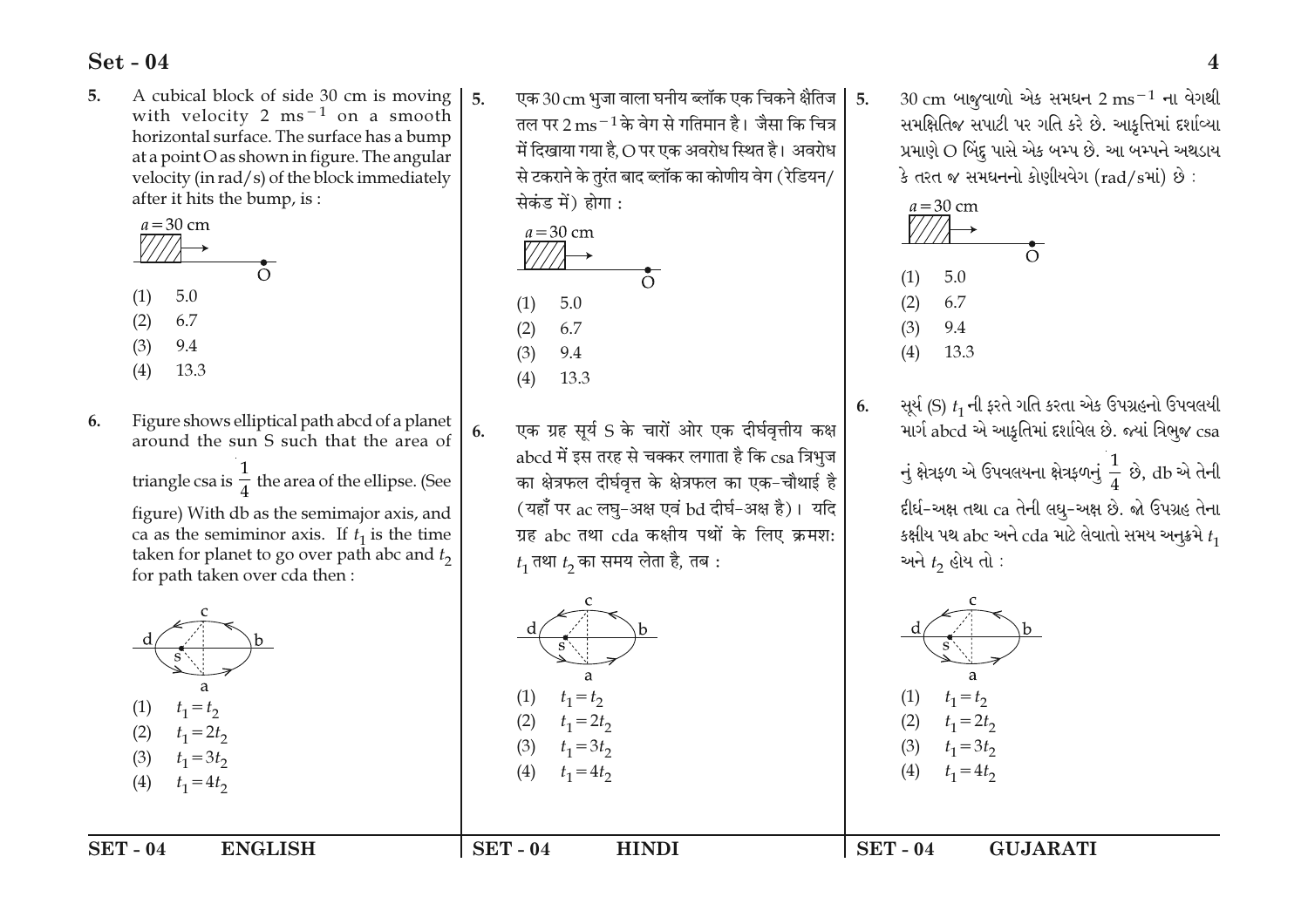5. A cubical block of side 30 cm is moving with velocity 2 $ms^{-1}$ on a smooth horizontal surface. The surface has a bump at a point O as shown in figure. The angular velocity (in rad/s) of the block immediately after it hits the bump, is :

$a = 30$ cm

O

(1) 5.0
(2) 6.7
(3) 9.4
(4) 13.3

6. Figure shows elliptical path abcd of a planet around the sun S such that the area of triangle csa is $\frac{1}{4}$ the area of the ellipse. (See figure) With db as the semimajor axis, and ca as the semiminor axis. If $t_1$ is the time taken for planet to go over path abc and $t_2$ for path taken over cda then :

(1) $t_1 = t_2$
(2) $t_1 = 2t_2$
(3) $t_1 = 3t_2$
(4) $t_1 = 4t_2$

5. एक 30 cm भुजा वाला घनीय ब्लॉक एक चिकने क्षैतिज तल पर 2 $ms^{-1}$ के वेग से गतिमान है। जैसा कि चित्र में दिखाया गया है, O पर एक अवरोध स्थित है। अवरोध से टकराने के तुरंत बाद ब्लॉक का कोणीय वेग (रेडियन/सेकंड में) होगा :

$a = 30$ cm

O

(1) 5.0
(2) 6.7
(3) 9.4
(4) 13.3

6. एक ग्रह सूर्य S के चारों ओर एक दीर्घवृत्तीय कक्ष abcd में इस तरह से चक्कर लगाता है कि csa त्रिभुज का क्षेत्रफल दीर्घवृत्त के क्षेत्रफल का एक-चौथाई है (यहाँ पर ac लघु-अक्ष एवं bd दीर्घ-अक्ष है)। यदि ग्रह abc तथा cda कक्षीय पथों के लिए क्रमशः $t_1$ तथा $t_2$ का समय लेता है, तब :

(1) $t_1 = t_2$
(2) $t_1 = 2t_2$
(3) $t_1 = 3t_2$
(4) $t_1 = 4t_2$

5. 30 cm બાજુવાળો એક સમઘન 2 $ms^{-1}$ ના વેગથી સમક્ષિતિજ સપાટી પર ગતિ કરે છે. આકૃતિમાં દર્શાવ્યા પ્રમાણે O બિંદુ પાસે એક બમ્પ છે. આ બમ્પને અથડાય કે તરત જ સમઘનનો કોણીયવેગ (rad/sમાં) છે :

$a = 30$ cm

O

(1) 5.0
(2) 6.7
(3) 9.4
(4) 13.3

6. સૂર્ય (S) $t_1$ ની ફરતે ગતિ કરતા એક ઉપગ્રહનો ઉપવલયી માર્ગ abcd એ આકૃતિમાં દર્શાવેલ છે. જ્યાં ત્રિભુજ csa નું ક્ષેત્રફળ એ ઉપવલયના ક્ષેત્રફળનું $\frac{1}{4}$ છે, db એ તેની દીર્ઘ-અક્ષ તથા ca તેની લઘુ-અક્ષ છે. જો ઉપગ્રહ તેના કક્ષીય પથ abc અને cda માટે લેવાતો સમય અનુક્રમે $t_1$ અને $t_2$ હોય તો :

(1) $t_1 = t_2$
(2) $t_1 = 2t_2$
(3) $t_1 = 3t_2$
(4) $t_1 = 4t_2$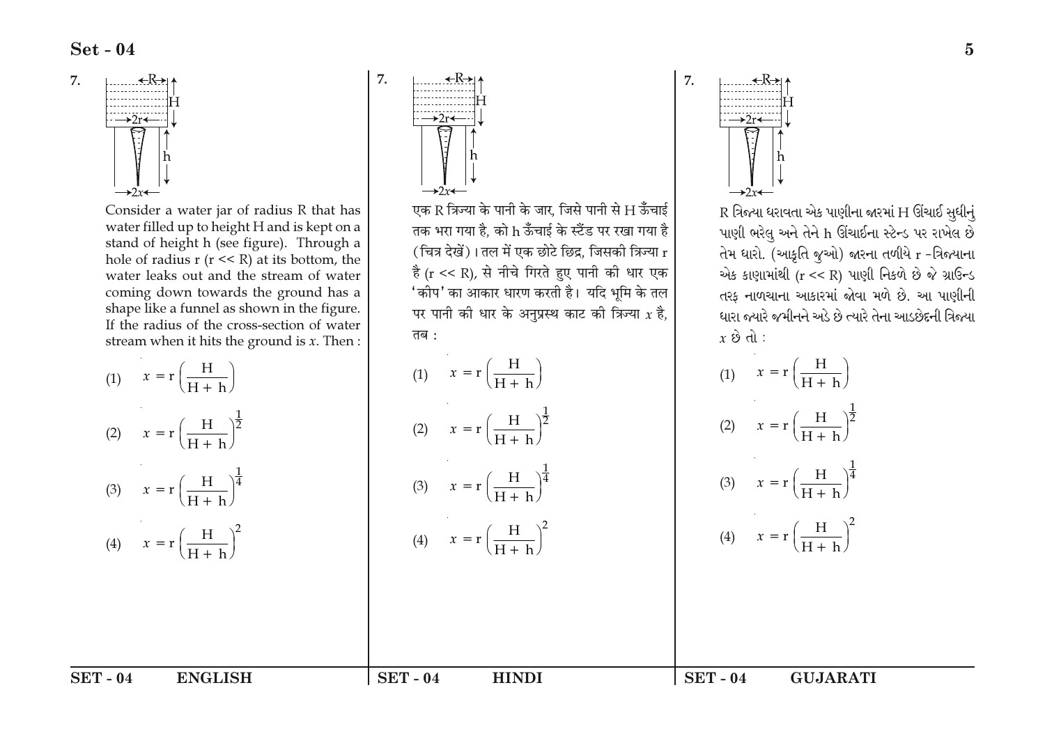7. Consider a water jar of radius R that has water filled up to height H and is kept on a stand of height h (see figure). Through a hole of radius r (r << R) at its bottom, the water leaks out and the stream of water coming down towards the ground has a shape like a funnel as shown in the figure. If the radius of the cross-section of water stream when it hits the ground is $x$. Then :

(1) $x = r\left(\frac{H}{H+h}\right)$

(2) $x = r\left(\frac{H}{H+h}\right)^{\frac{1}{2}}$

(3) $x = r\left(\frac{H}{H+h}\right)^{\frac{1}{4}}$

(4) $x = r\left(\frac{H}{H+h}\right)^{2}$

7. एक R त्रिज्या के पानी के जार, जिसे पानी से H ऊँचाई तक भरा गया है, को h ऊँचाई के स्टैंड पर रखा गया है (चित्र देखें)। तल में एक छोटे छिद्र, जिसकी त्रिज्या r है (r << R), से नीचे गिरते हुए पानी की धार एक 'कीप' का आकार धारण करती है। यदि भूमि के तल पर पानी की धार के अनुप्रस्थ काट की त्रिज्या $x$ है, तब :

(1) $x = r\left(\frac{H}{H+h}\right)$

(2) $x = r\left(\frac{H}{H+h}\right)^{\frac{1}{2}}$

(3) $x = r\left(\frac{H}{H+h}\right)^{\frac{1}{4}}$

(4) $x = r\left(\frac{H}{H+h}\right)^{2}$

7. R ત્રિજ્યા ધરાવતા એક પાણીના જારમાં H ઊંચાઈ સુધીનું પાણી ભરેલુ અને તેને h ઊંચાઈના સ્ટેન્ડ પર રાખેલ છે તેમ ધારો. (આકૃતિ જુઓ) જારના તળીયે r -ત્રિજ્યાના એક કાણામાંથી (r << R) પાણી નિકળે છે જે ગ્રાઉન્ડ તરફ નાળચાના આકારમાં જોવા મળે છે. આ પાણીની ધારા જ્યારે જમીનને અડે છે ત્યારે તેના આડછેદની ત્રિજ્યા $x$ છે તો :

(1) $x = r\left(\frac{H}{H+h}\right)$

(2) $x = r\left(\frac{H}{H+h}\right)^{\frac{1}{2}}$

(3) $x = r\left(\frac{H}{H+h}\right)^{\frac{1}{4}}$

(4) $x = r\left(\frac{H}{H+h}\right)^{2}$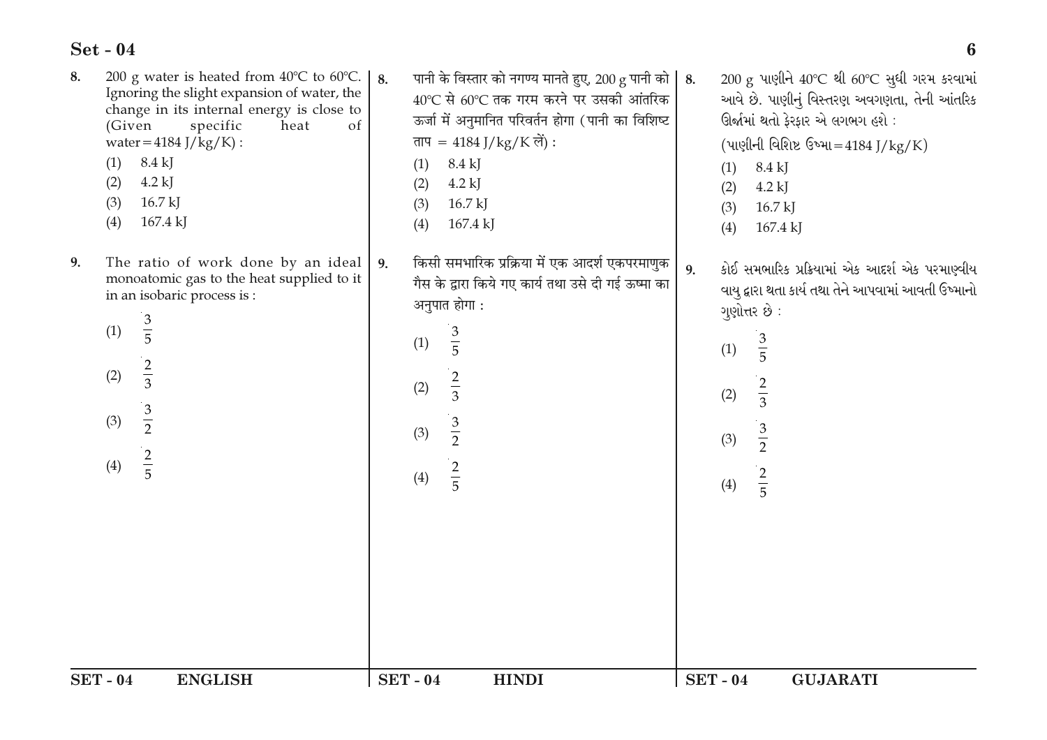8. 200 g water is heated from 40°C to 60°C. Ignoring the slight expansion of water, the change in its internal energy is close to (Given specific heat of water = 4184 J/kg/K) :

(1) 8.4 kJ
(2) 4.2 kJ
(3) 16.7 kJ
(4) 167.4 kJ

9. The ratio of work done by an ideal monoatomic gas to the heat supplied to it in an isobaric process is :

(1) $\frac{3}{5}$
(2) $\frac{2}{3}$
(3) $\frac{3}{2}$
(4) $\frac{2}{5}$

8. पानी के विस्तार को नगण्य मानते हुए, 200 g पानी को 40°C से 60°C तक गरम करने पर उसकी आंतरिक ऊर्जा में अनुमानित परिवर्तन होगा (पानी का विशिष्ट ताप = 4184 J/kg/K लें) :

(1) 8.4 kJ
(2) 4.2 kJ
(3) 16.7 kJ
(4) 167.4 kJ

9. किसी समभारिक प्रक्रिया में एक आदर्श एकपरमाणुक गैस के द्वारा किये गए कार्य तथा उसे दी गई ऊष्मा का अनुपात होगा :

(1) $\frac{3}{5}$
(2) $\frac{2}{3}$
(3) $\frac{3}{2}$
(4) $\frac{2}{5}$

8. 200 g પાણીને 40°C થી 60°C સુધી ગરમ કરવામાં આવે છે. પાણીનું વિસ્તરણ અવગણતા, તેની આંતરિક ઊર્જામાં થતો ફેરફાર એ લગભગ હશે :
(પાણીની વિશિષ્ટ ઉષ્મા = 4184 J/kg/K)

(1) 8.4 kJ
(2) 4.2 kJ
(3) 16.7 kJ
(4) 167.4 kJ

9. કોઈ સમભારિક પ્રક્રિયામાં એક આદર્શ એક પરમાણ્વીય વાયુ દ્વારા થતા કાર્ય તથા તેને આપવામાં આવતી ઉષ્માનો ગુણોત્તર છે :

(1) $\frac{3}{5}$
(2) $\frac{2}{3}$
(3) $\frac{3}{2}$
(4) $\frac{2}{5}$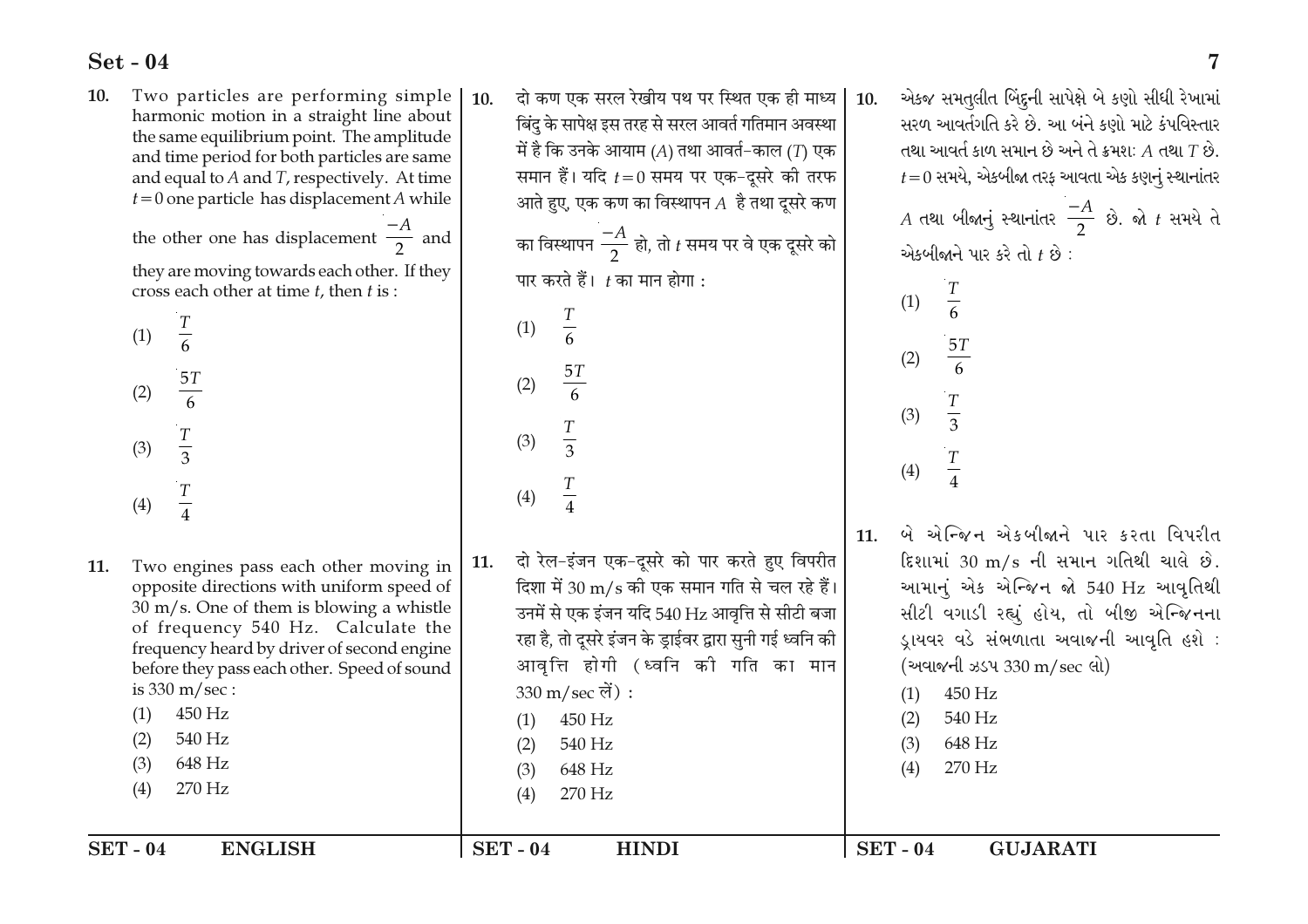10. Two particles are performing simple harmonic motion in a straight line about the same equilibrium point. The amplitude and time period for both particles are same and equal to $A$ and $T$, respectively. At time $t=0$ one particle has displacement $A$ while the other one has displacement $\frac{-A}{2}$ and they are moving towards each other. If they cross each other at time $t$, then $t$ is :

(1) $\frac{T}{6}$

(2) $\frac{5T}{6}$

(3) $\frac{T}{3}$

(4) $\frac{T}{4}$

11. Two engines pass each other moving in opposite directions with uniform speed of 30 m/s. One of them is blowing a whistle of frequency 540 Hz. Calculate the frequency heard by driver of second engine before they pass each other. Speed of sound is 330 m/sec :

(1) 450 Hz
(2) 540 Hz
(3) 648 Hz
(4) 270 Hz

10. दो कण एक सरल रेखीय पथ पर स्थित एक ही माध्य बिंदु के सापेक्ष इस तरह से सरल आवर्त गतिमान अवस्था में है कि उनके आयाम ($A$) तथा आवर्त-काल ($T$) एक समान हैं। यदि $t=0$ समय पर एक-दूसरे की तरफ आते हुए, एक कण का विस्थापन $A$ है तथा दूसरे कण का विस्थापन $\frac{-A}{2}$ हो, तो $t$ समय पर वे एक दूसरे को पार करते हैं। $t$ का मान होगा :

(1) $\frac{T}{6}$

(2) $\frac{5T}{6}$

(3) $\frac{T}{3}$

(4) $\frac{T}{4}$

11. दो रेल-इंजन एक-दूसरे को पार करते हुए विपरीत दिशा में 30 m/s की एक समान गति से चल रहे हैं। उनमें से एक इंजन यदि 540 Hz आवृत्ति से सीटी बजा रहा है, तो दूसरे इंजन के ड्राईवर द्वारा सुनी गई ध्वनि की आवृत्ति होगी (ध्वनि की गति का मान 330 m/sec लें) :

(1) 450 Hz
(2) 540 Hz
(3) 648 Hz
(4) 270 Hz

10. એકજ સમતુલીત બિંદુની સાપેક્ષે બે કણો સીધી રેખામાં સરળ આવર્તગતિ કરે છે. આ બંને કણો માટે કંપવિસ્તાર તથા આવર્ત કાળ સમાન છે અને તે ક્રમશઃ $A$ તથા $T$ છે. $t=0$ સમયે, એકબીજા તરફ આવતા એક કણનું સ્થાનાંતર $A$ તથા બીજાનું સ્થાનાંતર $\frac{-A}{2}$ છે. જો $t$ સમયે તે એકબીજાને પાર કરે તો $t$ છે :

(1) $\frac{T}{6}$

(2) $\frac{5T}{6}$

(3) $\frac{T}{3}$

(4) $\frac{T}{4}$

11. બે એન્જિન એકબીજાને પાર કરતા વિપરીત દિશામાં 30 m/s ની સમાન ગતિથી ચાલે છે. આમાનું એક એન્જિન જો 540 Hz આવૃતિથી સીટી વગાડી રહ્યું હોય, તો બીજી એન્જિનના ડ્રાયવર વડે સંભળાતા અવાજની આવૃતિ હશે : (અવાજની ઝડપ 330 m/sec લો)

(1) 450 Hz
(2) 540 Hz
(3) 648 Hz
(4) 270 Hz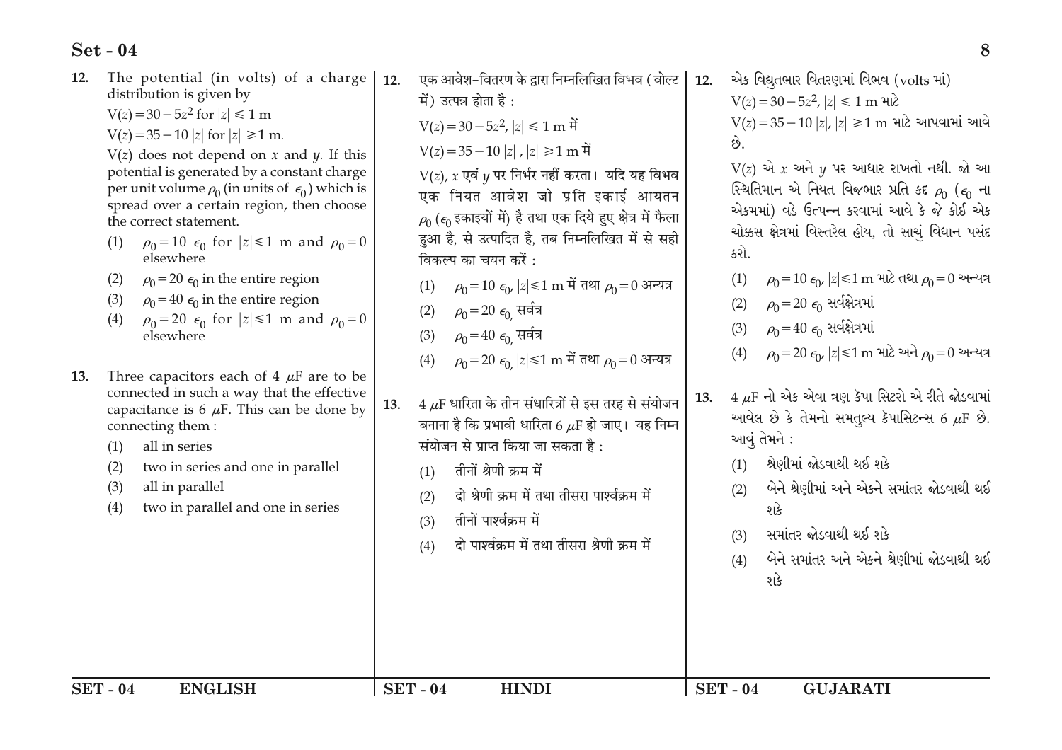**12.** The potential (in volts) of a charge distribution is given by

$V(z) = 30 - 5z^2$ for $|z| \leq 1$ m

$V(z) = 35 - 10|z|$ for $|z| \geq 1$ m.

$V(z)$ does not depend on $x$ and $y$. If this potential is generated by a constant charge per unit volume $\rho_0$ (in units of $\epsilon_0$) which is spread over a certain region, then choose the correct statement.

(1) $\rho_0 = 10\ \epsilon_0$ for $|z| \leq 1$ m and $\rho_0 = 0$ elsewhere

(2) $\rho_0 = 20\ \epsilon_0$ in the entire region

(3) $\rho_0 = 40\ \epsilon_0$ in the entire region

(4) $\rho_0 = 20\ \epsilon_0$ for $|z| \leq 1$ m and $\rho_0 = 0$ elsewhere

**13.** Three capacitors each of 4 $\mu$F are to be connected in such a way that the effective capacitance is 6 $\mu$F. This can be done by connecting them :

(1) all in series

(2) two in series and one in parallel

(3) all in parallel

(4) two in parallel and one in series

**12.** एक आवेश-वितरण के द्वारा निम्नलिखित विभव (वोल्ट में) उत्पन्न होता है :

$V(z) = 30 - 5z^2$, $|z| \leq 1$ m में

$V(z) = 35 - 10|z|$ , $|z| \geq 1$ m में

$V(z)$, $x$ एवं $y$ पर निर्भर नहीं करता। यदि यह विभव एक नियत आवेश जो प्रति इकाई आयतन $\rho_0$ ($\epsilon_0$ इकाइयों में) है तथा एक दिये हुए क्षेत्र में फैला हुआ है, से उत्पादित है, तब निम्नलिखित में से सही विकल्प का चयन करें :

(1) $\rho_0 = 10\ \epsilon_0$, $|z| \leq 1$ m में तथा $\rho_0 = 0$ अन्यत्र

(2) $\rho_0 = 20\ \epsilon_0$, सर्वत्र

(3) $\rho_0 = 40\ \epsilon_0$, सर्वत्र

(4) $\rho_0 = 20\ \epsilon_0$, $|z| \leq 1$ m में तथा $\rho_0 = 0$ अन्यत्र

**13.** 4 $\mu$F धारिता के तीन संधारित्रों से इस तरह से संयोजन बनाना है कि प्रभावी धारिता 6 $\mu$F हो जाए। यह निम्न संयोजन से प्राप्त किया जा सकता है :

(1) तीनों श्रेणी क्रम में

(2) दो श्रेणी क्रम में तथा तीसरा पार्श्वक्रम में

(3) तीनों पार्श्वक्रम में

(4) दो पार्श्वक्रम में तथा तीसरा श्रेणी क्रम में

**12.** એક વિદ્યુતભાર વિતરણમાં વિભવ (volts માં)

$V(z) = 30 - 5z^2$, $|z| \leq 1$ m માટે

$V(z) = 35 - 10|z|$, $|z| \geq 1$ m માટે આપવામાં આવે છે.

$V(z)$ એ $x$ અને $y$ પર આધાર રાખતો નથી. જો આ સ્થિતિમાન એ નિયત વિજભાર પ્રતિ કદ $\rho_0$ ($\epsilon_0$ ના એકમમાં) વડે ઉત્પન્ન કરવામાં આવે કે જે કોઈ એક ચોક્કસ ક્ષેત્રમાં વિસ્તરેલ હોય, તો સાચું વિધાન પસંદ કરો.

(1) $\rho_0 = 10\ \epsilon_0$, $|z| \leq 1$ m માટે તથા $\rho_0 = 0$ અન્યત્ર

(2) $\rho_0 = 20\ \epsilon_0$ સર્વક્ષેત્રમાં

(3) $\rho_0 = 40\ \epsilon_0$ સર્વક્ષેત્રમાં

(4) $\rho_0 = 20\ \epsilon_0$, $|z| \leq 1$ m માટે અને $\rho_0 = 0$ અન્યત્ર

**13.** 4 $\mu$F નો એક એવા ત્રણ કેપાસિટરો એ રીતે જોડવામાં આવેલ છે કે તેમનો સમતુલ્ય કેપાસિટન્સ 6 $\mu$F છે. આવું તેમને :

(1) શ્રેણીમાં જોડવાથી થઈ શકે

(2) બેને શ્રેણીમાં અને એકને સમાંતર જોડવાથી થઈ શકે

(3) સમાંતર જોડવાથી થઈ શકે

(4) બેને સમાંતર અને એકને શ્રેણીમાં જોડવાથી થઈ શકે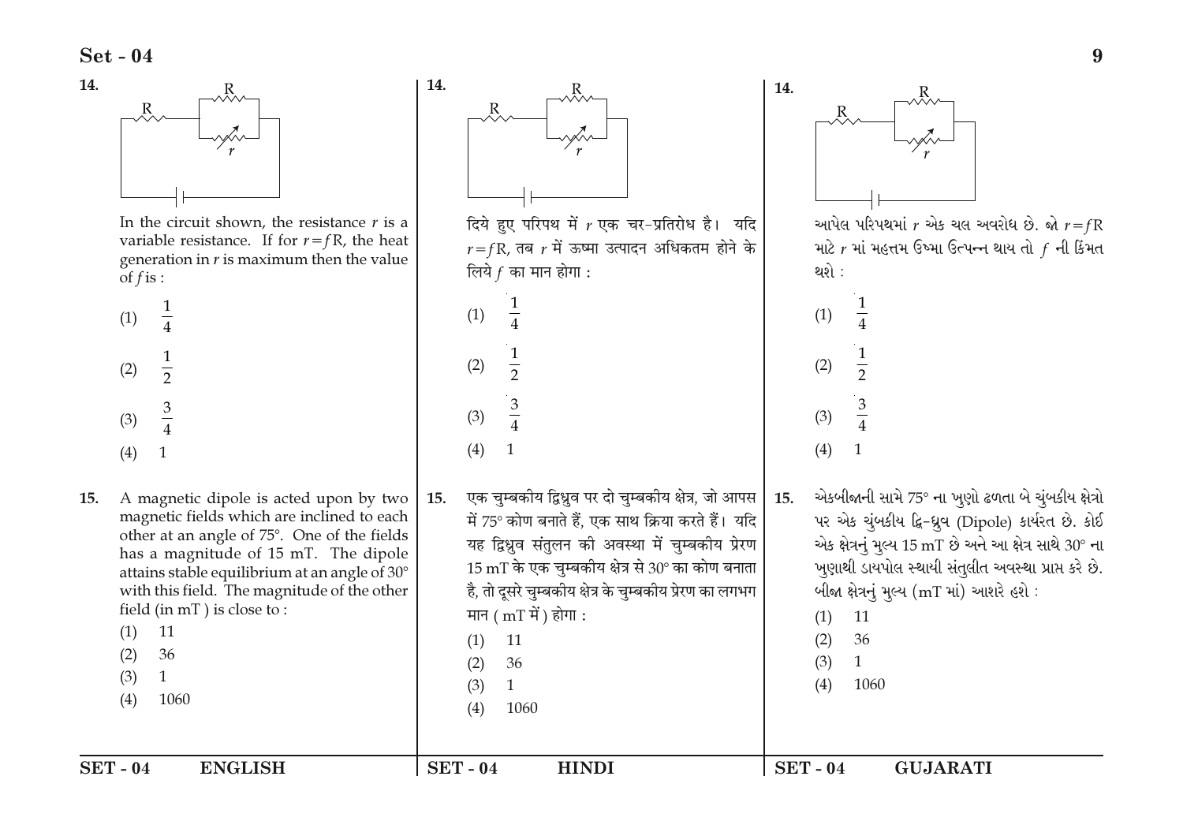14.

In the circuit shown, the resistance $r$ is a variable resistance. If for $r = fR$, the heat generation in $r$ is maximum then the value of $f$ is :

(1) $\frac{1}{4}$

(2) $\frac{1}{2}$

(3) $\frac{3}{4}$

(4) 1

15. A magnetic dipole is acted upon by two magnetic fields which are inclined to each other at an angle of 75°. One of the fields has a magnitude of 15 mT. The dipole attains stable equilibrium at an angle of 30° with this field. The magnitude of the other field (in mT ) is close to :

(1) 11
(2) 36
(3) 1
(4) 1060

14.

दिये हुए परिपथ में $r$ एक चर-प्रतिरोध है। यदि $r = fR$, तब $r$ में ऊष्मा उत्पादन अधिकतम होने के लिये $f$ का मान होगा :

(1) $\frac{1}{4}$

(2) $\frac{1}{2}$

(3) $\frac{3}{4}$

(4) 1

15. एक चुम्बकीय द्विध्रुव पर दो चुम्बकीय क्षेत्र, जो आपस में 75° कोण बनाते हैं, एक साथ क्रिया करते हैं। यदि यह द्विध्रुव संतुलन की अवस्था में चुम्बकीय प्रेरण 15 mT के एक चुम्बकीय क्षेत्र से 30° का कोण बनाता है, तो दूसरे चुम्बकीय क्षेत्र के चुम्बकीय प्रेरण का लगभग मान ( mT में ) होगा :

(1) 11
(2) 36
(3) 1
(4) 1060

14.

આપેલ પરિપથમાં $r$ એક ચલ અવરોધ છે. જો $r = fR$ માટે $r$ માં મહત્તમ ઉષ્મા ઉત્પન્ન થાય તો $f$ ની કિંમત થશે :

(1) $\frac{1}{4}$

(2) $\frac{1}{2}$

(3) $\frac{3}{4}$

(4) 1

15. એકબીજાની સામે 75° ના ખુણો ઢળતા બે ચુંબકીય ક્ષેત્રો પર એક ચુંબકીય દ્વિ-ધ્રુવ (Dipole) કાર્યરત છે. કોઈ એક ક્ષેત્રનું મુલ્ય 15 mT છે અને આ ક્ષેત્ર સાથે 30° ના ખુણાથી ડાયપોલ સ્થાયી સંતુલીત અવસ્થા પ્રાપ્ત કરે છે. બીજા ક્ષેત્રનું મુલ્ય (mT માં) આશરે હશે :

(1) 11
(2) 36
(3) 1
(4) 1060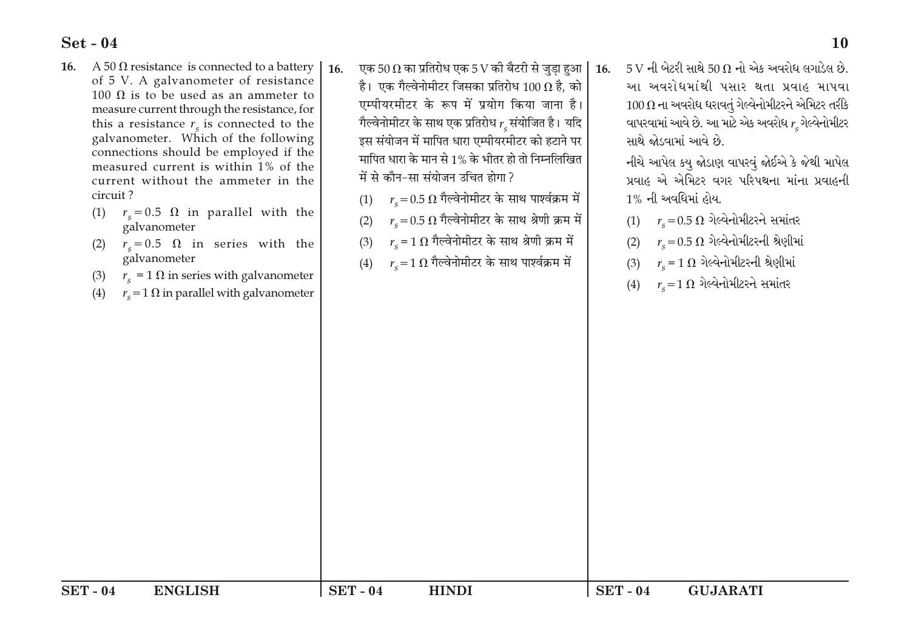16. A $50\ \Omega$ resistance is connected to a battery of 5 V. A galvanometer of resistance $100\ \Omega$ is to be used as an ammeter to measure current through the resistance, for this a resistance $r_s$ is connected to the galvanometer. Which of the following connections should be employed if the measured current is within 1% of the current without the ammeter in the circuit ?

(1) $r_s = 0.5\ \Omega$ in parallel with the galvanometer

(2) $r_s = 0.5\ \Omega$ in series with the galvanometer

(3) $r_s = 1\ \Omega$ in series with galvanometer

(4) $r_s = 1\ \Omega$ in parallel with galvanometer

16. एक $50\ \Omega$ का प्रतिरोध एक 5 V की बैटरी से जुड़ा हुआ है। एक गैल्वेनोमीटर जिसका प्रतिरोध $100\ \Omega$ है, को एम्पीयरमीटर के रूप में प्रयोग किया जाना है। गैल्वेनोमीटर के साथ एक प्रतिरोध $r_s$ संयोजित है। यदि इस संयोजन में मापित धारा एम्पीयरमीटर को हटाने पर मापित धारा के मान से 1% के भीतर हो तो निम्नलिखित में से कौन-सा संयोजन उचित होगा ?

(1) $r_s = 0.5\ \Omega$ गैल्वेनोमीटर के साथ पार्श्वक्रम में

(2) $r_s = 0.5\ \Omega$ गैल्वेनोमीटर के साथ श्रेणी क्रम में

(3) $r_s = 1\ \Omega$ गैल्वेनोमीटर के साथ श्रेणी क्रम में

(4) $r_s = 1\ \Omega$ गैल्वेनोमीटर के साथ पार्श्वक्रम में

16. 5 V ની બેટરી સાથે $50\ \Omega$ નો એક અવરોધ લગાડેલ છે. આ અવરોધમાંથી પસાર થતા પ્રવાહ માપવા $100\ \Omega$ ના અવરોધ ધરાવતું ગેલ્વેનોમીટરને એમિટર તરીકે વાપરવામાં આવે છે. આ માટે એક અવરોધ $r_s$ ગેલ્વેનોમીટર સાથે જોડવામાં આવે છે.

નીચે આપેલ ક્યુ જોડાણ વાપરવું જોઈએ કે જેથી માપેલ પ્રવાહ એ એમિટર વગર પરિપથના માંના પ્રવાહની 1% ની અવધિમાં હોય.

(1) $r_s = 0.5\ \Omega$ ગેલ્વેનોમીટરને સમાંતર

(2) $r_s = 0.5\ \Omega$ ગેલ્વેનોમીટરની શ્રેણીમાં

(3) $r_s = 1\ \Omega$ ગેલ્વેનોમીટરની શ્રેણીમાં

(4) $r_s = 1\ \Omega$ ગેલ્વેનોમીટરને સમાંતર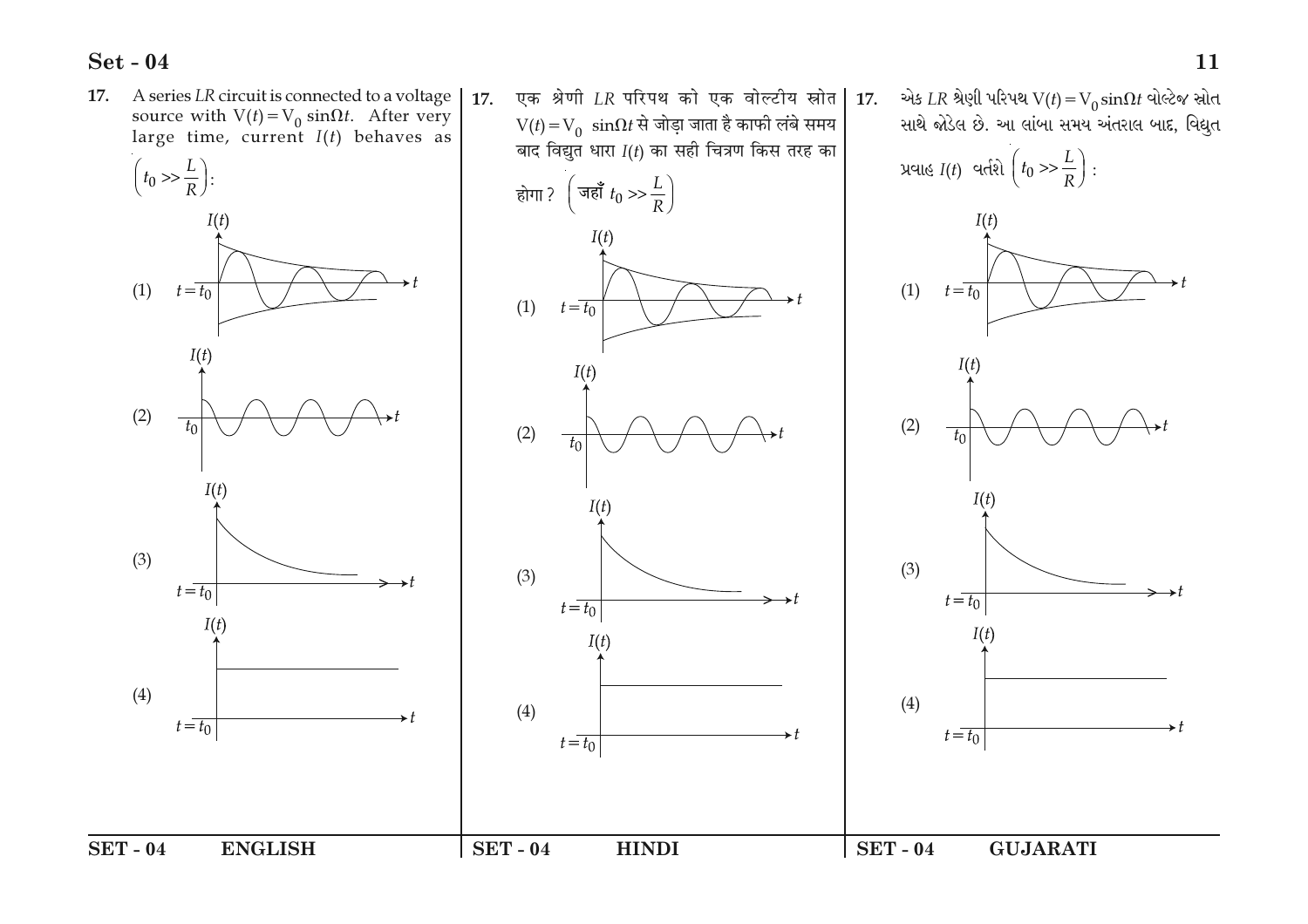17. A series $LR$ circuit is connected to a voltage source with $V(t) = V_0 \sin\Omega t$. After very large time, current $I(t)$ behaves as $\left(t_0 >> \frac{L}{R}\right)$:

(1)

(2)

(3)

(4)

17. एक श्रेणी $LR$ परिपथ को एक वोल्टीय स्रोत $V(t) = V_0 \sin\Omega t$ से जोड़ा जाता है काफी लंबे समय बाद विद्युत धारा $I(t)$ का सही चित्रण किस तरह का होगा? $\left(\text{जहाँ } t_0 >> \frac{L}{R}\right)$

(1)

(2)

(3)

(4)

17. એક $LR$ શ્રેણી પરિપથ $V(t) = V_0 \sin\Omega t$ વોલ્ટેજ સ્રોત સાથે જોડેલ છે. આ લાંબા સમય અંતરાલ બાદ, વિદ્યુત પ્રવાહ $I(t)$ વર્તશે $\left(t_0 >> \frac{L}{R}\right)$ :

(1)

(2)

(3)

(4)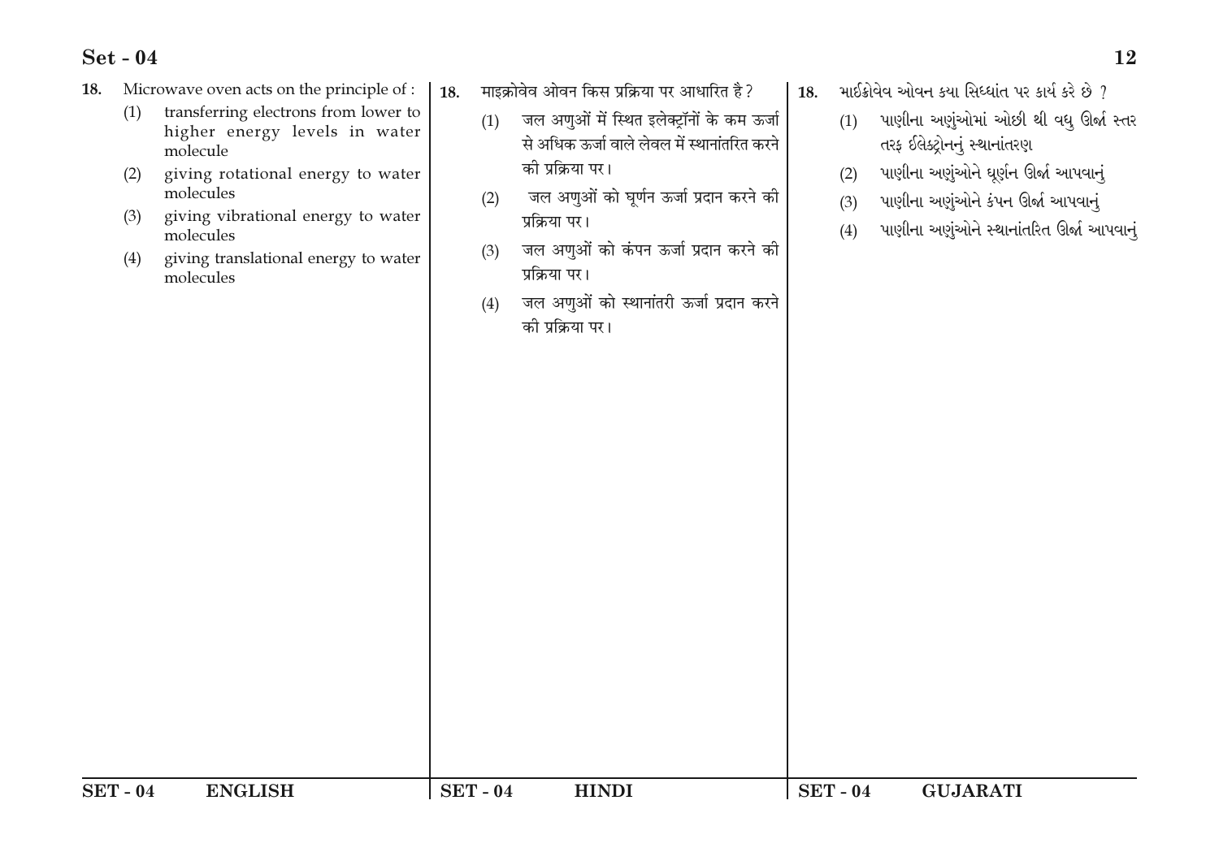18. Microwave oven acts on the principle of :

(1) transferring electrons from lower to higher energy levels in water molecule

(2) giving rotational energy to water molecules

(3) giving vibrational energy to water molecules

(4) giving translational energy to water molecules

18. माइक्रोवेव ओवन किस प्रक्रिया पर आधारित है ?

(1) जल अणुओं में स्थित इलेक्ट्रॉनों के कम ऊर्जा से अधिक ऊर्जा वाले लेवल में स्थानांतरित करने की प्रक्रिया पर।

(2) जल अणुओं को घूर्णन ऊर्जा प्रदान करने की प्रक्रिया पर।

(3) जल अणुओं को कंपन ऊर्जा प्रदान करने की प्रक्रिया पर।

(4) जल अणुओं को स्थानांतरी ऊर्जा प्रदान करने की प्रक्रिया पर।

18. માઈક્રોવેવ ઓવન કયા સિધ્ધાંત પર કાર્ય કરે છે ?

(1) પાણીના અણુંઓમાં ઓછી થી વધુ ઊર્જા સ્તર તરફ ઈલેક્ટ્રોનનું સ્થાનાંતરણ

(2) પાણીના અણુંઓને ઘૂર્ણન ઊર્જા આપવાનું

(3) પાણીના અણુંઓને કંપન ઊર્જા આપવાનું

(4) પાણીના અણુંઓને સ્થાનાંતરિત ઊર્જા આપવાનું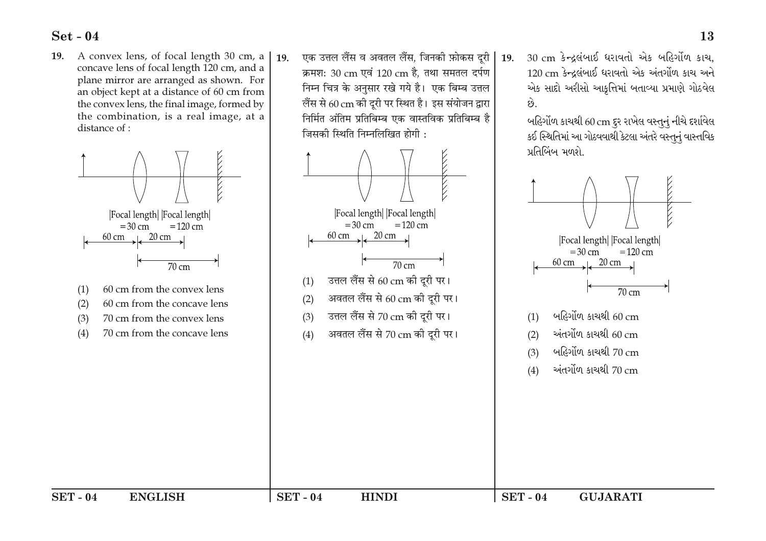**19.** A convex lens, of focal length 30 cm, a concave lens of focal length 120 cm, and a plane mirror are arranged as shown. For an object kept at a distance of 60 cm from the convex lens, the final image, formed by the combination, is a real image, at a distance of :

|Focal length| = 30 cm  |Focal length| = 120 cm

60 cm  20 cm

70 cm

(1) 60 cm from the convex lens

(2) 60 cm from the concave lens

(3) 70 cm from the convex lens

(4) 70 cm from the concave lens

**19.** एक उत्तल लैंस व अवतल लैंस, जिनकी फ़ोकस दूरी क्रमश: 30 cm एवं 120 cm है, तथा समतल दर्पण निम्न चित्र के अनुसार रखे गये है। एक बिम्ब उत्तल लैंस से 60 cm की दूरी पर स्थित है। इस संयोजन द्वारा निर्मित अंतिम प्रतिबिम्ब एक वास्तविक प्रतिबिम्ब है जिसकी स्थिति निम्नलिखित होगी :

|Focal length| = 30 cm  |Focal length| = 120 cm

60 cm  20 cm

70 cm

(1) उत्तल लैंस से 60 cm की दूरी पर।

(2) अवतल लैंस से 60 cm की दूरी पर।

(3) उत्तल लैंस से 70 cm की दूरी पर।

(4) अवतल लैंस से 70 cm की दूरी पर।

**19.** 30 cm કેન્દ્રલંબાઈ ધરાવતો એક બહિર્ગોળ કાચ, 120 cm કેન્દ્રલંબાઈ ધરાવતો એક અંતર્ગોળ કાચ અને એક સાદો અરીસો આકૃતિમાં બતાવ્યા પ્રમાણે ગોઠવેલ છે.

બહિર્ગોળ કાચથી 60 cm દુર રાખેલ વસ્તુનું નીચે દર્શાવેલ કઈ સ્થિતિમાં આ ગોઠવવાથી કેટલા અંતરે વસ્તુનું વાસ્તવિક પ્રતિબિંબ મળશે.

|Focal length| = 30 cm  |Focal length| = 120 cm

60 cm  20 cm

70 cm

(1) બહિર્ગોળ કાચથી 60 cm

(2) અંતર્ગોળ કાચથી 60 cm

(3) બહિર્ગોળ કાચથી 70 cm

(4) અંતર્ગોળ કાચથી 70 cm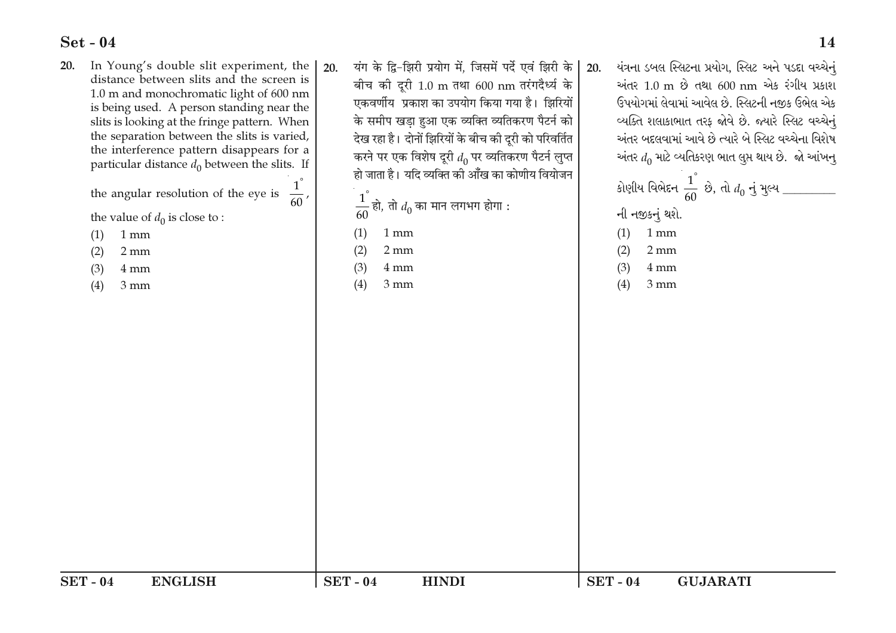20. In Young's double slit experiment, the distance between slits and the screen is 1.0 m and monochromatic light of 600 nm is being used. A person standing near the slits is looking at the fringe pattern. When the separation between the slits is varied, the interference pattern disappears for a particular distance $d_0$ between the slits. If the angular resolution of the eye is $\frac{1^\circ}{60}$, the value of $d_0$ is close to :

(1) 1 mm
(2) 2 mm
(3) 4 mm
(4) 3 mm

20. यंग के द्वि-झिरी प्रयोग में, जिसमें पर्दे एवं झिरी के बीच की दूरी 1.0 m तथा 600 nm तरंगदैर्ध्य के एकवर्णीय प्रकाश का उपयोग किया गया है। झिरियों के समीप खड़ा हुआ एक व्यक्ति व्यतिकरण पैटर्न को देख रहा है। दोनों झिरियों के बीच की दूरी को परिवर्तित करने पर एक विशेष दूरी $d_0$ पर व्यतिकरण पैटर्न लुप्त हो जाता है। यदि व्यक्ति की आँख का कोणीय वियोजन $\frac{1^\circ}{60}$ हो, तो $d_0$ का मान लगभग होगा :

(1) 1 mm
(2) 2 mm
(3) 4 mm
(4) 3 mm

20. યંત્રના ડબલ સ્લિટના પ્રયોગ, સ્લિટ અને પડદા વચ્ચેનું અંતર 1.0 m છે તથા 600 nm એક રંગીય પ્રકાશ ઉપયોગમાં લેવામાં આવેલ છે. સ્લિટની નજીક ઉભેલ એક વ્યક્તિ શલાકાભાત તરફ જોવે છે. જ્યારે સ્લિટ વચ્ચેનું અંતર બદલવામાં આવે છે ત્યારે બે સ્લિટ વચ્ચેના વિશેષ અંતર $d_0$ માટે વ્યતિકરણ ભાત લુપ્ત થાય છે. જો આંખનુ કોણીય વિભેદન $\frac{1^\circ}{60}$ છે, તો $d_0$ નું મુલ્ય \_\_\_\_\_\_\_\_ ની નજીકનું થશે.

(1) 1 mm
(2) 2 mm
(3) 4 mm
(4) 3 mm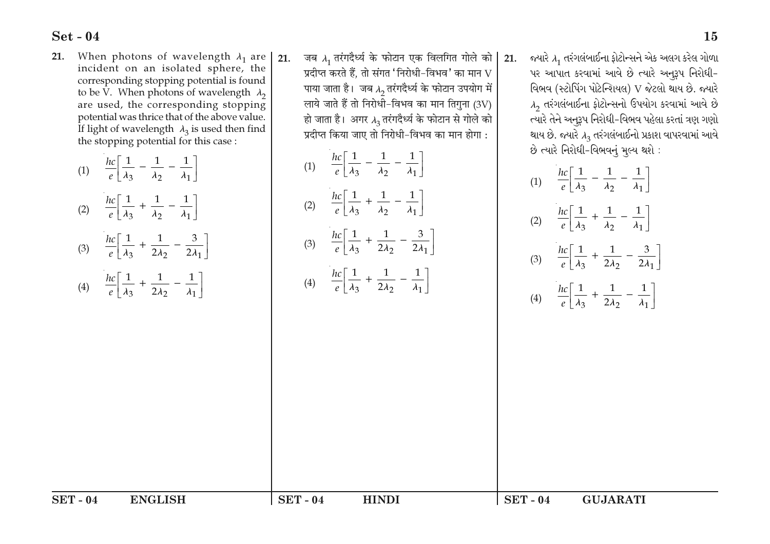**21.** When photons of wavelength $\lambda_1$ are incident on an isolated sphere, the corresponding stopping potential is found to be V. When photons of wavelength $\lambda_2$ are used, the corresponding stopping potential was thrice that of the above value. If light of wavelength $\lambda_3$ is used then find the stopping potential for this case :

(1) $\frac{hc}{e}\left[\frac{1}{\lambda_3} - \frac{1}{\lambda_2} - \frac{1}{\lambda_1}\right]$

(2) $\frac{hc}{e}\left[\frac{1}{\lambda_3} + \frac{1}{\lambda_2} - \frac{1}{\lambda_1}\right]$

(3) $\frac{hc}{e}\left[\frac{1}{\lambda_3} + \frac{1}{2\lambda_2} - \frac{3}{2\lambda_1}\right]$

(4) $\frac{hc}{e}\left[\frac{1}{\lambda_3} + \frac{1}{2\lambda_2} - \frac{1}{\lambda_1}\right]$

**21.** जब $\lambda_1$ तरंगदैर्ध्य के फोटान एक विलगित गोले को प्रदीप्त करते हैं, तो संगत 'निरोधी-विभव' का मान V पाया जाता है। जब $\lambda_2$ तरंगदैर्ध्य के फोटान उपयोग में लाये जाते हैं तो निरोधी-विभव का मान तिगुना (3V) हो जाता है। अगर $\lambda_3$ तरंगदैर्ध्य के फोटान से गोले को प्रदीप्त किया जाए तो निरोधी-विभव का मान होगा :

(1) $\frac{hc}{e}\left[\frac{1}{\lambda_3} - \frac{1}{\lambda_2} - \frac{1}{\lambda_1}\right]$

(2) $\frac{hc}{e}\left[\frac{1}{\lambda_3} + \frac{1}{\lambda_2} - \frac{1}{\lambda_1}\right]$

(3) $\frac{hc}{e}\left[\frac{1}{\lambda_3} + \frac{1}{2\lambda_2} - \frac{3}{2\lambda_1}\right]$

(4) $\frac{hc}{e}\left[\frac{1}{\lambda_3} + \frac{1}{2\lambda_2} - \frac{1}{\lambda_1}\right]$

**21.** જ્યારે $\lambda_1$ તરંગલંબાઈના ફોટોન્સને એક અલગ કરેલ ગોળા પર આપાત કરવામાં આવે છે ત્યારે અનુરૂપ નિરોધી-વિભવ (સ્ટોપિંગ પોટેન્શિયલ) V જેટલો થાય છે. જ્યારે $\lambda_2$ તરંગલંબાઈના ફોટોન્સનો ઉપયોગ કરવામાં આવે છે ત્યારે તેને અનુરૂપ નિરોધી-વિભવ પહેલા કરતાં ત્રણ ગણો થાય છે. જ્યારે $\lambda_3$ તરંગલંબાઈનો પ્રકાશ વાપરવામાં આવે છે ત્યારે નિરોધી-વિભવનું મુલ્ય થશે :

(1) $\frac{hc}{e}\left[\frac{1}{\lambda_3} - \frac{1}{\lambda_2} - \frac{1}{\lambda_1}\right]$

(2) $\frac{hc}{e}\left[\frac{1}{\lambda_3} + \frac{1}{\lambda_2} - \frac{1}{\lambda_1}\right]$

(3) $\frac{hc}{e}\left[\frac{1}{\lambda_3} + \frac{1}{2\lambda_2} - \frac{3}{2\lambda_1}\right]$

(4) $\frac{hc}{e}\left[\frac{1}{\lambda_3} + \frac{1}{2\lambda_2} - \frac{1}{\lambda_1}\right]$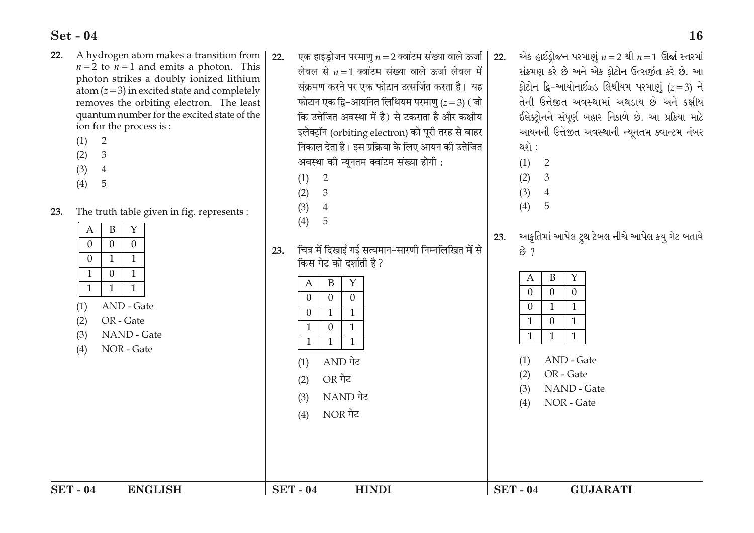22. A hydrogen atom makes a transition from $n=2$ to $n=1$ and emits a photon. This photon strikes a doubly ionized lithium atom $(z=3)$ in excited state and completely removes the orbiting electron. The least quantum number for the excited state of the ion for the process is :

(1) 2
(2) 3
(3) 4
(4) 5

23. The truth table given in fig. represents :

| A | B | Y |
|---|---|---|
| 0 | 0 | 0 |
| 0 | 1 | 1 |
| 1 | 0 | 1 |
| 1 | 1 | 1 |

(1) AND - Gate
(2) OR - Gate
(3) NAND - Gate
(4) NOR - Gate

22. एक हाइड्रोजन परमाणु $n=2$ क्वांटम संख्या वाले ऊर्जा लेवल से $n=1$ क्वांटम संख्या वाले ऊर्जा लेवल में संक्रमण करने पर एक फोटान उत्सर्जित करता है। यह फोटान एक द्वि-आयनित लिथियम परमाणु $(z=3)$ (जो कि उत्तेजित अवस्था में है) से टकराता है और कक्षीय इलेक्ट्रॉन (orbiting electron) को पूरी तरह से बाहर निकाल देता है। इस प्रक्रिया के लिए आयन की उत्तेजित अवस्था की न्यूनतम क्वांटम संख्या होगी :

(1) 2
(2) 3
(3) 4
(4) 5

23. चित्र में दिखाई गई सत्यमान-सारणी निम्नलिखित में से किस गेट को दर्शाती है ?

| A | B | Y |
|---|---|---|
| 0 | 0 | 0 |
| 0 | 1 | 1 |
| 1 | 0 | 1 |
| 1 | 1 | 1 |

(1) AND गेट
(2) OR गेट
(3) NAND गेट
(4) NOR गेट

22. એક હાઈડ્રોજન પરમાણું $n=2$ થી $n=1$ ઊર્જા સ્તરમાં સંક્રમણ કરે છે અને એક ફોટોન ઉત્સર્જીત કરે છે. આ ફોટોન દ્વિ-આયોનાઈઝ્ડ લિથીયમ પરમાણું $(z=3)$ ને તેની ઉત્તેજીત અવસ્થામાં અથડાય છે અને કક્ષીય ઈલેક્ટ્રોનને સંપૂર્ણ બહાર નિકાળે છે. આ પ્રક્રિયા માટે આયનની ઉત્તેજીત અવસ્થાની ન્યૂનતમ ક્વાન્ટમ નંબર થશે :

(1) 2
(2) 3
(3) 4
(4) 5

23. આકૃતિમાં આપેલ ટ્રુથ ટેબલ નીચે આપેલ કયુ ગેટ બતાવે છે ?

| A | B | Y |
|---|---|---|
| 0 | 0 | 0 |
| 0 | 1 | 1 |
| 1 | 0 | 1 |
| 1 | 1 | 1 |

(1) AND - Gate
(2) OR - Gate
(3) NAND - Gate
(4) NOR - Gate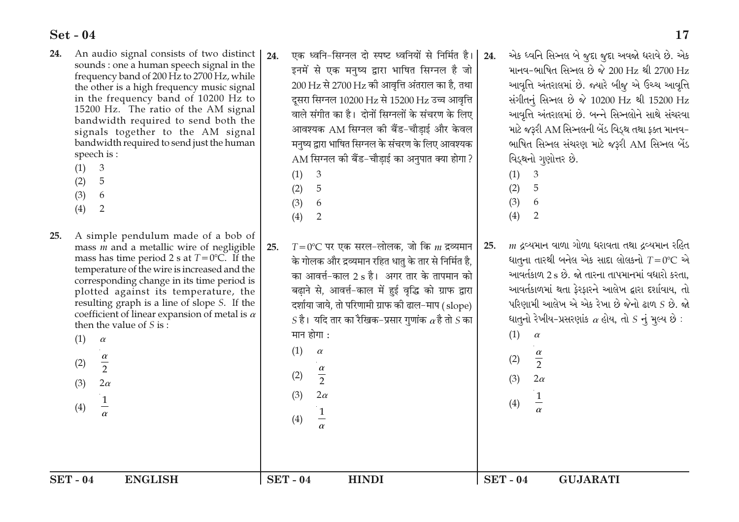24. An audio signal consists of two distinct sounds : one a human speech signal in the frequency band of 200 Hz to 2700 Hz, while the other is a high frequency music signal in the frequency band of 10200 Hz to 15200 Hz. The ratio of the AM signal bandwidth required to send both the signals together to the AM signal bandwidth required to send just the human speech is :

(1) 3
(2) 5
(3) 6
(4) 2

25. A simple pendulum made of a bob of mass $m$ and a metallic wire of negligible mass has time period 2 s at $T = 0°C$. If the temperature of the wire is increased and the corresponding change in its time period is plotted against its temperature, the resulting graph is a line of slope $S$. If the coefficient of linear expansion of metal is $\alpha$ then the value of $S$ is :

(1) $\alpha$
(2) $\frac{\alpha}{2}$
(3) $2\alpha$
(4) $\frac{1}{\alpha}$

24. एक ध्वनि-सिग्नल दो स्पष्ट ध्वनियों से निर्मित है। इनमें से एक मनुष्य द्वारा भाषित सिग्नल है जो 200 Hz से 2700 Hz की आवृत्ति अंतराल का है, तथा दूसरा सिग्नल 10200 Hz से 15200 Hz उच्च आवृत्ति वाले संगीत का है। दोनों सिग्नलों के संचरण के लिए आवश्यक AM सिग्नल की बैंड-चौड़ाई और केवल मनुष्य द्वारा भाषित सिग्नल के संचरण के लिए आवश्यक AM सिग्नल की बैंड-चौड़ाई का अनुपात क्या होगा ?

(1) 3
(2) 5
(3) 6
(4) 2

25. $T = 0°C$ पर एक सरल-लोलक, जो कि $m$ द्रव्यमान के गोलक और द्रव्यमान रहित धातु के तार से निर्मित है, का आवर्त्त-काल 2 s है। अगर तार के तापमान को बढ़ाने से, आवर्त्त-काल में हुई वृद्धि को ग्राफ द्वारा दर्शाया जाये, तो परिणामी ग्राफ की ढाल-माप (slope) $S$ है। यदि तार का रैखिक-प्रसार गुणांक $\alpha$ है तो $S$ का मान होगा :

(1) $\alpha$
(2) $\frac{\alpha}{2}$
(3) $2\alpha$
(4) $\frac{1}{\alpha}$

24. એક ધ્વનિ સિગ્નલ બે જુદા જુદા અવજો ધરાવે છે. એક માનવ-ભાષિત સિગ્નલ છે જે 200 Hz થી 2700 Hz આવૃત્તિ અંતરાલમાં છે. જ્યારે બીજુ એ ઉચ્ચ આવૃત્તિ સંગીતનું સિગ્નલ છે જે 10200 Hz થી 15200 Hz આવૃત્તિ અંતરાલમાં છે. બન્ને સિગ્નલોને સાથે સંચરવા માટે જરૂરી AM સિગ્નલની બેંડ વિડ્થ તથા ફક્ત માનવ-ભાષિત સિગ્નલ સંચરણ માટે જરૂરી AM સિગ્નલ બેંડ વિડ્થનો ગુણોત્તર છે.

(1) 3
(2) 5
(3) 6
(4) 2

25. $m$ દ્રવ્યમાન વાળા ગોળા ધરાવતા તથા દ્રવ્યમાન રહિત ધાતુના તારથી બનેલ એક સાદા લોલકનો $T = 0°C$ એ આવર્તકાળ 2 s છે. જો તારના તાપમાનમાં વધારો કરતા, આવર્તકાળમાં થતા ફેરફારને આલેખ દ્વારા દર્શાવાય, તો પરિણામી આલેખ એ એક રેખા છે જેનો ઢાળ $S$ છે. જો ધાતુનો રેખીય-પ્રસરણાંક $\alpha$ હોય, તો $S$ નું મુલ્ય છે :

(1) $\alpha$
(2) $\frac{\alpha}{2}$
(3) $2\alpha$
(4) $\frac{1}{\alpha}$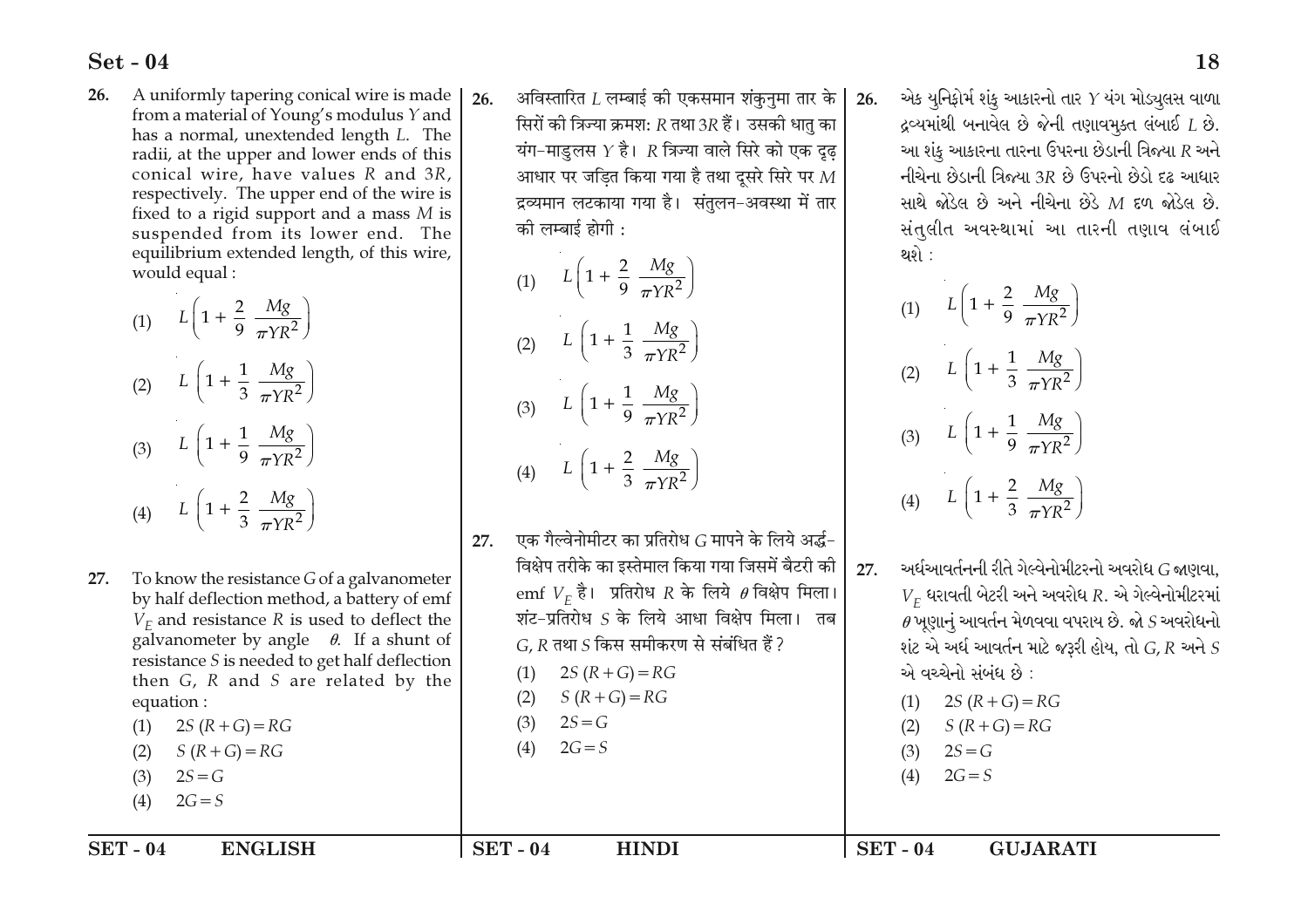26. A uniformly tapering conical wire is made from a material of Young's modulus $Y$ and has a normal, unextended length $L$. The radii, at the upper and lower ends of this conical wire, have values $R$ and $3R$, respectively. The upper end of the wire is fixed to a rigid support and a mass $M$ is suspended from its lower end. The equilibrium extended length, of this wire, would equal :

(1) $L\left(1+\frac{2}{9}\frac{Mg}{\pi YR^2}\right)$

(2) $L\left(1+\frac{1}{3}\frac{Mg}{\pi YR^2}\right)$

(3) $L\left(1+\frac{1}{9}\frac{Mg}{\pi YR^2}\right)$

(4) $L\left(1+\frac{2}{3}\frac{Mg}{\pi YR^2}\right)$

27. To know the resistance $G$ of a galvanometer by half deflection method, a battery of emf $V_E$ and resistance $R$ is used to deflect the galvanometer by angle $\theta$. If a shunt of resistance $S$ is needed to get half deflection then $G$, $R$ and $S$ are related by the equation :

(1) $2S(R+G)=RG$

(2) $S(R+G)=RG$

(3) $2S=G$

(4) $2G=S$

26. अविस्तारित $L$ लम्बाई की एकसमान शंकुनुमा तार के सिरों की त्रिज्या क्रमश: $R$ तथा $3R$ हैं। उसकी धातु का यंग-माडुलस $Y$ है। $R$ त्रिज्या वाले सिरे को एक दृढ़ आधार पर जड़ित किया गया है तथा दूसरे सिरे पर $M$ द्रव्यमान लटकाया गया है। संतुलन-अवस्था में तार की लम्बाई होगी :

(1) $L\left(1+\frac{2}{9}\frac{Mg}{\pi YR^2}\right)$

(2) $L\left(1+\frac{1}{3}\frac{Mg}{\pi YR^2}\right)$

(3) $L\left(1+\frac{1}{9}\frac{Mg}{\pi YR^2}\right)$

(4) $L\left(1+\frac{2}{3}\frac{Mg}{\pi YR^2}\right)$

27. एक गैल्वेनोमीटर का प्रतिरोध $G$ मापने के लिये अर्द्ध-विक्षेप तरीके का इस्तेमाल किया गया जिसमें बैटरी की emf $V_E$ है। प्रतिरोध $R$ के लिये $\theta$ विक्षेप मिला। शंट-प्रतिरोध $S$ के लिये आधा विक्षेप मिला। तब $G$, $R$ तथा $S$ किस समीकरण से संबंधित हैं?

(1) $2S(R+G)=RG$

(2) $S(R+G)=RG$

(3) $2S=G$

(4) $2G=S$

26. એક યુનિફોર્મ શંકુ આકારનો તાર $Y$ યંગ મોડ્યુલસ વાળા દ્રવ્યમાંથી બનાવેલ છે જેની તણાવમુક્ત લંબાઈ $L$ છે. આ શંકુ આકારના તારના ઉપરના છેડાની ત્રિજ્યા $R$ અને નીચેના છેડાની ત્રિજ્યા $3R$ છે ઉપરનો છેડો દૃઢ આધાર સાથે જોડેલ છે અને નીચેના છેડે $M$ દળ જોડેલ છે. સંતુલીત અવસ્થામાં આ તારની તણાવ લંબાઈ થશે :

(1) $L\left(1+\frac{2}{9}\frac{Mg}{\pi YR^2}\right)$

(2) $L\left(1+\frac{1}{3}\frac{Mg}{\pi YR^2}\right)$

(3) $L\left(1+\frac{1}{9}\frac{Mg}{\pi YR^2}\right)$

(4) $L\left(1+\frac{2}{3}\frac{Mg}{\pi YR^2}\right)$

27. અર્ધઆવર્તનની રીતે ગેલ્વેનોમીટરનો અવરોધ $G$ જાણવા, $V_E$ ધરાવતી બેટરી અને અવરોધ $R$. એ ગેલ્વેનોમીટરમાં $\theta$ ખૂણાનું આવર્તન મેળવવા વપરાય છે. જો $S$ અવરોધનો શંટ એ અર્ધ આવર્તન માટે જરૂરી હોય, તો $G$, $R$ અને $S$ એ વચ્ચેનો સંબંધ છે :

(1) $2S(R+G)=RG$

(2) $S(R+G)=RG$

(3) $2S=G$

(4) $2G=S$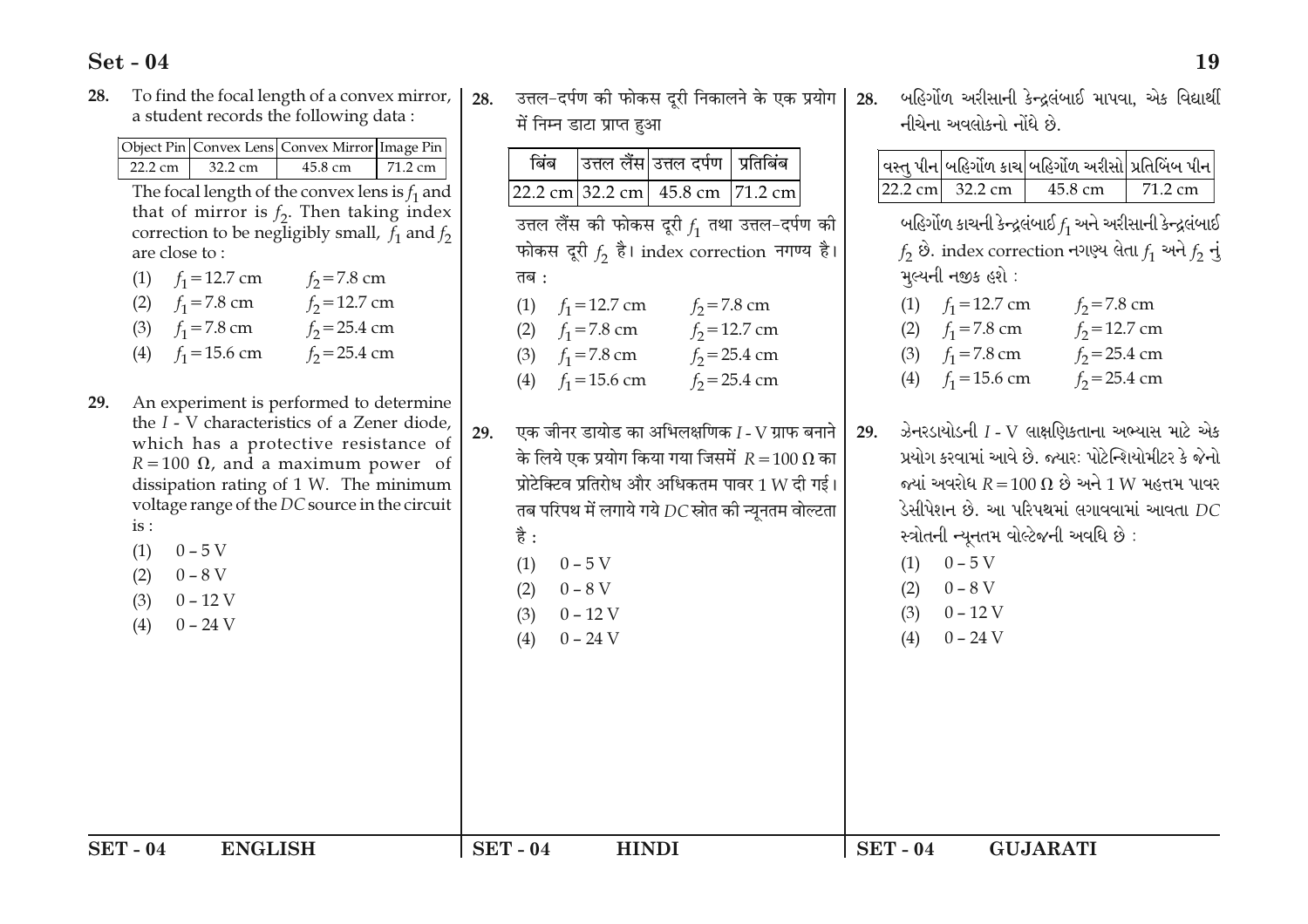**28.** To find the focal length of a convex mirror, a student records the following data :

| Object Pin | Convex Lens | Convex Mirror | Image Pin |
|---|---|---|---|
| 22.2 cm | 32.2 cm | 45.8 cm | 71.2 cm |

The focal length of the convex lens is $f_1$ and that of mirror is $f_2$. Then taking index correction to be negligibly small, $f_1$ and $f_2$ are close to :

(1) $f_1 = 12.7$ cm $\quad f_2 = 7.8$ cm
(2) $f_1 = 7.8$ cm $\quad f_2 = 12.7$ cm
(3) $f_1 = 7.8$ cm $\quad f_2 = 25.4$ cm
(4) $f_1 = 15.6$ cm $\quad f_2 = 25.4$ cm

**29.** An experiment is performed to determine the *I* - V characteristics of a Zener diode, which has a protective resistance of $R = 100\ \Omega$, and a maximum power of dissipation rating of 1 W. The minimum voltage range of the *DC* source in the circuit is :

(1) 0 – 5 V
(2) 0 – 8 V
(3) 0 – 12 V
(4) 0 – 24 V

**28.** उत्तल-दर्पण की फोकस दूरी निकालने के एक प्रयोग में निम्न डाटा प्राप्त हुआ

| बिंब | उत्तल लैंस | उत्तल दर्पण | प्रतिबिंब |
|---|---|---|---|
| 22.2 cm | 32.2 cm | 45.8 cm | 71.2 cm |

उत्तल लैंस की फोकस दूरी $f_1$ तथा उत्तल-दर्पण की फोकस दूरी $f_2$ है। index correction नगण्य है। तब :

(1) $f_1 = 12.7$ cm $\quad f_2 = 7.8$ cm
(2) $f_1 = 7.8$ cm $\quad f_2 = 12.7$ cm
(3) $f_1 = 7.8$ cm $\quad f_2 = 25.4$ cm
(4) $f_1 = 15.6$ cm $\quad f_2 = 25.4$ cm

**29.** एक जीनर डायोड का अभिलक्षणिक *I* - V ग्राफ बनाने के लिये एक प्रयोग किया गया जिसमें $R = 100\ \Omega$ का प्रोटेक्टिव प्रतिरोध और अधिकतम पावर 1 W दी गई। तब परिपथ में लगाये गये *DC* स्रोत की न्यूनतम वोल्टता है :

(1) 0 – 5 V
(2) 0 – 8 V
(3) 0 – 12 V
(4) 0 – 24 V

**28.** બહિર્ગોળ અરીસાની કેન્દ્રલંબાઈ માપવા, એક વિદ્યાર્થી નીચેના અવલોકનો નોંધે છે.

| વસ્તુ પીન | બહિર્ગોળ કાચ | બહિર્ગોળ અરીસો | પ્રતિબિંબ પીન |
|---|---|---|---|
| 22.2 cm | 32.2 cm | 45.8 cm | 71.2 cm |

બહિર્ગોળ કાચની કેન્દ્રલંબાઈ $f_1$ અને અરીસાની કેન્દ્રલંબાઈ $f_2$ છે. index correction નગણ્ય લેતા $f_1$ અને $f_2$ નું મુલ્યની નજીક હશે :

(1) $f_1 = 12.7$ cm $\quad f_2 = 7.8$ cm
(2) $f_1 = 7.8$ cm $\quad f_2 = 12.7$ cm
(3) $f_1 = 7.8$ cm $\quad f_2 = 25.4$ cm
(4) $f_1 = 15.6$ cm $\quad f_2 = 25.4$ cm

**29.** ઝેનરડાયોડની *I* - V લાક્ષણિકતાના અભ્યાસ માટે એક પ્રયોગ કરવામાં આવે છે. જ્યારઃ પોટેન્શિયોમીટર કે જેનો જ્યાં અવરોધ $R = 100\ \Omega$ છે અને 1 W મહત્તમ પાવર ડેસીપેશન છે. આ પરિપથમાં લગાવવામાં આવતા *DC* સ્ત્રોતની ન્યૂનતમ વોલ્ટેજની અવધિ છે :

(1) 0 – 5 V
(2) 0 – 8 V
(3) 0 – 12 V
(4) 0 – 24 V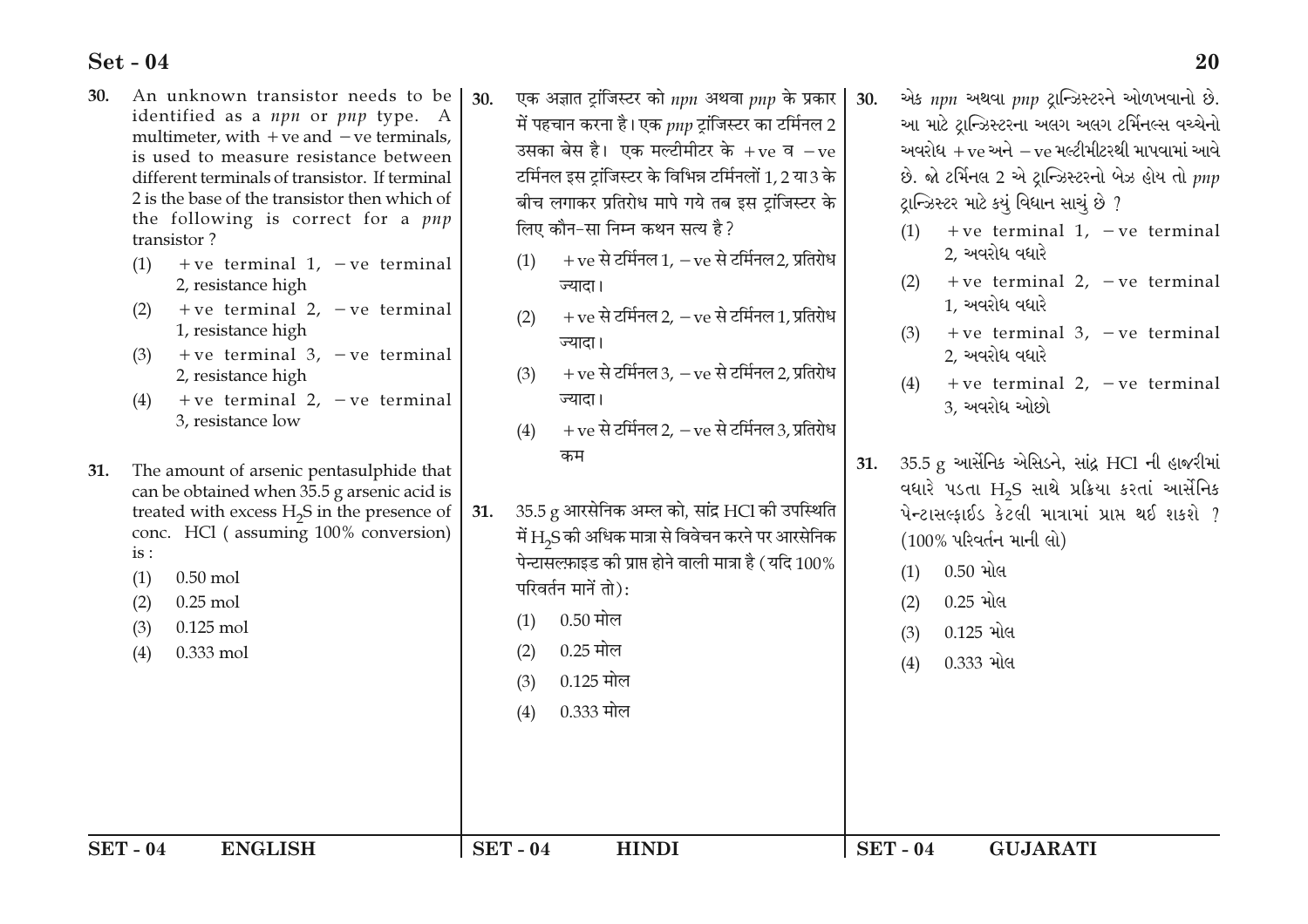30. An unknown transistor needs to be identified as a *npn* or *pnp* type. A multimeter, with +ve and −ve terminals, is used to measure resistance between different terminals of transistor. If terminal 2 is the base of the transistor then which of the following is correct for a *pnp* transistor ?

   (1) +ve terminal 1, −ve terminal 2, resistance high
   (2) +ve terminal 2, −ve terminal 1, resistance high
   (3) +ve terminal 3, −ve terminal 2, resistance high
   (4) +ve terminal 2, −ve terminal 3, resistance low

31. The amount of arsenic pentasulphide that can be obtained when 35.5 g arsenic acid is treated with excess $H_2S$ in the presence of conc. HCl ( assuming 100% conversion) is :

   (1) 0.50 mol
   (2) 0.25 mol
   (3) 0.125 mol
   (4) 0.333 mol

30. एक अज्ञात ट्रांजिस्टर को *npn* अथवा *pnp* के प्रकार में पहचान करना है। एक *pnp* ट्रांजिस्टर का टर्मिनल 2 उसका बेस है। एक मल्टीमीटर के +ve व −ve टर्मिनल इस ट्रांजिस्टर के विभिन्न टर्मिनलों 1, 2 या 3 के बीच लगाकर प्रतिरोध मापे गये तब इस ट्रांजिस्टर के लिए कौन-सा निम्न कथन सत्य है ?

   (1) +ve से टर्मिनल 1, −ve से टर्मिनल 2, प्रतिरोध ज्यादा।
   (2) +ve से टर्मिनल 2, −ve से टर्मिनल 1, प्रतिरोध ज्यादा।
   (3) +ve से टर्मिनल 3, −ve से टर्मिनल 2, प्रतिरोध ज्यादा।
   (4) +ve से टर्मिनल 2, −ve से टर्मिनल 3, प्रतिरोध कम

31. 35.5 g आरसेनिक अम्ल को, सांद्र HCl की उपस्थिति में $H_2S$ की अधिक मात्रा से विवेचन करने पर आरसेनिक पेन्टासल्फ़ाइड की प्राप्त होने वाली मात्रा है (यदि 100% परिवर्तन मानें तो):

   (1) 0.50 मोल
   (2) 0.25 मोल
   (3) 0.125 मोल
   (4) 0.333 मोल

30. એક *npn* અથવા *pnp* ટ્રાન્ઝિસ્ટરને ઓળખવાનો છે. આ માટે ટ્રાન્ઝિસ્ટરના અલગ અલગ ટર્મિનલ્સ વચ્ચેનો અવરોધ +ve અને −ve મલ્ટીમીટરથી માપવામાં આવે છે. જો ટર્મિનલ 2 એ ટ્રાન્ઝિસ્ટરનો બેઝ હોય તો *pnp* ટ્રાન્ઝિસ્ટર માટે ક્યું વિધાન સાચું છે ?

   (1) +ve terminal 1, −ve terminal 2, અવરોધ વધારે
   (2) +ve terminal 2, −ve terminal 1, અવરોધ વધારે
   (3) +ve terminal 3, −ve terminal 2, અવરોધ વધારે
   (4) +ve terminal 2, −ve terminal 3, અવરોધ ઓછો

31. 35.5 g આર્સેનિક એસિડને, સાંદ્ર HCl ની હાજરીમાં વધારે પડતા $H_2S$ સાથે પ્રક્રિયા કરતાં આર્સેનિક પેન્ટાસલ્ફાઈડ કેટલી માત્રામાં પ્રાપ્ત થઈ શકશે ? (100% પરિવર્તન માની લો)

   (1) 0.50 મોલ
   (2) 0.25 મોલ
   (3) 0.125 મોલ
   (4) 0.333 મોલ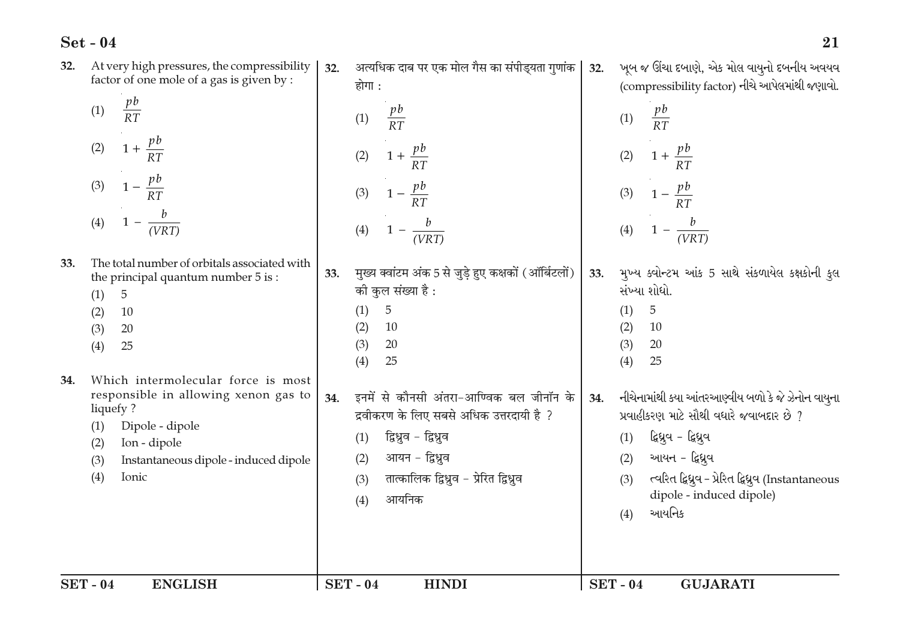32. At very high pressures, the compressibility factor of one mole of a gas is given by :

(1) $\frac{pb}{RT}$

(2) $1 + \frac{pb}{RT}$

(3) $1 - \frac{pb}{RT}$

(4) $1 - \frac{b}{(VRT)}$

33. The total number of orbitals associated with the principal quantum number 5 is :

(1) 5

(2) 10

(3) 20

(4) 25

34. Which intermolecular force is most responsible in allowing xenon gas to liquefy ?

(1) Dipole - dipole

(2) Ion - dipole

(3) Instantaneous dipole - induced dipole

(4) Ionic

32. अत्यधिक दाब पर एक मोल गैस का संपीड्यता गुणांक होगा :

(1) $\frac{pb}{RT}$

(2) $1 + \frac{pb}{RT}$

(3) $1 - \frac{pb}{RT}$

(4) $1 - \frac{b}{(VRT)}$

33. मुख्य क्वांटम अंक 5 से जुड़े हुए कक्षकों (ऑर्बिटलों) की कुल संख्या है :

(1) 5

(2) 10

(3) 20

(4) 25

34. इनमें से कौनसी अंतरा-आण्विक बल जीनॉन के द्रवीकरण के लिए सबसे अधिक उत्तरदायी है ?

(1) द्विध्रुव - द्विध्रुव

(2) आयन - द्विध्रुव

(3) तात्कालिक द्विध्रुव - प्रेरित द्विध्रुव

(4) आयनिक

32. ખૂબ જ ઊંચા દબાણે, એક મોલ વાયુનો દબનીય અવયવ (compressibility factor) નીચે આપેલમાંથી જણાવો.

(1) $\frac{pb}{RT}$

(2) $1 + \frac{pb}{RT}$

(3) $1 - \frac{pb}{RT}$

(4) $1 - \frac{b}{(VRT)}$

33. મુખ્ય ક્વોન્ટમ આંક 5 સાથે સંકળાયેલ કક્ષકોની કુલ સંખ્યા શોધો.

(1) 5

(2) 10

(3) 20

(4) 25

34. નીચેનામાંથી ક્યા આંતરઆણ્વીય બળો કે જે ઝેનોન વાયુના પ્રવાહીકરણ માટે સૌથી વધારે જવાબદાર છે ?

(1) દ્વિધ્રુવ - દ્વિધ્રુવ

(2) આયન - દ્વિધ્રુવ

(3) ત્વરિત દ્વિધ્રુવ - પ્રેરિત દ્વિધ્રુવ (Instantaneous dipole - induced dipole)

(4) આયનિક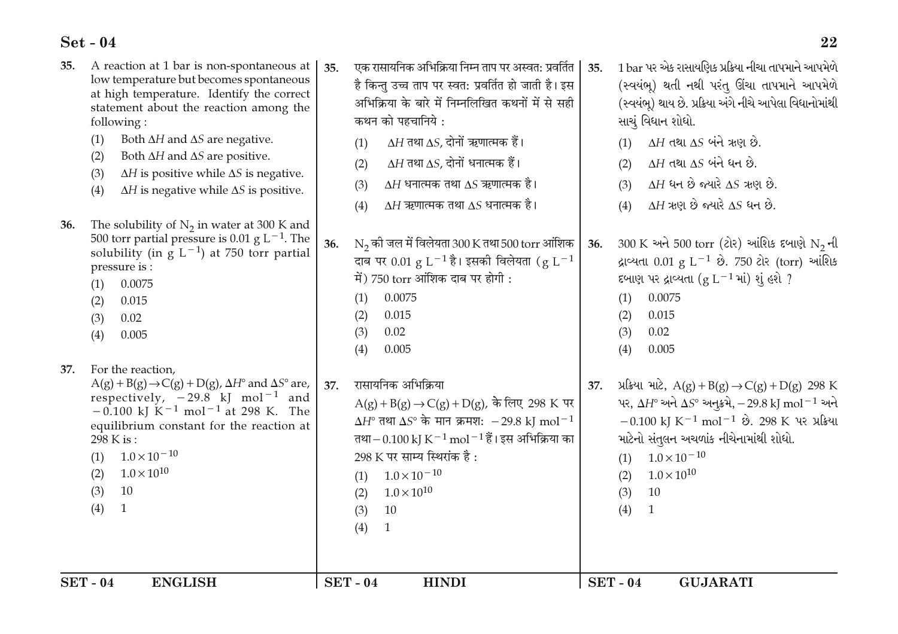35. A reaction at 1 bar is non-spontaneous at low temperature but becomes spontaneous at high temperature. Identify the correct statement about the reaction among the following :

(1) Both $\Delta H$ and $\Delta S$ are negative.

(2) Both $\Delta H$ and $\Delta S$ are positive.

(3) $\Delta H$ is positive while $\Delta S$ is negative.

(4) $\Delta H$ is negative while $\Delta S$ is positive.

36. The solubility of $N_2$ in water at 300 K and 500 torr partial pressure is 0.01 g $L^{-1}$. The solubility (in g $L^{-1}$) at 750 torr partial pressure is :

(1) 0.0075

(2) 0.015

(3) 0.02

(4) 0.005

37. For the reaction, $A(g) + B(g) \rightarrow C(g) + D(g)$, $\Delta H°$ and $\Delta S°$ are, respectively, $-29.8$ kJ $mol^{-1}$ and $-0.100$ kJ $K^{-1}$ $mol^{-1}$ at 298 K. The equilibrium constant for the reaction at 298 K is :

(1) $1.0 \times 10^{-10}$

(2) $1.0 \times 10^{10}$

(3) 10

(4) 1

35. एक रासायनिक अभिक्रिया निम्न ताप पर अस्वत: प्रवर्तित है किन्तु उच्च ताप पर स्वत: प्रवर्तित हो जाती है। इस अभिक्रिया के बारे में निम्नलिखित कथनों में से सही कथन को पहचानिये :

(1) $\Delta H$ तथा $\Delta S$, दोनों ऋणात्मक हैं।

(2) $\Delta H$ तथा $\Delta S$, दोनों धनात्मक हैं।

(3) $\Delta H$ धनात्मक तथा $\Delta S$ ऋणात्मक है।

(4) $\Delta H$ ऋणात्मक तथा $\Delta S$ धनात्मक है।

36. $N_2$ की जल में विलेयता 300 K तथा 500 torr आंशिक दाब पर 0.01 g $L^{-1}$ है। इसकी विलेयता (g $L^{-1}$ में) 750 torr आंशिक दाब पर होगी :

(1) 0.0075

(2) 0.015

(3) 0.02

(4) 0.005

37. रासायनिक अभिक्रिया $A(g) + B(g) \rightarrow C(g) + D(g)$, के लिए 298 K पर $\Delta H°$ तथा $\Delta S°$ के मान क्रमशः $-29.8$ kJ $mol^{-1}$ तथा $-0.100$ kJ $K^{-1}$ $mol^{-1}$ हैं। इस अभिक्रिया का 298 K पर साम्य स्थिरांक है :

(1) $1.0 \times 10^{-10}$

(2) $1.0 \times 10^{10}$

(3) 10

(4) 1

35. 1 bar પર એક રાસાયણિક પ્રક્રિયા નીચા તાપમાને આપમેળે (સ્વયંભૂ) થતી નથી પરંતુ ઊંચા તાપમાને આપમેળે (સ્વયંભૂ) થાય છે. પ્રક્રિયા અંગે નીચે આપેલા વિધાનોમાંથી સાચું વિધાન શોધો.

(1) $\Delta H$ તથા $\Delta S$ બંને ઋણ છે.

(2) $\Delta H$ તથા $\Delta S$ બંને ધન છે.

(3) $\Delta H$ ધન છે જ્યારે $\Delta S$ ઋણ છે.

(4) $\Delta H$ ઋણ છે જ્યારે $\Delta S$ ધન છે.

36. 300 K અને 500 torr (ટોર) આંશિક દબાણે $N_2$ ની દ્રાવ્યતા 0.01 g $L^{-1}$ છે. 750 ટોર (torr) આંશિક દબાણ પર દ્રાવ્યતા (g $L^{-1}$ માં) શું હશે ?

(1) 0.0075

(2) 0.015

(3) 0.02

(4) 0.005

37. પ્રક્રિયા માટે, $A(g) + B(g) \rightarrow C(g) + D(g)$ 298 K પર, $\Delta H°$ અને $\Delta S°$ અનુક્રમે, $-29.8$ kJ $mol^{-1}$ અને $-0.100$ kJ $K^{-1}$ $mol^{-1}$ છે. 298 K પર પ્રક્રિયા માટેનો સંતુલન અચળાંક નીચેનામાંથી શોધો.

(1) $1.0 \times 10^{-10}$

(2) $1.0 \times 10^{10}$

(3) 10

(4) 1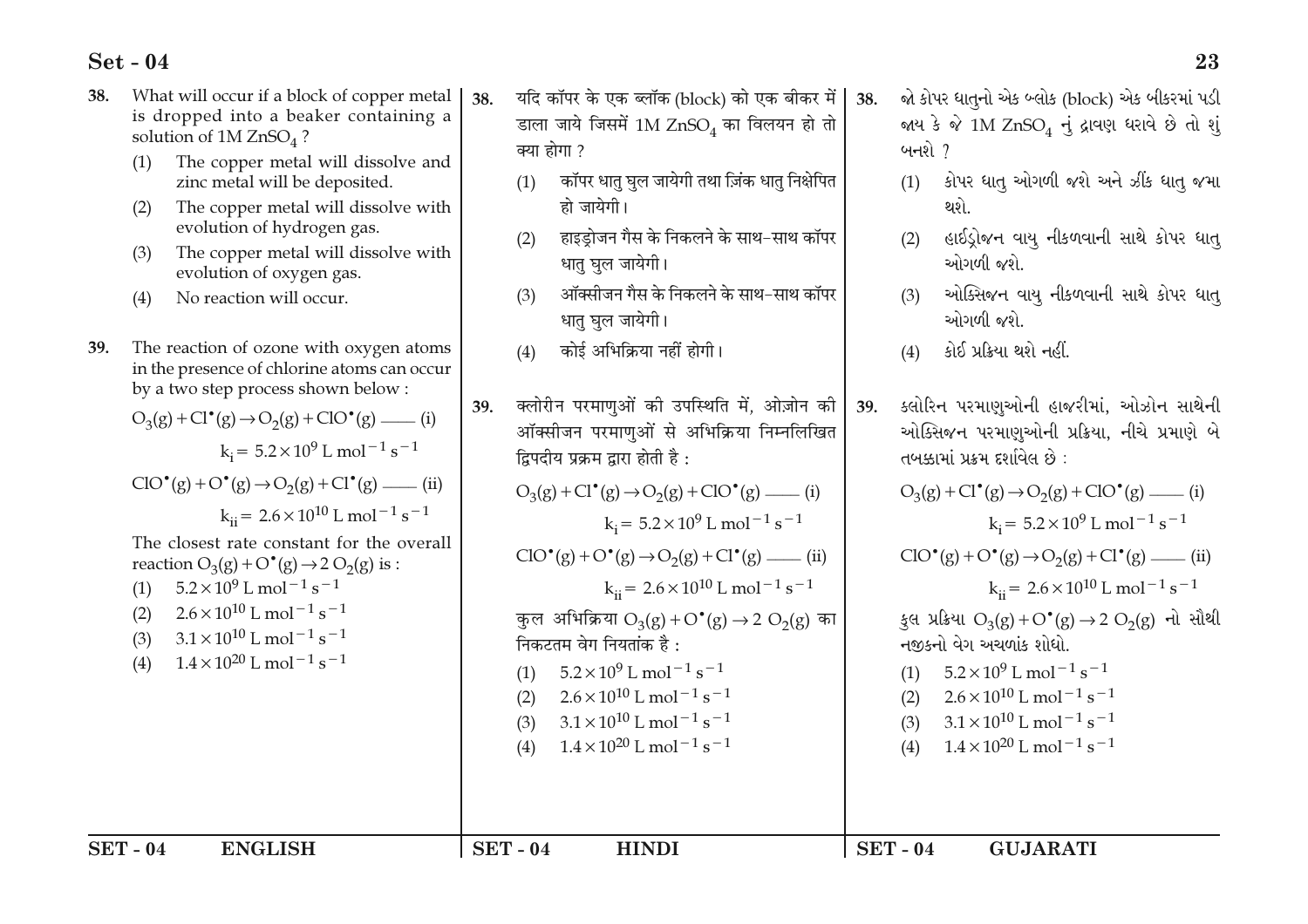38. What will occur if a block of copper metal is dropped into a beaker containing a solution of 1M $ZnSO_4$ ?

(1) The copper metal will dissolve and zinc metal will be deposited.

(2) The copper metal will dissolve with evolution of hydrogen gas.

(3) The copper metal will dissolve with evolution of oxygen gas.

(4) No reaction will occur.

39. The reaction of ozone with oxygen atoms in the presence of chlorine atoms can occur by a two step process shown below :

$$O_3(g) + Cl^\bullet(g) \rightarrow O_2(g) + ClO^\bullet(g) \text{ —— (i)}$$

$$k_i = 5.2 \times 10^9 \text{ L mol}^{-1} \text{ s}^{-1}$$

$$ClO^\bullet(g) + O^\bullet(g) \rightarrow O_2(g) + Cl^\bullet(g) \text{ —— (ii)}$$

$$k_{ii} = 2.6 \times 10^{10} \text{ L mol}^{-1} \text{ s}^{-1}$$

The closest rate constant for the overall reaction $O_3(g) + O^\bullet(g) \rightarrow 2\, O_2(g)$ is :

(1) $5.2 \times 10^9$ L mol$^{-1}$ s$^{-1}$

(2) $2.6 \times 10^{10}$ L mol$^{-1}$ s$^{-1}$

(3) $3.1 \times 10^{10}$ L mol$^{-1}$ s$^{-1}$

(4) $1.4 \times 10^{20}$ L mol$^{-1}$ s$^{-1}$

38. यदि कॉपर के एक ब्लॉक (block) को एक बीकर में डाला जाये जिसमें 1M $ZnSO_4$ का विलयन हो तो क्या होगा ?

(1) कॉपर धातु घुल जायेगी तथा ज़िंक धातु निक्षेपित हो जायेगी।

(2) हाइड्रोजन गैस के निकलने के साथ-साथ कॉपर धातु घुल जायेगी।

(3) ऑक्सीजन गैस के निकलने के साथ-साथ कॉपर धातु घुल जायेगी।

(4) कोई अभिक्रिया नहीं होगी।

39. क्लोरीन परमाणुओं की उपस्थिति में, ओज़ोन की ऑक्सीजन परमाणुओं से अभिक्रिया निम्नलिखित द्विपदीय प्रक्रम द्वारा होती है :

$$O_3(g) + Cl^\bullet(g) \rightarrow O_2(g) + ClO^\bullet(g) \text{ —— (i)}$$

$$k_i = 5.2 \times 10^9 \text{ L mol}^{-1} \text{ s}^{-1}$$

$$ClO^\bullet(g) + O^\bullet(g) \rightarrow O_2(g) + Cl^\bullet(g) \text{ —— (ii)}$$

$$k_{ii} = 2.6 \times 10^{10} \text{ L mol}^{-1} \text{ s}^{-1}$$

कुल अभिक्रिया $O_3(g) + O^\bullet(g) \rightarrow 2\, O_2(g)$ का निकटतम वेग नियतांक है :

(1) $5.2 \times 10^9$ L mol$^{-1}$ s$^{-1}$

(2) $2.6 \times 10^{10}$ L mol$^{-1}$ s$^{-1}$

(3) $3.1 \times 10^{10}$ L mol$^{-1}$ s$^{-1}$

(4) $1.4 \times 10^{20}$ L mol$^{-1}$ s$^{-1}$

38. જો કોપર ધાતુનો એક બ્લોક (block) એક બીકરમાં પડી જાય કે જે 1M $ZnSO_4$ નું દ્રાવણ ધરાવે છે તો શું બનશે ?

(1) કોપર ધાતુ ઓગળી જશે અને ઝીંક ધાતુ જમા થશે.

(2) હાઈડ્રોજન વાયુ નીકળવાની સાથે કોપર ધાતુ ઓગળી જશે.

(3) ઓક્સિજન વાયુ નીકળવાની સાથે કોપર ધાતુ ઓગળી જશે.

(4) કોઈ પ્રક્રિયા થશે નહીં.

39. ક્લોરિન પરમાણુઓની હાજરીમાં, ઓઝોન સાથેની ઓક્સિજન પરમાણુઓની પ્રક્રિયા, નીચે પ્રમાણે બે તબક્કામાં પ્રક્રમ દર્શાવેલ છે :

$$O_3(g) + Cl^\bullet(g) \rightarrow O_2(g) + ClO^\bullet(g) \text{ —— (i)}$$

$$k_i = 5.2 \times 10^9 \text{ L mol}^{-1} \text{ s}^{-1}$$

$$ClO^\bullet(g) + O^\bullet(g) \rightarrow O_2(g) + Cl^\bullet(g) \text{ —— (ii)}$$

$$k_{ii} = 2.6 \times 10^{10} \text{ L mol}^{-1} \text{ s}^{-1}$$

કુલ પ્રક્રિયા $O_3(g) + O^\bullet(g) \rightarrow 2\, O_2(g)$ નો સૌથી નજીકનો વેગ અચળાંક શોધો.

(1) $5.2 \times 10^9$ L mol$^{-1}$ s$^{-1}$

(2) $2.6 \times 10^{10}$ L mol$^{-1}$ s$^{-1}$

(3) $3.1 \times 10^{10}$ L mol$^{-1}$ s$^{-1}$

(4) $1.4 \times 10^{20}$ L mol$^{-1}$ s$^{-1}$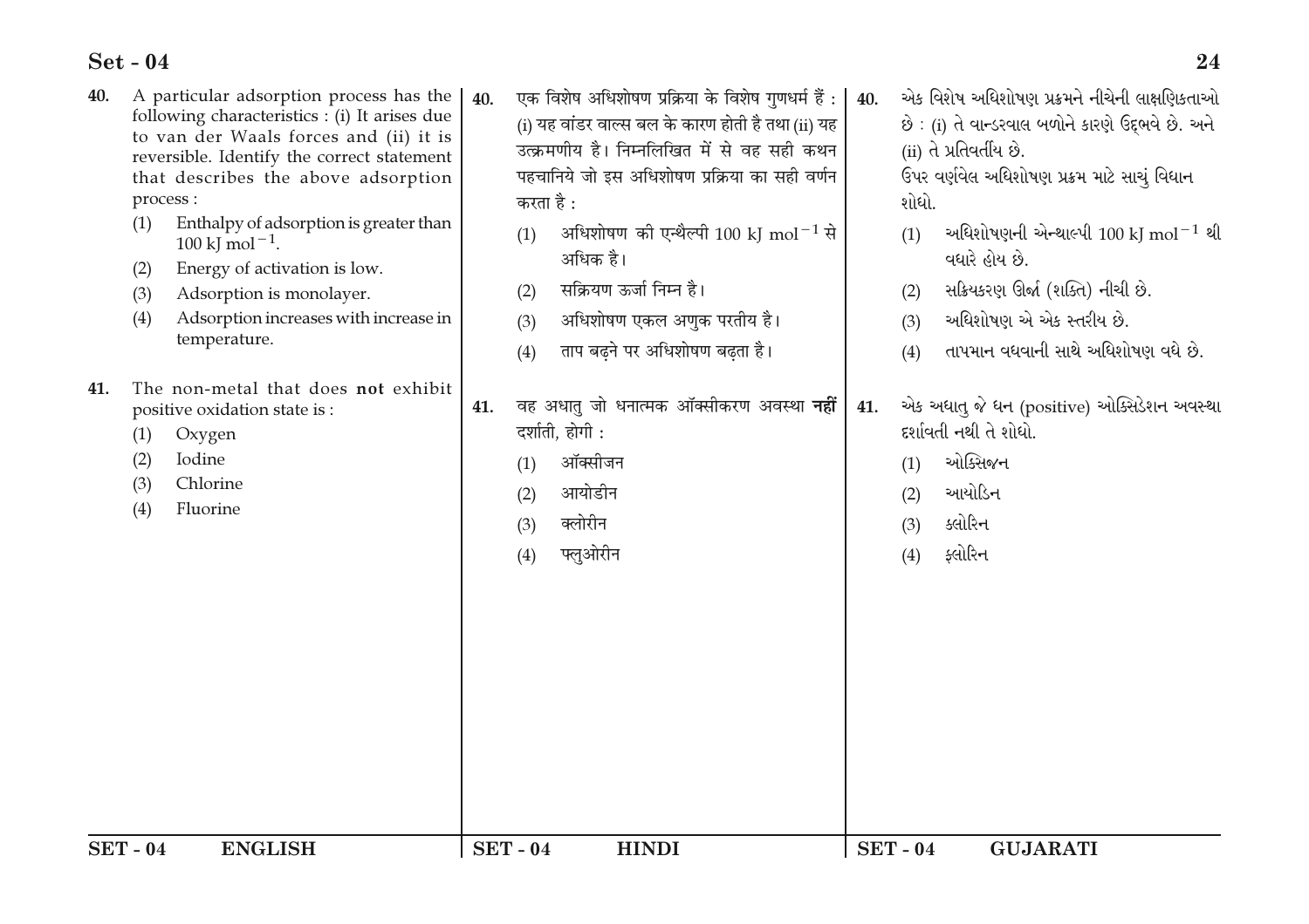40. A particular adsorption process has the following characteristics : (i) It arises due to van der Waals forces and (ii) it is reversible. Identify the correct statement that describes the above adsorption process :
   (1) Enthalpy of adsorption is greater than 100 kJ $mol^{-1}$.
   (2) Energy of activation is low.
   (3) Adsorption is monolayer.
   (4) Adsorption increases with increase in temperature.

41. The non-metal that does **not** exhibit positive oxidation state is :
   (1) Oxygen
   (2) Iodine
   (3) Chlorine
   (4) Fluorine

40. एक विशेष अधिशोषण प्रक्रिया के विशेष गुणधर्म हैं : (i) यह वांडर वाल्स बल के कारण होती है तथा (ii) यह उत्क्रमणीय है। निम्नलिखित में से वह सही कथन पहचानिये जो इस अधिशोषण प्रक्रिया का सही वर्णन करता है :
   (1) अधिशोषण की एन्थैल्पी 100 kJ $mol^{-1}$ से अधिक है।
   (2) सक्रियण ऊर्जा निम्न है।
   (3) अधिशोषण एकल अणुक परतीय है।
   (4) ताप बढ़ने पर अधिशोषण बढ़ता है।

41. वह अधातु जो धनात्मक ऑक्सीकरण अवस्था **नहीं** दर्शाती, होगी :
   (1) ऑक्सीजन
   (2) आयोडीन
   (3) क्लोरीन
   (4) फ्लुओरीन

40. એક વિશેષ અધિશોષણ પ્રક્રમને નીચેની લાક્ષણિકતાઓ છે : (i) તે વાન્ડરવાલ બળોને કારણે ઉદ્ભવે છે. અને (ii) તે પ્રતિવર્તીય છે.
   ઉપર વર્ણવેલ અધિશોષણ પ્રક્રમ માટે સાચું વિધાન શોધો.
   (1) અધિશોષણની એન્થાલ્પી 100 kJ $mol^{-1}$ થી વધારે હોય છે.
   (2) સક્રિયકરણ ઊર્જા (શક્તિ) નીચી છે.
   (3) અધિશોષણ એ એક સ્તરીય છે.
   (4) તાપમાન વધવાની સાથે અધિશોષણ વધે છે.

41. એક અધાતુ જે ધન (positive) ઓક્સિડેશન અવસ્થા દર્શાવતી નથી તે શોધો.
   (1) ઓક્સિજન
   (2) આયોડિન
   (3) ક્લોરિન
   (4) ફ્લોરિન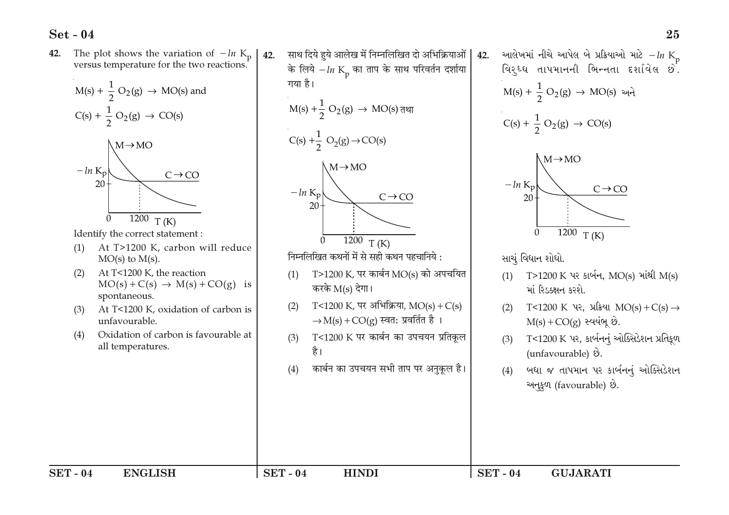**42.** The plot shows the variation of $-\ln K_p$ versus temperature for the two reactions.

$M(s) + \frac{1}{2} O_2(g) \rightarrow MO(s)$ and

$C(s) + \frac{1}{2} O_2(g) \rightarrow CO(s)$

Identify the correct statement :

(1) At T>1200 K, carbon will reduce MO(s) to M(s).

(2) At T<1200 K, the reaction $MO(s) + C(s) \rightarrow M(s) + CO(g)$ is spontaneous.

(3) At T<1200 K, oxidation of carbon is unfavourable.

(4) Oxidation of carbon is favourable at all temperatures.

**42.** साथ दिये हुये आलेख में निम्नलिखित दो अभिक्रियाओं के लिये $-\ln K_p$ का ताप के साथ परिवर्तन दर्शाया गया है।

$M(s) + \frac{1}{2} O_2(g) \rightarrow MO(s)$ तथा

$C(s) + \frac{1}{2} O_2(g) \rightarrow CO(s)$

निम्नलिखित कथनों में से सही कथन पहचानिये :

(1) T>1200 K, पर कार्बन MO(s) को अपचयित करके M(s) देगा।

(2) T<1200 K, पर अभिक्रिया, $MO(s) + C(s) \rightarrow M(s) + CO(g)$ स्वतः प्रवर्तित है ।

(3) T<1200 K पर कार्बन का उपचयन प्रतिकूल है।

(4) कार्बन का उपचयन सभी ताप पर अनुकूल है।

**42.** આલેખમાં નીચે આપેલ બે પ્રક્રિયાઓ માટે $-\ln K_p$ વિરુધ્ધ તાપમાનની ભિન્નતા દર્શાવેલ છે.

$M(s) + \frac{1}{2} O_2(g) \rightarrow MO(s)$ અને

$C(s) + \frac{1}{2} O_2(g) \rightarrow CO(s)$

સાચું વિધાન શોધો.

(1) T>1200 K પર કાર્બન, MO(s) માંથી M(s) માં રિડક્શન કરશે.

(2) T<1200 K પર, પ્રક્રિયા $MO(s) + C(s) \rightarrow M(s) + CO(g)$ સ્વયંભૂ છે.

(3) T<1200 K પર, કાર્બનનું ઓક્સિડેશન પ્રતિકૂળ (unfavourable) છે.

(4) બધા જ તાપમાન પર કાર્બનનું ઓક્સિડેશન અનુકુળ (favourable) છે.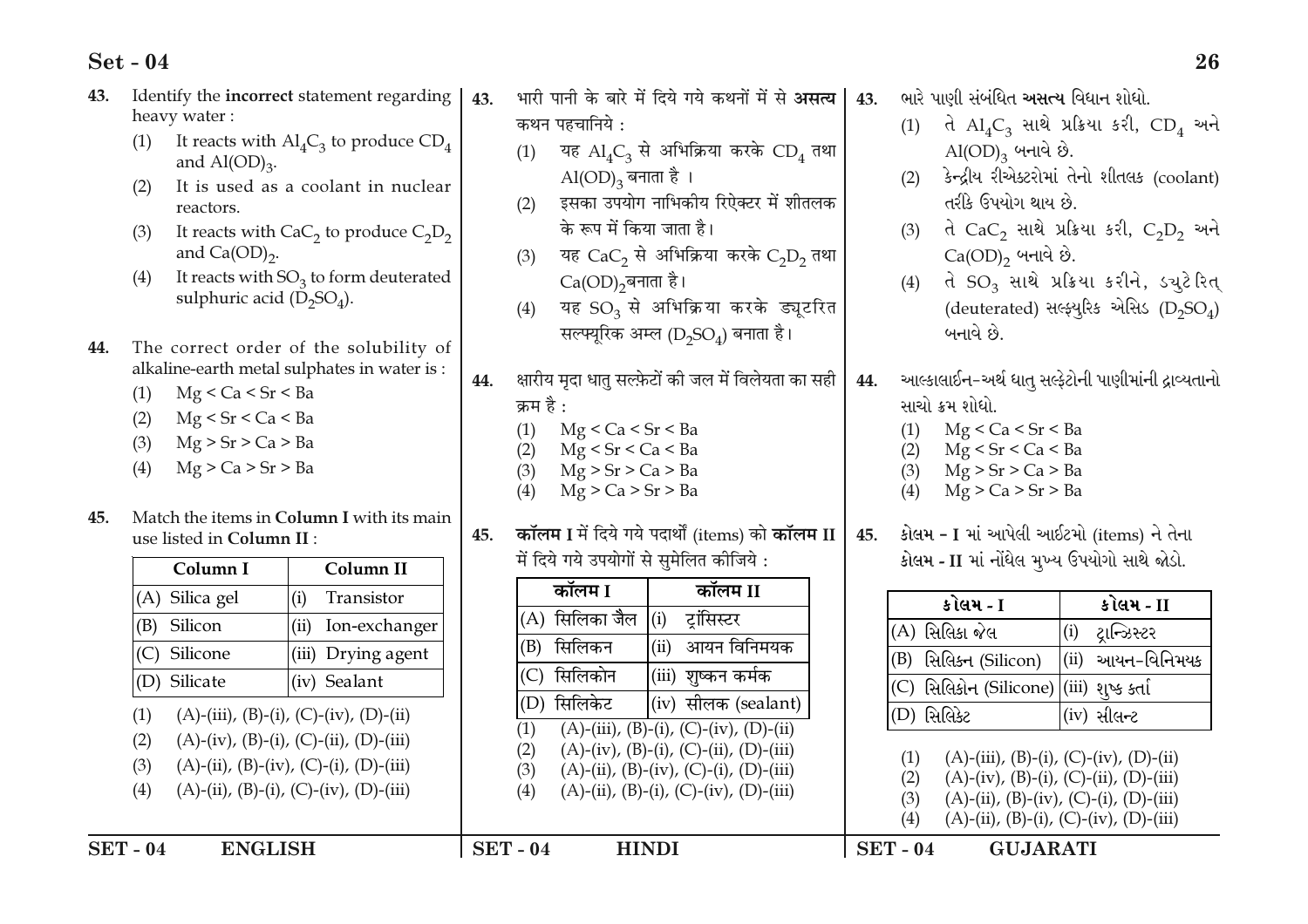43. Identify the **incorrect** statement regarding heavy water :
   (1) It reacts with $Al_4C_3$ to produce $CD_4$ and $Al(OD)_3$.
   (2) It is used as a coolant in nuclear reactors.
   (3) It reacts with $CaC_2$ to produce $C_2D_2$ and $Ca(OD)_2$.
   (4) It reacts with $SO_3$ to form deuterated sulphuric acid ($D_2SO_4$).

44. The correct order of the solubility of alkaline-earth metal sulphates in water is :
   (1) Mg < Ca < Sr < Ba
   (2) Mg < Sr < Ca < Ba
   (3) Mg > Sr > Ca > Ba
   (4) Mg > Ca > Sr > Ba

45. Match the items in **Column I** with its main use listed in **Column II** :

| Column I | Column II |
|---|---|
| (A) Silica gel | (i) Transistor |
| (B) Silicon | (ii) Ion-exchanger |
| (C) Silicone | (iii) Drying agent |
| (D) Silicate | (iv) Sealant |

   (1) (A)-(iii), (B)-(i), (C)-(iv), (D)-(ii)
   (2) (A)-(iv), (B)-(i), (C)-(ii), (D)-(iii)
   (3) (A)-(ii), (B)-(iv), (C)-(i), (D)-(iii)
   (4) (A)-(ii), (B)-(i), (C)-(iv), (D)-(iii)

43. भारी पानी के बारे में दिये गये कथनों में से **असत्य** कथन पहचानिये :
   (1) यह $Al_4C_3$ से अभिक्रिया करके $CD_4$ तथा $Al(OD)_3$ बनाता है ।
   (2) इसका उपयोग नाभिकीय रिऐक्टर में शीतलक के रूप में किया जाता है।
   (3) यह $CaC_2$ से अभिक्रिया करके $C_2D_2$ तथा $Ca(OD)_2$ बनाता है।
   (4) यह $SO_3$ से अभिक्रिया करके ड्यूटरित सल्फ्यूरिक अम्ल ($D_2SO_4$) बनाता है।

44. क्षारीय मृदा धातु सल्फ़ेटों की जल में विलेयता का सही क्रम है :
   (1) Mg < Ca < Sr < Ba
   (2) Mg < Sr < Ca < Ba
   (3) Mg > Sr > Ca > Ba
   (4) Mg > Ca > Sr > Ba

45. **कॉलम I** में दिये गये पदार्थों (items) को **कॉलम II** में दिये गये उपयोगों से सुमेलित कीजिये :

| कॉलम I | कॉलम II |
|---|---|
| (A) सिलिका जैल | (i) ट्रांसिस्टर |
| (B) सिलिकन | (ii) आयन विनिमयक |
| (C) सिलिकोन | (iii) शुष्कन कर्मक |
| (D) सिलिकेट | (iv) सीलक (sealant) |

   (1) (A)-(iii), (B)-(i), (C)-(iv), (D)-(ii)
   (2) (A)-(iv), (B)-(i), (C)-(ii), (D)-(iii)
   (3) (A)-(ii), (B)-(iv), (C)-(i), (D)-(iii)
   (4) (A)-(ii), (B)-(i), (C)-(iv), (D)-(iii)

43. ભારે પાણી સંબંધિત **અસત્ય** વિધાન શોધો.
   (1) તે $Al_4C_3$ સાથે પ્રક્રિયા કરી, $CD_4$ અને $Al(OD)_3$ બનાવે છે.
   (2) કેન્દ્રીય રીએક્ટરોમાં તેનો શીતલક (coolant) તરીકે ઉપયોગ થાય છે.
   (3) તે $CaC_2$ સાથે પ્રક્રિયા કરી, $C_2D_2$ અને $Ca(OD)_2$ બનાવે છે.
   (4) તે $SO_3$ સાથે પ્રક્રિયા કરીને, ડ્યુટેરિત્ (deuterated) સલ્ફ્યુરિક એસિડ ($D_2SO_4$) બનાવે છે.

44. આલ્કલાઈન-અર્થ ધાતુ સલ્ફેટોની પાણીમાંની દ્રાવ્યતાનો સાચો ક્રમ શોધો.
   (1) Mg < Ca < Sr < Ba
   (2) Mg < Sr < Ca < Ba
   (3) Mg > Sr > Ca > Ba
   (4) Mg > Ca > Sr > Ba

45. કોલમ - I માં આપેલી આઈટમો (items) ને તેના કોલમ - II માં નોંધેલ મુખ્ય ઉપયોગો સાથે જોડો.

| કોલમ - I | કોલમ - II |
|---|---|
| (A) સિલિકા જેલ | (i) ટ્રાન્ઝિસ્ટર |
| (B) સિલિકન (Silicon) | (ii) આયન-વિનિમયક |
| (C) સિલિકોન (Silicone) | (iii) શુષ્ક કર્તા |
| (D) સિલિકેટ | (iv) સીલન્ટ |

   (1) (A)-(iii), (B)-(i), (C)-(iv), (D)-(ii)
   (2) (A)-(iv), (B)-(i), (C)-(ii), (D)-(iii)
   (3) (A)-(ii), (B)-(iv), (C)-(i), (D)-(iii)
   (4) (A)-(ii), (B)-(i), (C)-(iv), (D)-(iii)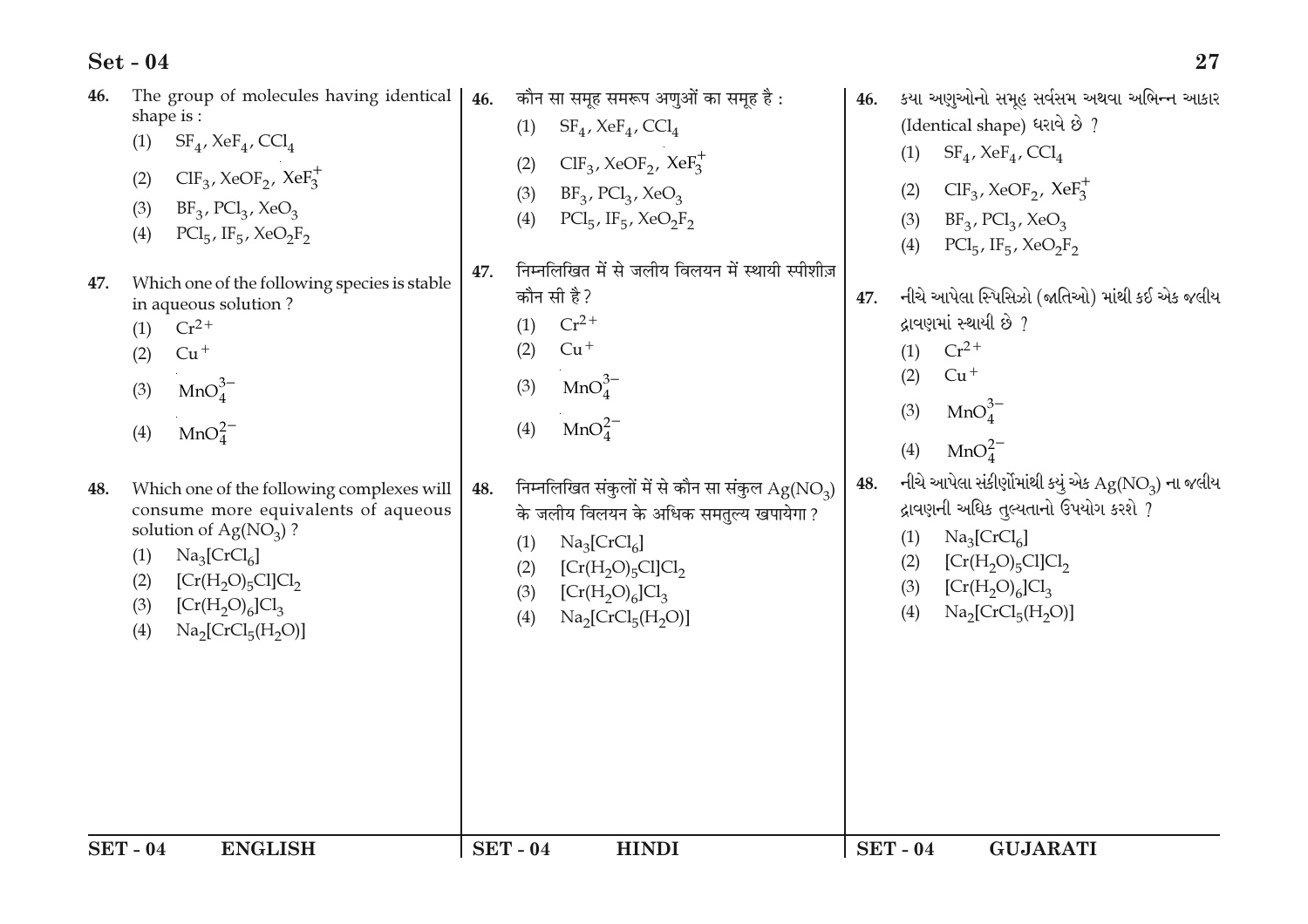**46.** The group of molecules having identical shape is :

(1) $SF_4$, $XeF_4$, $CCl_4$

(2) $ClF_3$, $XeOF_2$, $XeF_3^+$

(3) $BF_3$, $PCl_3$, $XeO_3$

(4) $PCl_5$, $IF_5$, $XeO_2F_2$

**47.** Which one of the following species is stable in aqueous solution ?

(1) $Cr^{2+}$

(2) $Cu^+$

(3) $MnO_4^{3-}$

(4) $MnO_4^{2-}$

**48.** Which one of the following complexes will consume more equivalents of aqueous solution of $Ag(NO_3)$ ?

(1) $Na_3[CrCl_6]$

(2) $[Cr(H_2O)_5Cl]Cl_2$

(3) $[Cr(H_2O)_6]Cl_3$

(4) $Na_2[CrCl_5(H_2O)]$

**46.** कौन सा समूह समरूप अणुओं का समूह है :

(1) $SF_4$, $XeF_4$, $CCl_4$

(2) $ClF_3$, $XeOF_2$, $XeF_3^+$

(3) $BF_3$, $PCl_3$, $XeO_3$

(4) $PCl_5$, $IF_5$, $XeO_2F_2$

**47.** निम्नलिखित में से जलीय विलयन में स्थायी स्पीशीज़ कौन सी है ?

(1) $Cr^{2+}$

(2) $Cu^+$

(3) $MnO_4^{3-}$

(4) $MnO_4^{2-}$

**48.** निम्नलिखित संकुलों में से कौन सा संकुल $Ag(NO_3)$ के जलीय विलयन के अधिक समतुल्य खपायेगा ?

(1) $Na_3[CrCl_6]$

(2) $[Cr(H_2O)_5Cl]Cl_2$

(3) $[Cr(H_2O)_6]Cl_3$

(4) $Na_2[CrCl_5(H_2O)]$

**46.** કયા અણુઓનો સમૂહ સર્વસમ અથવા અભિન્ન આકાર (Identical shape) ધરાવે છે ?

(1) $SF_4$, $XeF_4$, $CCl_4$

(2) $ClF_3$, $XeOF_2$, $XeF_3^+$

(3) $BF_3$, $PCl_3$, $XeO_3$

(4) $PCl_5$, $IF_5$, $XeO_2F_2$

**47.** નીચે આપેલા સ્પિસિઝો (જાતિઓ) માંથી કઈ એક જલીય દ્રાવણમાં સ્થાયી છે ?

(1) $Cr^{2+}$

(2) $Cu^+$

(3) $MnO_4^{3-}$

(4) $MnO_4^{2-}$

**48.** નીચે આપેલા સંકીર્ણોમાંથી ક્યું એક $Ag(NO_3)$ ના જલીય દ્રાવણની અધિક તુલ્યતાનો ઉપયોગ કરશે ?

(1) $Na_3[CrCl_6]$

(2) $[Cr(H_2O)_5Cl]Cl_2$

(3) $[Cr(H_2O)_6]Cl_3$

(4) $Na_2[CrCl_5(H_2O)]$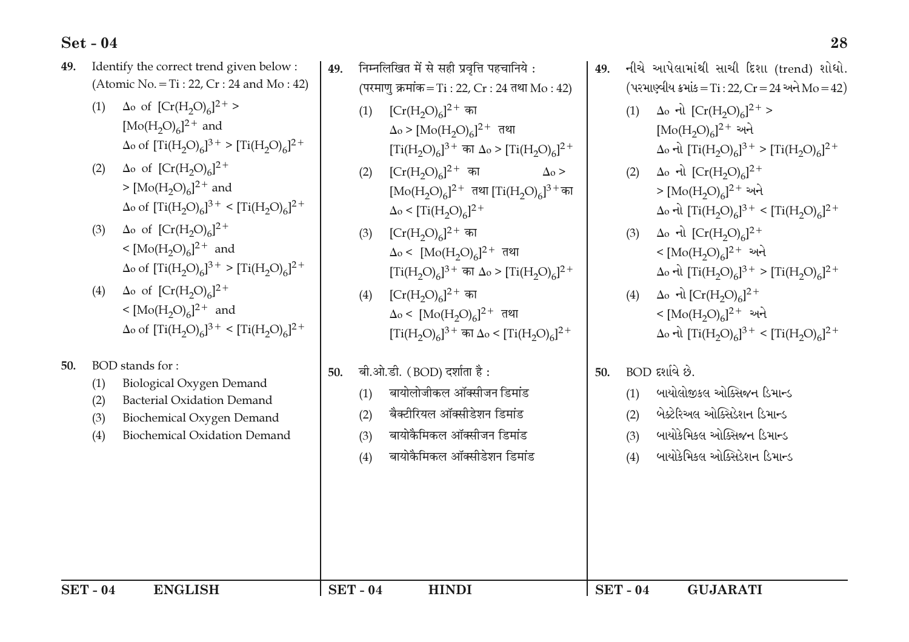49. Identify the correct trend given below :
(Atomic No. = Ti : 22, Cr : 24 and Mo : 42)

(1) Δo of $[Cr(H_2O)_6]^{2+}$ > $[Mo(H_2O)_6]^{2+}$ and Δo of $[Ti(H_2O)_6]^{3+}$ > $[Ti(H_2O)_6]^{2+}$

(2) Δo of $[Cr(H_2O)_6]^{2+}$ > $[Mo(H_2O)_6]^{2+}$ and Δo of $[Ti(H_2O)_6]^{3+}$ < $[Ti(H_2O)_6]^{2+}$

(3) Δo of $[Cr(H_2O)_6]^{2+}$ < $[Mo(H_2O)_6]^{2+}$ and Δo of $[Ti(H_2O)_6]^{3+}$ > $[Ti(H_2O)_6]^{2+}$

(4) Δo of $[Cr(H_2O)_6]^{2+}$ < $[Mo(H_2O)_6]^{2+}$ and Δo of $[Ti(H_2O)_6]^{3+}$ < $[Ti(H_2O)_6]^{2+}$

50. BOD stands for :

(1) Biological Oxygen Demand
(2) Bacterial Oxidation Demand
(3) Biochemical Oxygen Demand
(4) Biochemical Oxidation Demand

49. निम्नलिखित में से सही प्रवृत्ति पहचानिये :
(परमाणु क्रमांक = Ti : 22, Cr : 24 तथा Mo : 42)

(1) $[Cr(H_2O)_6]^{2+}$ का Δo > $[Mo(H_2O)_6]^{2+}$ तथा $[Ti(H_2O)_6]^{3+}$ का Δo > $[Ti(H_2O)_6]^{2+}$

(2) $[Cr(H_2O)_6]^{2+}$ का Δo > $[Mo(H_2O)_6]^{2+}$ तथा $[Ti(H_2O)_6]^{3+}$ का Δo < $[Ti(H_2O)_6]^{2+}$

(3) $[Cr(H_2O)_6]^{2+}$ का Δo < $[Mo(H_2O)_6]^{2+}$ तथा $[Ti(H_2O)_6]^{3+}$ का Δo > $[Ti(H_2O)_6]^{2+}$

(4) $[Cr(H_2O)_6]^{2+}$ का Δo < $[Mo(H_2O)_6]^{2+}$ तथा $[Ti(H_2O)_6]^{3+}$ का Δo < $[Ti(H_2O)_6]^{2+}$

50. बी.ओ.डी. (BOD) दर्शाता है :

(1) बायोलोजीकल ऑक्सीजन डिमांड
(2) बैक्टीरियल ऑक्सीडेशन डिमांड
(3) बायोकैमिकल ऑक्सीजन डिमांड
(4) बायोकैमिकल ऑक्सीडेशन डिमांड

49. નીચે આપેલામાંથી સાચી દિશા (trend) શોધો.
(પરમાણ્વીય ક્રમાંક = Ti : 22, Cr = 24 અને Mo = 42)

(1) Δo નો $[Cr(H_2O)_6]^{2+}$ > $[Mo(H_2O)_6]^{2+}$ અને Δo નો $[Ti(H_2O)_6]^{3+}$ > $[Ti(H_2O)_6]^{2+}$

(2) Δo નો $[Cr(H_2O)_6]^{2+}$ > $[Mo(H_2O)_6]^{2+}$ અને Δo નો $[Ti(H_2O)_6]^{3+}$ < $[Ti(H_2O)_6]^{2+}$

(3) Δo નો $[Cr(H_2O)_6]^{2+}$ < $[Mo(H_2O)_6]^{2+}$ અને Δo નો $[Ti(H_2O)_6]^{3+}$ > $[Ti(H_2O)_6]^{2+}$

(4) Δo નો $[Cr(H_2O)_6]^{2+}$ < $[Mo(H_2O)_6]^{2+}$ અને Δo નો $[Ti(H_2O)_6]^{3+}$ < $[Ti(H_2O)_6]^{2+}$

50. BOD દર્શાવે છે.

(1) બાયોલોજીકલ ઓક્સિજન ડિમાન્ડ
(2) બેક્ટેરિઅલ ઓક્સિડેશન ડિમાન્ડ
(3) બાયોકેમિકલ ઓક્સિજન ડિમાન્ડ
(4) બાયોકેમિકલ ઓક્સિડેશન ડિમાન્ડ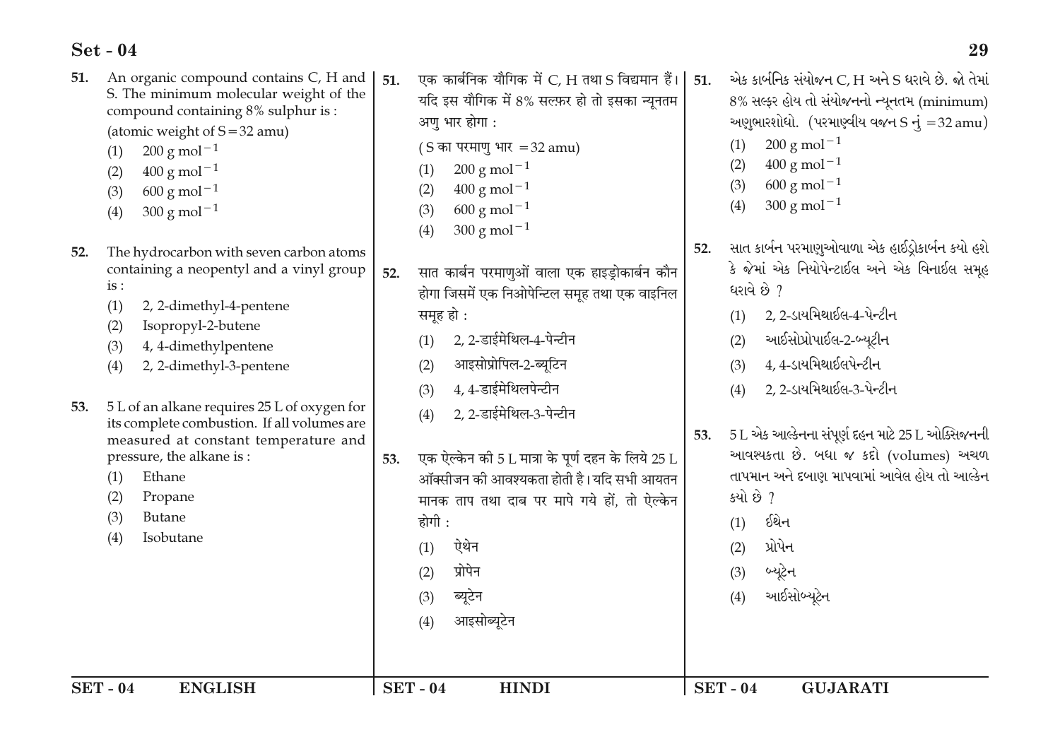**51.** An organic compound contains C, H and S. The minimum molecular weight of the compound containing 8% sulphur is :

(atomic weight of S = 32 amu)

(1) 200 g $mol^{-1}$
(2) 400 g $mol^{-1}$
(3) 600 g $mol^{-1}$
(4) 300 g $mol^{-1}$

**52.** The hydrocarbon with seven carbon atoms containing a neopentyl and a vinyl group is :

(1) 2, 2-dimethyl-4-pentene
(2) Isopropyl-2-butene
(3) 4, 4-dimethylpentene
(4) 2, 2-dimethyl-3-pentene

**53.** 5 L of an alkane requires 25 L of oxygen for its complete combustion. If all volumes are measured at constant temperature and pressure, the alkane is :

(1) Ethane
(2) Propane
(3) Butane
(4) Isobutane

**51.** एक कार्बनिक यौगिक में C, H तथा S विद्यमान हैं। यदि इस यौगिक में 8% सल्फ़र हो तो इसका न्यूनतम अणु भार होगा :

( S का परमाणु भार = 32 amu)

(1) 200 g $mol^{-1}$
(2) 400 g $mol^{-1}$
(3) 600 g $mol^{-1}$
(4) 300 g $mol^{-1}$

**52.** सात कार्बन परमाणुओं वाला एक हाइड्रोकार्बन कौन होगा जिसमें एक निओपेन्टिल समूह तथा एक वाइनिल समूह हो :

(1) 2, 2-डाईमेथिल-4-पेन्टीन
(2) आइसोप्रोपिल-2-ब्यूटिन
(3) 4, 4-डाईमेथिलपेन्टीन
(4) 2, 2-डाईमेथिल-3-पेन्टीन

**53.** एक ऐल्केन की 5 L मात्रा के पूर्ण दहन के लिये 25 L ऑक्सीजन की आवश्यकता होती है। यदि सभी आयतन मानक ताप तथा दाब पर मापे गये हों, तो ऐल्केन होगी :

(1) ऐथेन
(2) प्रोपेन
(3) ब्यूटेन
(4) आइसोब्यूटेन

**51.** એક કાર્બનિક સંયોજન C, H અને S ધરાવે છે. જો તેમાં 8% સલ્ફર હોય તો સંયોજનનો ન્યૂનતમ (minimum) અણુભારશોધો. (પરમાણ્વીય વજન S નું = 32 amu)

(1) 200 g $mol^{-1}$
(2) 400 g $mol^{-1}$
(3) 600 g $mol^{-1}$
(4) 300 g $mol^{-1}$

**52.** સાત કાર્બન પરમાણુઓવાળા એક હાઈડ્રોકાર્બન કયો હશે કે જેમાં એક નિયોપેન્ટાઈલ અને એક વિનાઈલ સમૂહ ધરાવે છે ?

(1) 2, 2-ડાયમિથાઈલ-4-પેન્ટીન
(2) આઈસોપ્રોપાઈલ-2-બ્યૂટીન
(3) 4, 4-ડાયમિથાઈલપેન્ટીન
(4) 2, 2-ડાયમિથાઈલ-3-પેન્ટીન

**53.** 5 L એક આલ્કેનના સંપૂર્ણ દહન માટે 25 L ઓક્સિજનની આવશ્યકતા છે. બધા જ કદો (volumes) અચળ તાપમાન અને દબાણ માપવામાં આવેલ હોય તો આલ્કેન કયો છે ?

(1) ઈથેન
(2) પ્રોપેન
(3) બ્યૂટેન
(4) આઈસોબ્યૂટેન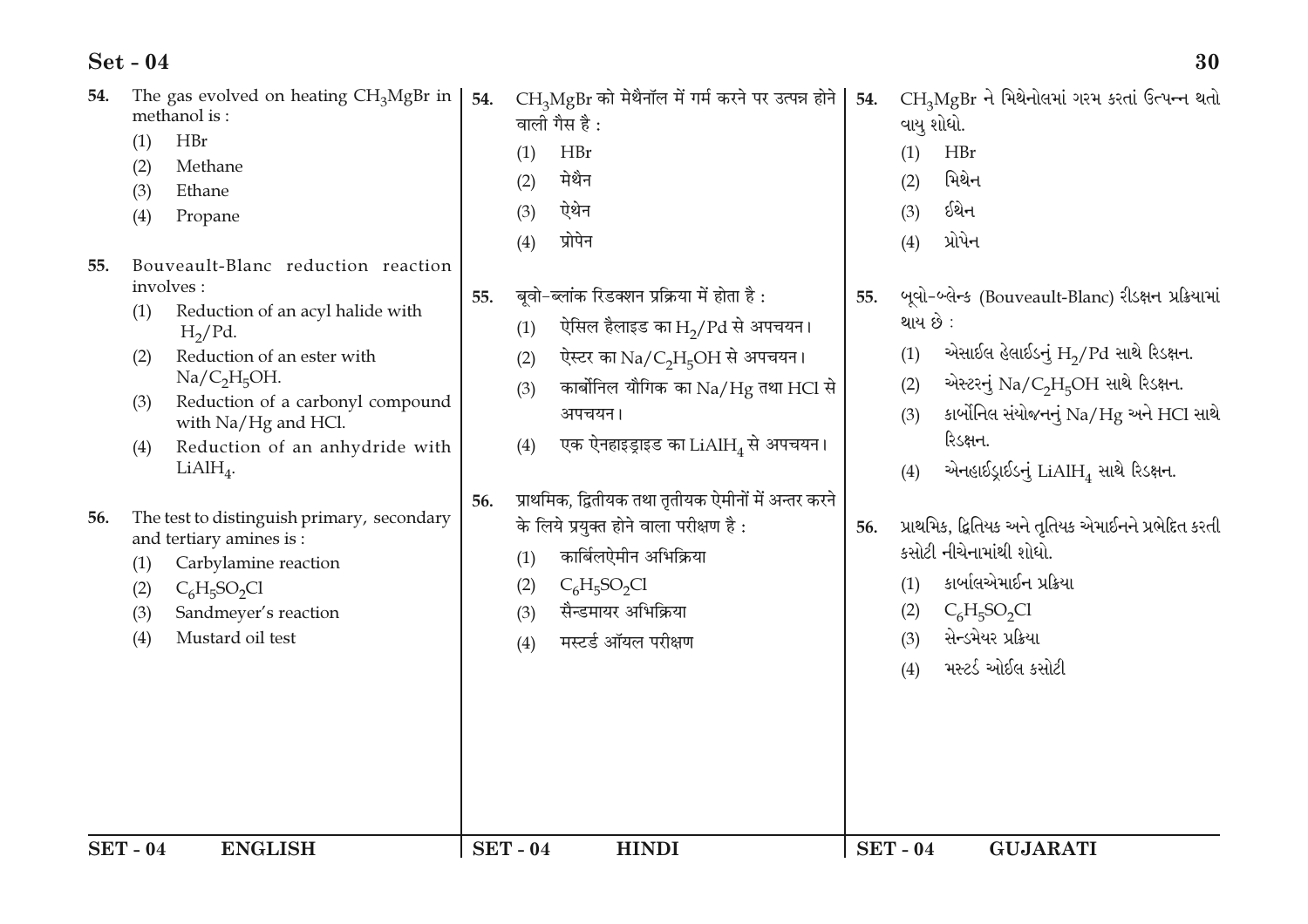54. The gas evolved on heating $CH_3MgBr$ in methanol is :

(1) HBr
(2) Methane
(3) Ethane
(4) Propane

55. Bouveault-Blanc reduction reaction involves :

(1) Reduction of an acyl halide with $H_2/Pd$.
(2) Reduction of an ester with $Na/C_2H_5OH$.
(3) Reduction of a carbonyl compound with Na/Hg and HCl.
(4) Reduction of an anhydride with $LiAlH_4$.

56. The test to distinguish primary, secondary and tertiary amines is :

(1) Carbylamine reaction
(2) $C_6H_5SO_2Cl$
(3) Sandmeyer's reaction
(4) Mustard oil test

54. $CH_3MgBr$ को मेथैनॉल में गर्म करने पर उत्पन्न होने वाली गैस है :

(1) HBr
(2) मेथैन
(3) ऐथेन
(4) प्रोपेन

55. बूवो-ब्लांक रिडक्शन प्रक्रिया में होता है :

(1) ऐसिल हैलाइड का $H_2/Pd$ से अपचयन।
(2) ऐस्टर का $Na/C_2H_5OH$ से अपचयन।
(3) कार्बोनिल यौगिक का Na/Hg तथा HCl से अपचयन।
(4) एक ऐनहाइड्राइड का $LiAlH_4$ से अपचयन।

56. प्राथमिक, द्वितीयक तथा तृतीयक ऐमीनों में अन्तर करने के लिये प्रयुक्त होने वाला परीक्षण है :

(1) कार्बिलऐमीन अभिक्रिया
(2) $C_6H_5SO_2Cl$
(3) सैन्डमायर अभिक्रिया
(4) मस्टर्ड ऑयल परीक्षण

54. $CH_3MgBr$ ને મિથેનોલમાં ગરમ કરતાં ઉત્પન્ન થતો વાયુ શોધો.

(1) HBr
(2) મિથેન
(3) ઈથેન
(4) પ્રોપેન

55. બૂવો-બ્લેન્ક (Bouveault-Blanc) રીડક્શન પ્રક્રિયામાં થાય છે :

(1) એસાઈલ હેલાઈડનું $H_2/Pd$ સાથે રિડક્ષન.
(2) એસ્ટરનું $Na/C_2H_5OH$ સાથે રિડક્ષન.
(3) કાર્બોનિલ સંયોજનનું Na/Hg અને HCl સાથે રિડક્ષન.
(4) એનહાઈડ્રાઈડનું $LiAlH_4$ સાથે રિડક્ષન.

56. પ્રાથમિક, દ્વિતિયક અને તૃતિયક એમાઈનને પ્રભેદિત કરતી કસોટી નીચેનામાંથી શોધો.

(1) કાર્બાલએમાઈન પ્રક્રિયા
(2) $C_6H_5SO_2Cl$
(3) સેન્ડમેયર પ્રક્રિયા
(4) મસ્ટર્ડ ઓઈલ કસોટી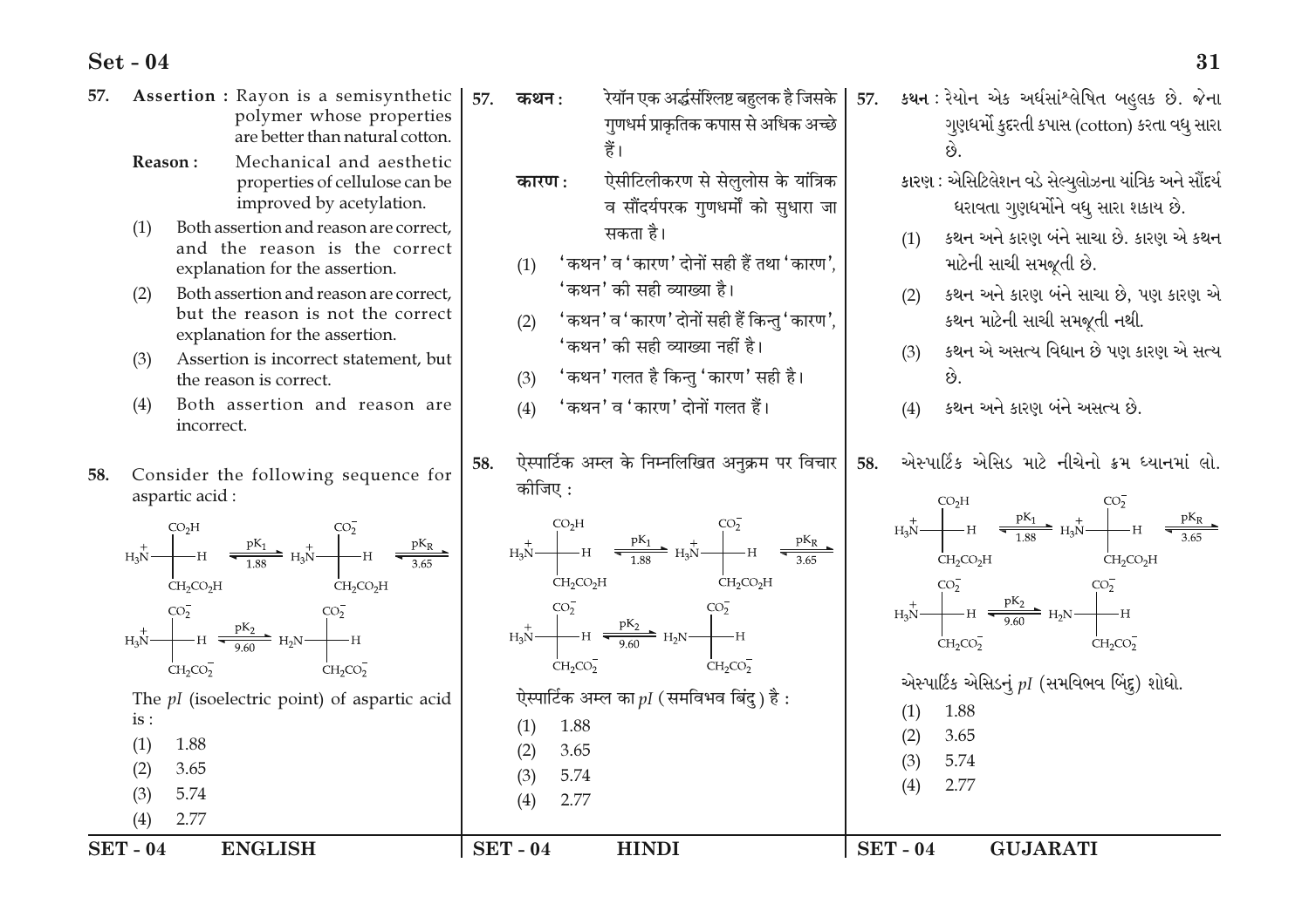57. **Assertion :** Rayon is a semisynthetic polymer whose properties are better than natural cotton.

**Reason :** Mechanical and aesthetic properties of cellulose can be improved by acetylation.

(1) Both assertion and reason are correct, and the reason is the correct explanation for the assertion.

(2) Both assertion and reason are correct, but the reason is not the correct explanation for the assertion.

(3) Assertion is incorrect statement, but the reason is correct.

(4) Both assertion and reason are incorrect.

58. Consider the following sequence for aspartic acid :

$$H_3\overset{+}{N}-CH(CO_2H)(CH_2CO_2H) \underset{1.88}{\overset{pK_1}{\rightleftharpoons}} H_3\overset{+}{N}-CH(CO_2^-)(CH_2CO_2H) \underset{3.65}{\overset{pK_R}{\rightleftharpoons}}$$

$$H_3\overset{+}{N}-CH(CO_2^-)(CH_2CO_2^-) \underset{9.60}{\overset{pK_2}{\rightleftharpoons}} H_2N-CH(CO_2^-)(CH_2CO_2^-)$$

The *pI* (isoelectric point) of aspartic acid is :

(1) 1.88

(2) 3.65

(3) 5.74

(4) 2.77

57. **कथन :** रेयॉन एक अर्द्धसंश्लिष्ट बहुलक है जिसके गुणधर्म प्राकृतिक कपास से अधिक अच्छे हैं।

**कारण :** ऐसीटिलीकरण से सेलुलोस के यांत्रिक व सौंदर्यपरक गुणधर्मों को सुधारा जा सकता है।

(1) 'कथन' व 'कारण' दोनों सही हैं तथा 'कारण', 'कथन' की सही व्याख्या है।

(2) 'कथन' व 'कारण' दोनों सही हैं किन्तु 'कारण', 'कथन' की सही व्याख्या नहीं है।

(3) 'कथन' गलत है किन्तु 'कारण' सही है।

(4) 'कथन' व 'कारण' दोनों गलत हैं।

58. ऐस्पार्टिक अम्ल के निम्नलिखित अनुक्रम पर विचार कीजिए :

$$H_3\overset{+}{N}-CH(CO_2H)(CH_2CO_2H) \underset{1.88}{\overset{pK_1}{\rightleftharpoons}} H_3\overset{+}{N}-CH(CO_2^-)(CH_2CO_2H) \underset{3.65}{\overset{pK_R}{\rightleftharpoons}}$$

$$H_3\overset{+}{N}-CH(CO_2^-)(CH_2CO_2^-) \underset{9.60}{\overset{pK_2}{\rightleftharpoons}} H_2N-CH(CO_2^-)(CH_2CO_2^-)$$

ऐस्पार्टिक अम्ल का *pI* (समविभव बिंदु) है :

(1) 1.88

(2) 3.65

(3) 5.74

(4) 2.77

57. **કથન :** રેયોન એક અર્ધસાંશ્લેષિત બહુલક છે. જેના ગુણધર્મો કુદરતી કપાસ (cotton) કરતા વધુ સારા છે.

**કારણ :** એસિટિલેશન વડે સેલ્યુલોઝના યાંત્રિક અને સૌંદર્ય ધરાવતા ગુણધર્મોને વધુ સારા શકાય છે.

(1) કથન અને કારણ બંને સાચા છે. કારણ એ કથન માટેની સાચી સમજૂતી છે.

(2) કથન અને કારણ બંને સાચા છે, પણ કારણ એ કથન માટેની સાચી સમજૂતી નથી.

(3) કથન એ અસત્ય વિધાન છે પણ કારણ એ સત્ય છે.

(4) કથન અને કારણ બંને અસત્ય છે.

58. એસ્પાર્ટિક એસિડ માટે નીચેનો ક્રમ ધ્યાનમાં લો.

$$H_3\overset{+}{N}-CH(CO_2H)(CH_2CO_2H) \underset{1.88}{\overset{pK_1}{\rightleftharpoons}} H_3\overset{+}{N}-CH(CO_2^-)(CH_2CO_2H) \underset{3.65}{\overset{pK_R}{\rightleftharpoons}}$$

$$H_3\overset{+}{N}-CH(CO_2^-)(CH_2CO_2^-) \underset{9.60}{\overset{pK_2}{\rightleftharpoons}} H_2N-CH(CO_2^-)(CH_2CO_2^-)$$

એસ્પાર્ટિક એસિડનું *pI* (સમવિભવ બિંદુ) શોધો.

(1) 1.88

(2) 3.65

(3) 5.74

(4) 2.77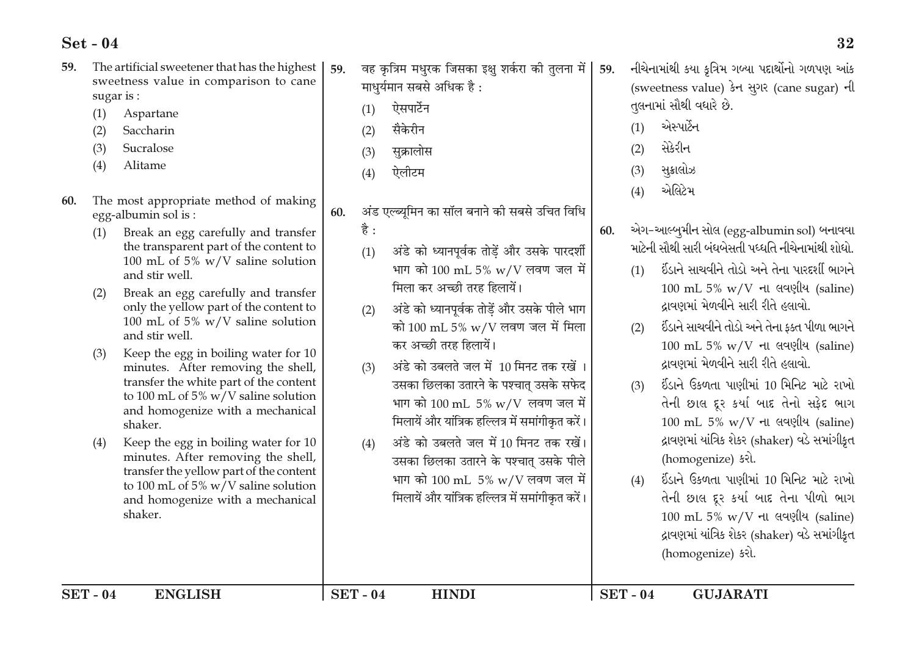59. The artificial sweetener that has the highest sweetness value in comparison to cane sugar is :

(1) Aspartane
(2) Saccharin
(3) Sucralose
(4) Alitame

60. The most appropriate method of making egg-albumin sol is :

(1) Break an egg carefully and transfer the transparent part of the content to 100 mL of 5% w/V saline solution and stir well.
(2) Break an egg carefully and transfer only the yellow part of the content to 100 mL of 5% w/V saline solution and stir well.
(3) Keep the egg in boiling water for 10 minutes. After removing the shell, transfer the white part of the content to 100 mL of 5% w/V saline solution and homogenize with a mechanical shaker.
(4) Keep the egg in boiling water for 10 minutes. After removing the shell, transfer the yellow part of the content to 100 mL of 5% w/V saline solution and homogenize with a mechanical shaker.

59. वह कृत्रिम मधुरक जिसका इक्षु शर्करा की तुलना में माधुर्यमान सबसे अधिक है :

(1) ऐसपार्टेन
(2) सैकेरीन
(3) सुक्रालोस
(4) ऐलीटम

60. अंड एल्ब्यूमिन का सॉल बनाने की सबसे उचित विधि है :

(1) अंडे को ध्यानपूर्वक तोड़ें और उसके पारदर्शी भाग को 100 mL 5% w/V लवण जल में मिला कर अच्छी तरह हिलायें।
(2) अंडे को ध्यानपूर्वक तोड़ें और उसके पीले भाग को 100 mL 5% w/V लवण जल में मिला कर अच्छी तरह हिलायें।
(3) अंडे को उबलते जल में 10 मिनट तक रखें । उसका छिलका उतारने के पश्चात् उसके सफेद भाग को 100 mL 5% w/V लवण जल में मिलायें और यांत्रिक हल्लित्र में समांगीकृत करें।
(4) अंडे को उबलते जल में 10 मिनट तक रखें। उसका छिलका उतारने के पश्चात् उसके पीले भाग को 100 mL 5% w/V लवण जल में मिलायें और यांत्रिक हल्लित्र में समांगीकृत करें।

59. નીચેનામાંથી ક્યા કૃત્રિમ ગળ્યા પદાર્થોનો ગળપણ આંક (sweetness value) કેન સુગર (cane sugar) ની તુલનામાં સૌથી વધારે છે.

(1) એસ્પાર્ટેન
(2) સેકેરીન
(3) સુક્રાલોઝ
(4) એલિટેમ

60. એગ-આલ્બુમીન સોલ (egg-albumin sol) બનાવવા માટેની સૌથી સારી બંધબેસતી પધ્ધતિ નીચેનામાંથી શોધો.

(1) ઈંડાને સાચવીને તોડો અને તેના પારદર્શી ભાગને 100 mL 5% w/V ના લવણીય (saline) દ્રાવણમાં મેળવીને સારી રીતે હલાવો.
(2) ઈંડાને સાચવીને તોડો અને તેના ફક્ત પીળા ભાગને 100 mL 5% w/V ના લવણીય (saline) દ્રાવણમાં મેળવીને સારી રીતે હલાવો.
(3) ઈંડાને ઉકળતા પાણીમાં 10 મિનિટ માટે રાખો તેની છાલ દૂર કર્યા બાદ તેનો સફેદ ભાગ 100 mL 5% w/V ના લવણીય (saline) દ્રાવણમાં યાંત્રિક શેકર (shaker) વડે સમાંગીકૃત (homogenize) કરો.
(4) ઈંડાને ઉકળતા પાણીમાં 10 મિનિટ માટે રાખો તેની છાલ દૂર કર્યા બાદ તેનો પીળો ભાગ 100 mL 5% w/V ના લવણીય (saline) દ્રાવણમાં યાંત્રિક શેકર (shaker) વડે સમાંગીકૃત (homogenize) કરો.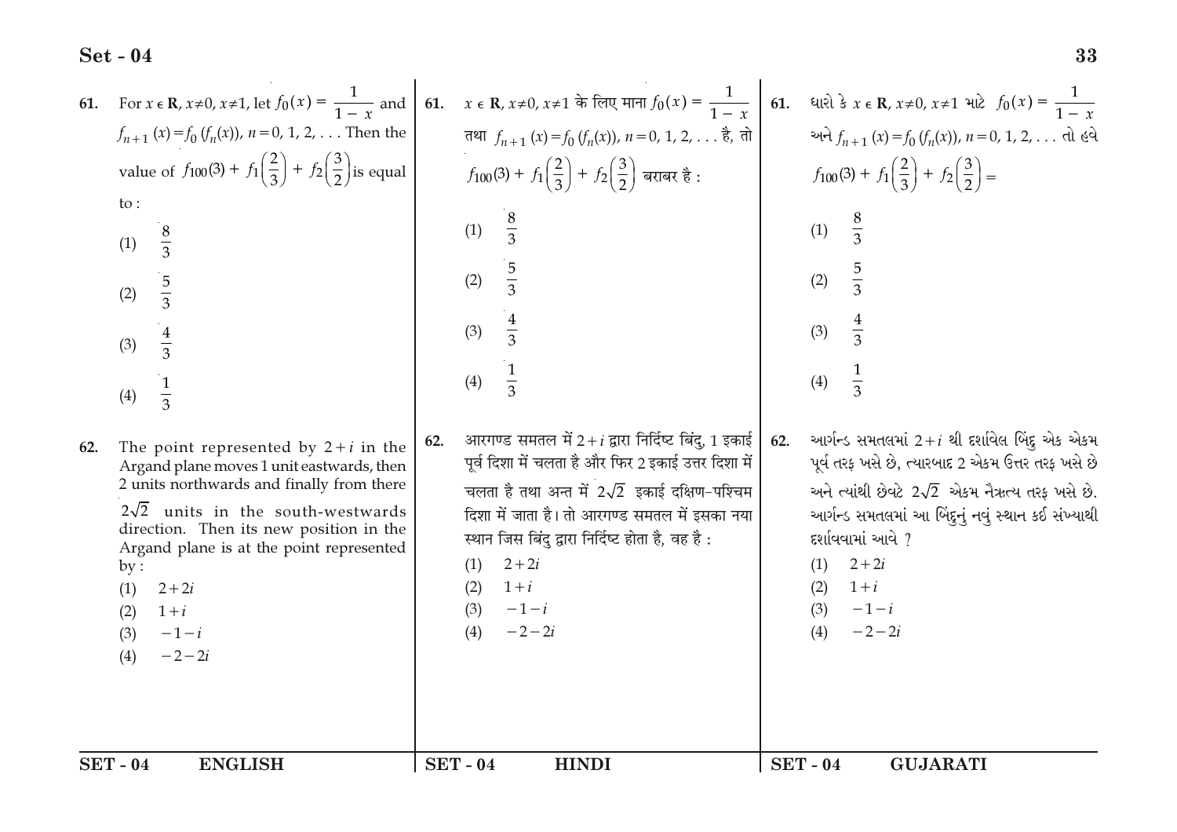61. For $x \in \mathbf{R}$, $x \neq 0$, $x \neq 1$, let $f_0(x) = \dfrac{1}{1-x}$ and $f_{n+1}(x) = f_0(f_n(x))$, $n = 0, 1, 2, \ldots$ Then the value of $f_{100}(3) + f_1\left(\dfrac{2}{3}\right) + f_2\left(\dfrac{3}{2}\right)$ is equal to :

(1) $\dfrac{8}{3}$

(2) $\dfrac{5}{3}$

(3) $\dfrac{4}{3}$

(4) $\dfrac{1}{3}$

62. The point represented by $2+i$ in the Argand plane moves 1 unit eastwards, then 2 units northwards and finally from there $2\sqrt{2}$ units in the south-westwards direction. Then its new position in the Argand plane is at the point represented by :

(1) $2+2i$

(2) $1+i$

(3) $-1-i$

(4) $-2-2i$

61. $x \in \mathbf{R}$, $x \neq 0$, $x \neq 1$ के लिए माना $f_0(x) = \dfrac{1}{1-x}$ तथा $f_{n+1}(x) = f_0(f_n(x))$, $n = 0, 1, 2, \ldots$ है, तो $f_{100}(3) + f_1\left(\dfrac{2}{3}\right) + f_2\left(\dfrac{3}{2}\right)$ बराबर है :

(1) $\dfrac{8}{3}$

(2) $\dfrac{5}{3}$

(3) $\dfrac{4}{3}$

(4) $\dfrac{1}{3}$

62. आरगण्ड समतल में $2+i$ द्वारा निर्दिष्ट बिंदु, 1 इकाई पूर्व दिशा में चलता है और फिर 2 इकाई उत्तर दिशा में चलता है तथा अन्त में $2\sqrt{2}$ इकाई दक्षिण-पश्चिम दिशा में जाता है। तो आरगण्ड समतल में इसका नया स्थान जिस बिंदु द्वारा निर्दिष्ट होता है, वह है :

(1) $2+2i$

(2) $1+i$

(3) $-1-i$

(4) $-2-2i$

61. ધારો કે $x \in \mathbf{R}$, $x \neq 0$, $x \neq 1$ માટે $f_0(x) = \dfrac{1}{1-x}$ અને $f_{n+1}(x) = f_0(f_n(x))$, $n = 0, 1, 2, \ldots$ તો હવે $f_{100}(3) + f_1\left(\dfrac{2}{3}\right) + f_2\left(\dfrac{3}{2}\right) =$

(1) $\dfrac{8}{3}$

(2) $\dfrac{5}{3}$

(3) $\dfrac{4}{3}$

(4) $\dfrac{1}{3}$

62. આર્ગન્ડ સમતલમાં $2+i$ થી દર્શાવેલ બિંદુ એક એકમ પૂર્વ તરફ ખસે છે, ત્યારબાદ 2 એકમ ઉત્તર તરફ ખસે છે અને ત્યાંથી છેવટે $2\sqrt{2}$ એકમ નૈઋત્ય તરફ ખસે છે. આર્ગન્ડ સમતલમાં આ બિંદુનું નવું સ્થાન કઈ સંખ્યાથી દર્શાવવામાં આવે ?

(1) $2+2i$

(2) $1+i$

(3) $-1-i$

(4) $-2-2i$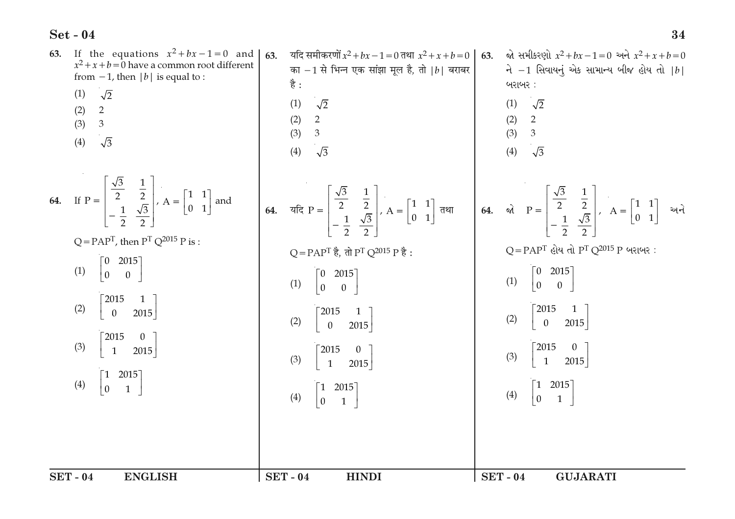**63.** If the equations $x^2+bx-1=0$ and $x^2+x+b=0$ have a common root different from $-1$, then $|b|$ is equal to :

(1) $\sqrt{2}$

(2) 2

(3) 3

(4) $\sqrt{3}$

**64.** If $P = \begin{bmatrix} \frac{\sqrt{3}}{2} & \frac{1}{2} \\ -\frac{1}{2} & \frac{\sqrt{3}}{2} \end{bmatrix}$, $A = \begin{bmatrix} 1 & 1 \\ 0 & 1 \end{bmatrix}$ and $Q = PAP^T$, then $P^T Q^{2015} P$ is :

(1) $\begin{bmatrix} 0 & 2015 \\ 0 & 0 \end{bmatrix}$

(2) $\begin{bmatrix} 2015 & 1 \\ 0 & 2015 \end{bmatrix}$

(3) $\begin{bmatrix} 2015 & 0 \\ 1 & 2015 \end{bmatrix}$

(4) $\begin{bmatrix} 1 & 2015 \\ 0 & 1 \end{bmatrix}$

**63.** यदि समीकरणों $x^2+bx-1=0$ तथा $x^2+x+b=0$ का $-1$ से भिन्न एक सांझा मूल है, तो $|b|$ बराबर है :

(1) $\sqrt{2}$

(2) 2

(3) 3

(4) $\sqrt{3}$

**64.** यदि $P = \begin{bmatrix} \frac{\sqrt{3}}{2} & \frac{1}{2} \\ -\frac{1}{2} & \frac{\sqrt{3}}{2} \end{bmatrix}$, $A = \begin{bmatrix} 1 & 1 \\ 0 & 1 \end{bmatrix}$ तथा $Q = PAP^T$ है, तो $P^T Q^{2015} P$ है :

(1) $\begin{bmatrix} 0 & 2015 \\ 0 & 0 \end{bmatrix}$

(2) $\begin{bmatrix} 2015 & 1 \\ 0 & 2015 \end{bmatrix}$

(3) $\begin{bmatrix} 2015 & 0 \\ 1 & 2015 \end{bmatrix}$

(4) $\begin{bmatrix} 1 & 2015 \\ 0 & 1 \end{bmatrix}$

**63.** જો સમીકરણો $x^2+bx-1=0$ અને $x^2+x+b=0$ ને $-1$ સિવાયનું એક સામાન્ય બીજ હોય તો $|b|$ બરાબર :

(1) $\sqrt{2}$

(2) 2

(3) 3

(4) $\sqrt{3}$

**64.** જો $P = \begin{bmatrix} \frac{\sqrt{3}}{2} & \frac{1}{2} \\ -\frac{1}{2} & \frac{\sqrt{3}}{2} \end{bmatrix}$, $A = \begin{bmatrix} 1 & 1 \\ 0 & 1 \end{bmatrix}$ અને $Q = PAP^T$ હોય તો $P^T Q^{2015} P$ બરાબર :

(1) $\begin{bmatrix} 0 & 2015 \\ 0 & 0 \end{bmatrix}$

(2) $\begin{bmatrix} 2015 & 1 \\ 0 & 2015 \end{bmatrix}$

(3) $\begin{bmatrix} 2015 & 0 \\ 1 & 2015 \end{bmatrix}$

(4) $\begin{bmatrix} 1 & 2015 \\ 0 & 1 \end{bmatrix}$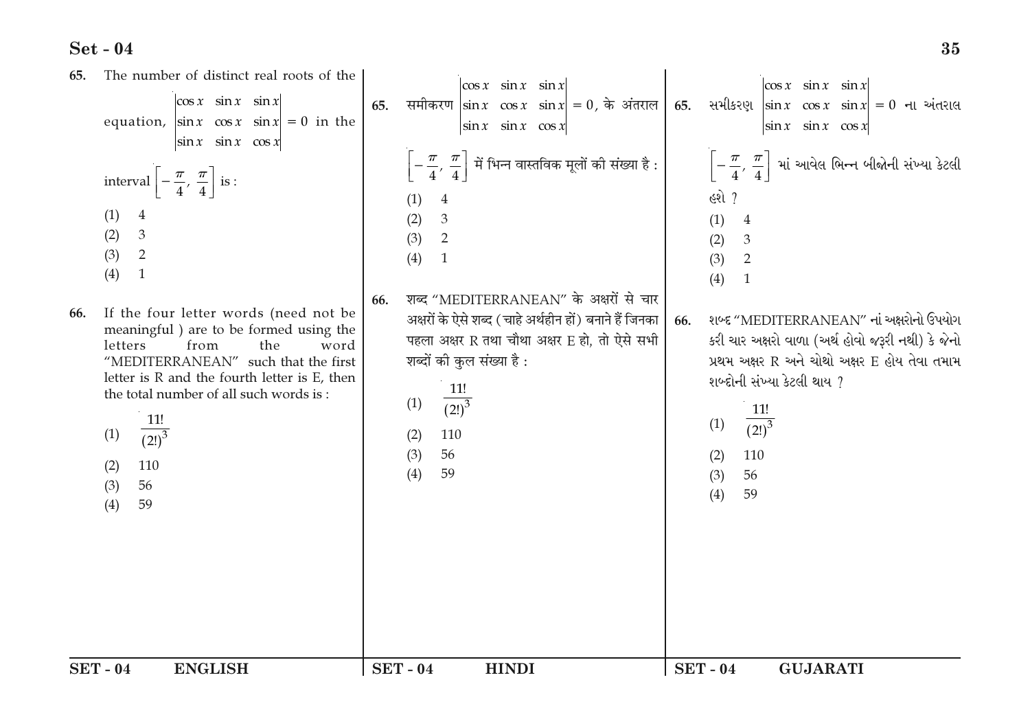65. The number of distinct real roots of the equation, $\begin{vmatrix} \cos x & \sin x & \sin x \\ \sin x & \cos x & \sin x \\ \sin x & \sin x & \cos x \end{vmatrix} = 0$ in the interval $\left[-\frac{\pi}{4}, \frac{\pi}{4}\right]$ is :

(1) 4
(2) 3
(3) 2
(4) 1

66. If the four letter words (need not be meaningful ) are to be formed using the letters from the word "MEDITERRANEAN" such that the first letter is R and the fourth letter is E, then the total number of all such words is :

(1) $\frac{11!}{(2!)^3}$
(2) 110
(3) 56
(4) 59

65. समीकरण $\begin{vmatrix} \cos x & \sin x & \sin x \\ \sin x & \cos x & \sin x \\ \sin x & \sin x & \cos x \end{vmatrix} = 0$, के अंतराल $\left[-\frac{\pi}{4}, \frac{\pi}{4}\right]$ में भिन्न वास्तविक मूलों की संख्या है :

(1) 4
(2) 3
(3) 2
(4) 1

66. शब्द "MEDITERRANEAN" के अक्षरों से चार अक्षरों के ऐसे शब्द (चाहे अर्थहीन हों) बनाने हैं जिनका पहला अक्षर R तथा चौथा अक्षर E हो, तो ऐसे सभी शब्दों की कुल संख्या है :

(1) $\frac{11!}{(2!)^3}$
(2) 110
(3) 56
(4) 59

65. સમીકરણ $\begin{vmatrix} \cos x & \sin x & \sin x \\ \sin x & \cos x & \sin x \\ \sin x & \sin x & \cos x \end{vmatrix} = 0$ ના અંતરાલ $\left[-\frac{\pi}{4}, \frac{\pi}{4}\right]$ માં આવેલ ભિન્ન બીજોની સંખ્યા કેટલી હશે ?

(1) 4
(2) 3
(3) 2
(4) 1

66. શબ્દ "MEDITERRANEAN" નાં અક્ષરોનો ઉપયોગ કરી ચાર અક્ષરો વાળા (અર્થ હોવો જરૂરી નથી) કે જેનો પ્રથમ અક્ષર R અને ચોથો અક્ષર E હોય તેવા તમામ શબ્દોની સંખ્યા કેટલી થાય ?

(1) $\frac{11!}{(2!)^3}$
(2) 110
(3) 56
(4) 59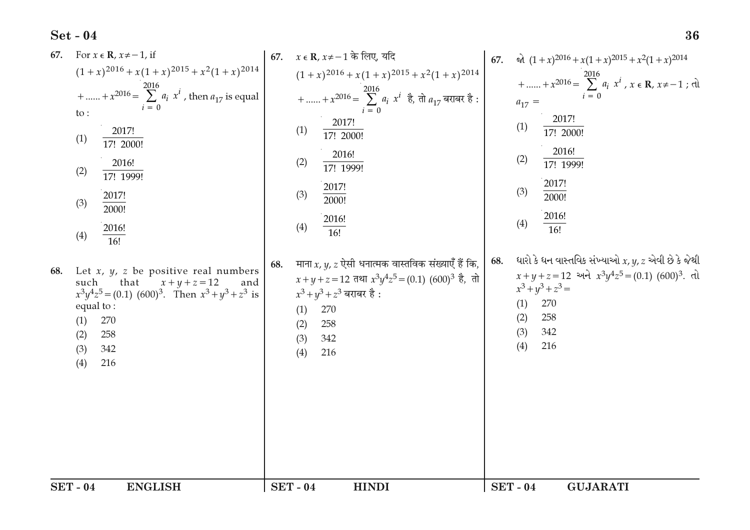**67.** For $x \in \mathbf{R}$, $x \neq -1$, if

$(1+x)^{2016} + x(1+x)^{2015} + x^2(1+x)^{2014} + ...... + x^{2016} = \sum_{i=0}^{2016} a_i \, x^i$, then $a_{17}$ is equal to :

(1) $\dfrac{2017!}{17! \; 2000!}$

(2) $\dfrac{2016!}{17! \; 1999!}$

(3) $\dfrac{2017!}{2000!}$

(4) $\dfrac{2016!}{16!}$

**68.** Let $x$, $y$, $z$ be positive real numbers such that $x+y+z=12$ and $x^3y^4z^5 = (0.1)\;(600)^3$. Then $x^3+y^3+z^3$ is equal to :

(1) 270

(2) 258

(3) 342

(4) 216

**67.** $x \in \mathbf{R}$, $x \neq -1$ के लिए, यदि

$(1+x)^{2016} + x(1+x)^{2015} + x^2(1+x)^{2014} + ...... + x^{2016} = \sum_{i=0}^{2016} a_i \, x^i$ है, तो $a_{17}$ बराबर है :

(1) $\dfrac{2017!}{17! \; 2000!}$

(2) $\dfrac{2016!}{17! \; 1999!}$

(3) $\dfrac{2017!}{2000!}$

(4) $\dfrac{2016!}{16!}$

**68.** माना $x$, $y$, $z$ ऐसी धनात्मक वास्तविक संख्याएँ हैं कि, $x+y+z=12$ तथा $x^3y^4z^5 = (0.1)\;(600)^3$ है, तो $x^3+y^3+z^3$ बराबर है :

(1) 270

(2) 258

(3) 342

(4) 216

**67.** જો $(1+x)^{2016} + x(1+x)^{2015} + x^2(1+x)^{2014} + ...... + x^{2016} = \sum_{i=0}^{2016} a_i \, x^i$, $x \in \mathbf{R}$, $x \neq -1$ ; તો $a_{17} =$

(1) $\dfrac{2017!}{17! \; 2000!}$

(2) $\dfrac{2016!}{17! \; 1999!}$

(3) $\dfrac{2017!}{2000!}$

(4) $\dfrac{2016!}{16!}$

**68.** ધારો કે ધન વાસ્તવિક સંખ્યાઓ $x$, $y$, $z$ એવી છે કે જેથી $x+y+z=12$ અને $x^3y^4z^5 = (0.1)\;(600)^3$. તો $x^3+y^3+z^3 =$

(1) 270

(2) 258

(3) 342

(4) 216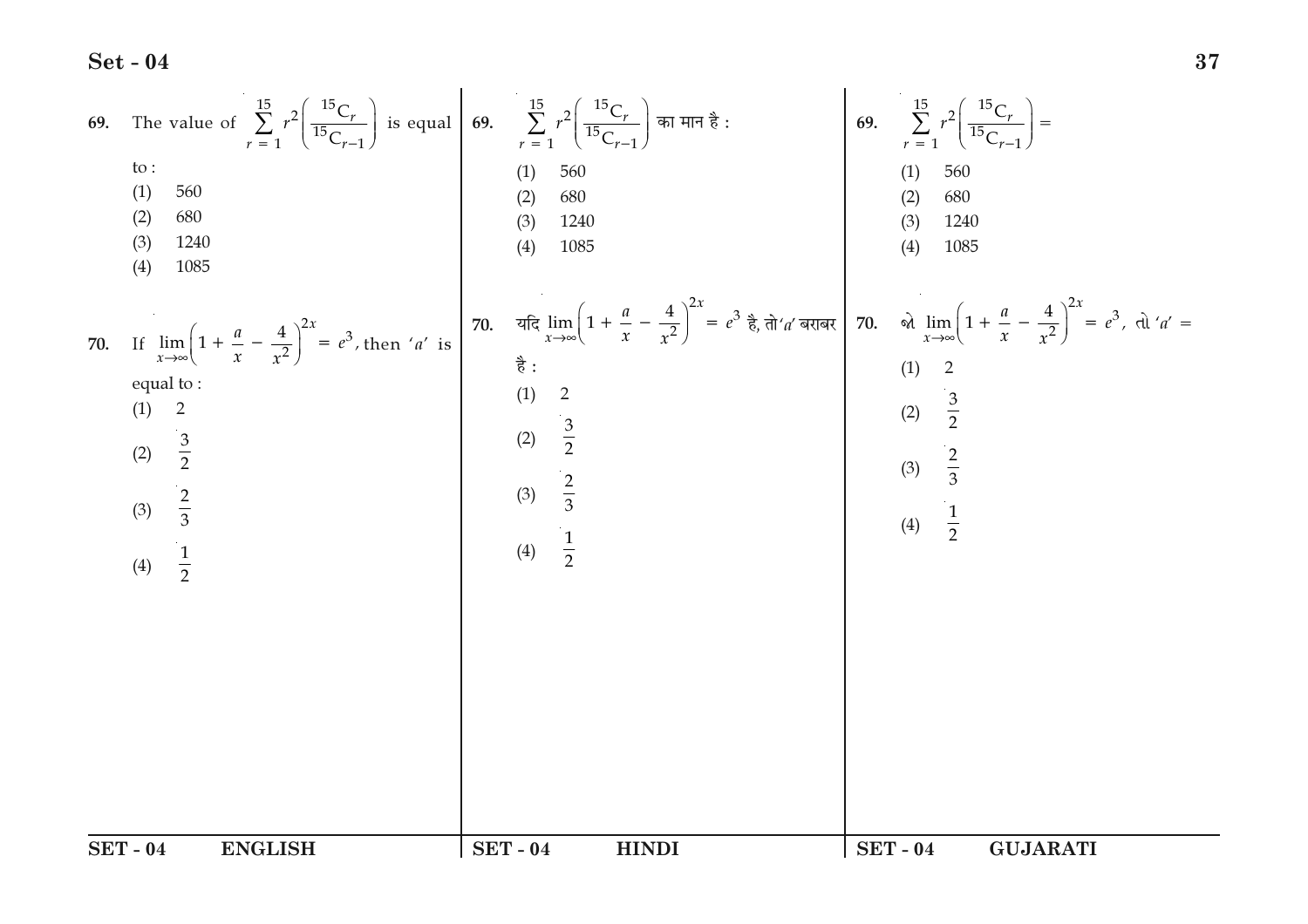69. The value of $\sum_{r=1}^{15} r^2 \left( \frac{^{15}C_r}{^{15}C_{r-1}} \right)$ is equal to :

(1) 560

(2) 680

(3) 1240

(4) 1085

70. If $\lim_{x \to \infty} \left( 1 + \frac{a}{x} - \frac{4}{x^2} \right)^{2x} = e^3$, then '$a$' is equal to :

(1) 2

(2) $\frac{3}{2}$

(3) $\frac{2}{3}$

(4) $\frac{1}{2}$

69. $\sum_{r=1}^{15} r^2 \left( \frac{^{15}C_r}{^{15}C_{r-1}} \right)$ का मान है :

(1) 560

(2) 680

(3) 1240

(4) 1085

70. यदि $\lim_{x \to \infty} \left( 1 + \frac{a}{x} - \frac{4}{x^2} \right)^{2x} = e^3$ है, तो '$a$' बराबर है :

(1) 2

(2) $\frac{3}{2}$

(3) $\frac{2}{3}$

(4) $\frac{1}{2}$

69. $\sum_{r=1}^{15} r^2 \left( \frac{^{15}C_r}{^{15}C_{r-1}} \right) =$

(1) 560

(2) 680

(3) 1240

(4) 1085

70. જો $\lim_{x \to \infty} \left( 1 + \frac{a}{x} - \frac{4}{x^2} \right)^{2x} = e^3$, તો '$a$' =

(1) 2

(2) $\frac{3}{2}$

(3) $\frac{2}{3}$

(4) $\frac{1}{2}$

SET - 04 ENGLISH | SET - 04 HINDI | SET - 04 GUJARATI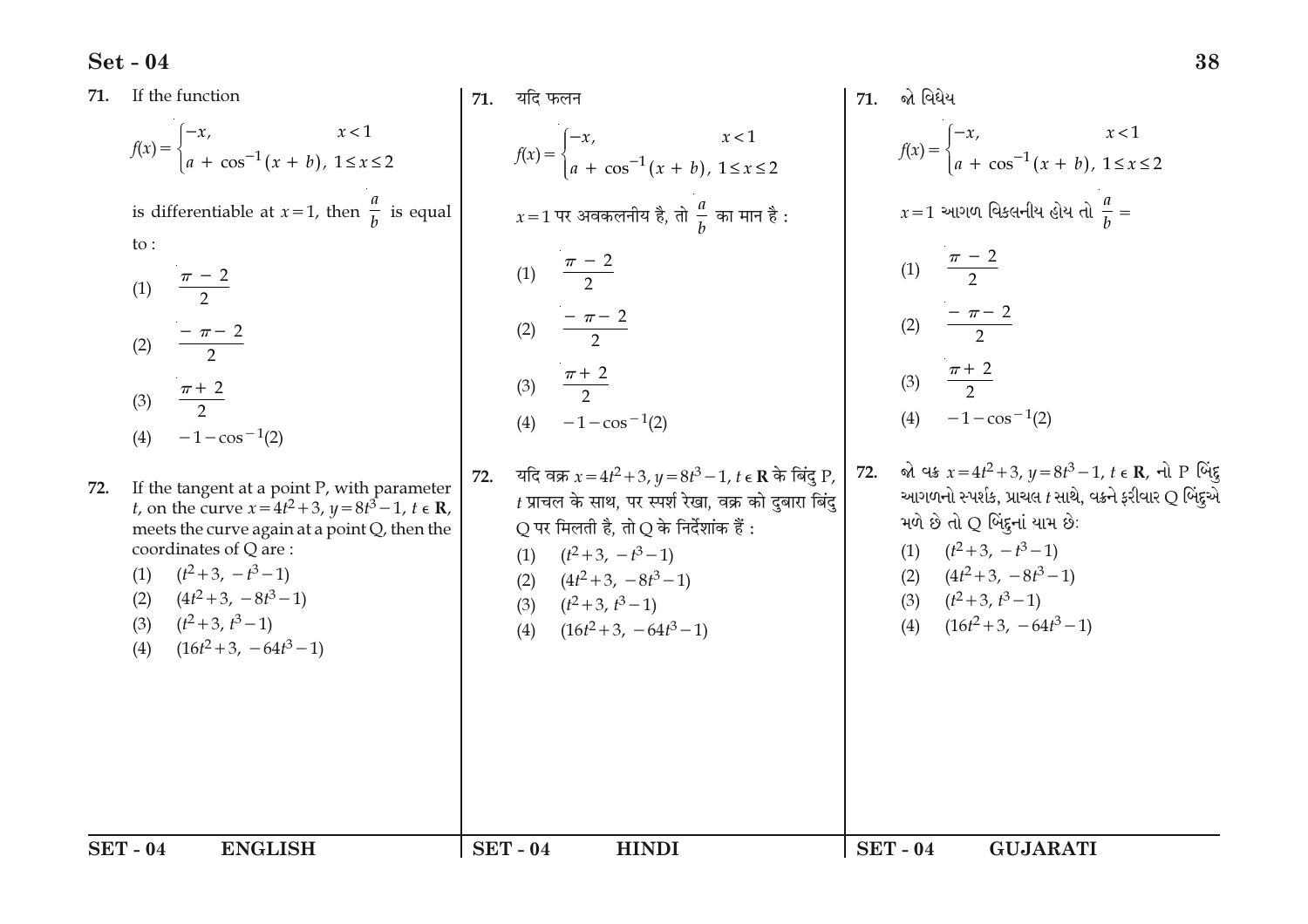**71.** If the function

$$f(x) = \begin{cases} -x, & x < 1 \\ a + \cos^{-1}(x + b), & 1 \le x \le 2 \end{cases}$$

is differentiable at $x = 1$, then $\frac{a}{b}$ is equal to :

(1) $\frac{\pi - 2}{2}$

(2) $\frac{-\pi - 2}{2}$

(3) $\frac{\pi + 2}{2}$

(4) $-1 - \cos^{-1}(2)$

**72.** If the tangent at a point P, with parameter $t$, on the curve $x = 4t^2 + 3$, $y = 8t^3 - 1$, $t \in \mathbf{R}$, meets the curve again at a point Q, then the coordinates of Q are :

(1) $(t^2 + 3, -t^3 - 1)$

(2) $(4t^2 + 3, -8t^3 - 1)$

(3) $(t^2 + 3, t^3 - 1)$

(4) $(16t^2 + 3, -64t^3 - 1)$

**71.** यदि फलन

$$f(x) = \begin{cases} -x, & x < 1 \\ a + \cos^{-1}(x + b), & 1 \le x \le 2 \end{cases}$$

$x = 1$ पर अवकलनीय है, तो $\frac{a}{b}$ का मान है :

(1) $\frac{\pi - 2}{2}$

(2) $\frac{-\pi - 2}{2}$

(3) $\frac{\pi + 2}{2}$

(4) $-1 - \cos^{-1}(2)$

**72.** यदि वक्र $x = 4t^2 + 3$, $y = 8t^3 - 1$, $t \in \mathbf{R}$ के बिंदु P, $t$ प्राचल के साथ, पर स्पर्श रेखा, वक्र को दुबारा बिंदु Q पर मिलती है, तो Q के निर्देशांक हैं :

(1) $(t^2 + 3, -t^3 - 1)$

(2) $(4t^2 + 3, -8t^3 - 1)$

(3) $(t^2 + 3, t^3 - 1)$

(4) $(16t^2 + 3, -64t^3 - 1)$

**71.** જો વિધેય

$$f(x) = \begin{cases} -x, & x < 1 \\ a + \cos^{-1}(x + b), & 1 \le x \le 2 \end{cases}$$

$x = 1$ આગળ વિકલનીય હોય તો $\frac{a}{b} =$

(1) $\frac{\pi - 2}{2}$

(2) $\frac{-\pi - 2}{2}$

(3) $\frac{\pi + 2}{2}$

(4) $-1 - \cos^{-1}(2)$

**72.** જો વક્ર $x = 4t^2 + 3$, $y = 8t^3 - 1$, $t \in \mathbf{R}$, નો P બિંદુ આગળનો સ્પર્શક, પ્રાચલ $t$ સાથે, વક્રને ફરીવાર Q બિંદુએ મળે છે તો Q બિંદુનાં યામ છે:

(1) $(t^2 + 3, -t^3 - 1)$

(2) $(4t^2 + 3, -8t^3 - 1)$

(3) $(t^2 + 3, t^3 - 1)$

(4) $(16t^2 + 3, -64t^3 - 1)$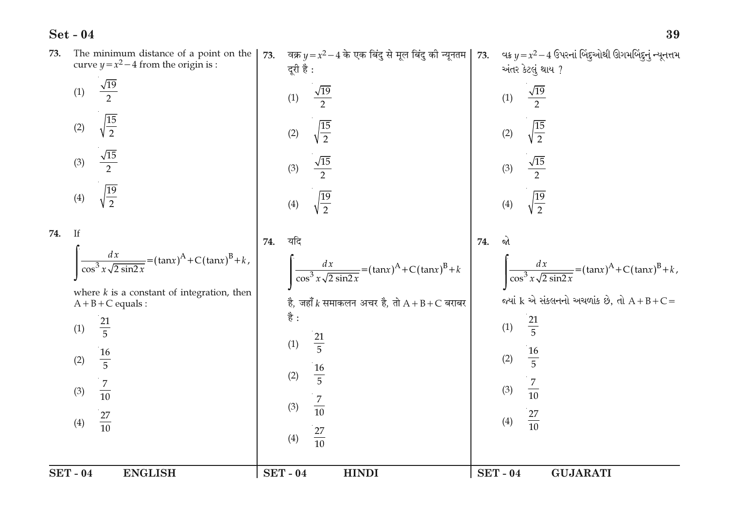73. The minimum distance of a point on the curve $y = x^2 - 4$ from the origin is :

(1) $\frac{\sqrt{19}}{2}$

(2) $\sqrt{\frac{15}{2}}$

(3) $\frac{\sqrt{15}}{2}$

(4) $\sqrt{\frac{19}{2}}$

74. If

$$\int \frac{dx}{\cos^3 x \sqrt{2 \sin 2x}} = (\tan x)^{A} + C(\tan x)^{B} + k,$$

where $k$ is a constant of integration, then $A + B + C$ equals :

(1) $\frac{21}{5}$

(2) $\frac{16}{5}$

(3) $\frac{7}{10}$

(4) $\frac{27}{10}$

73. वक्र $y = x^2 - 4$ के एक बिंदु से मूल बिंदु की न्यूनतम दूरी है :

(1) $\frac{\sqrt{19}}{2}$

(2) $\sqrt{\frac{15}{2}}$

(3) $\frac{\sqrt{15}}{2}$

(4) $\sqrt{\frac{19}{2}}$

74. यदि

$$\int \frac{dx}{\cos^3 x \sqrt{2 \sin 2x}} = (\tan x)^{A} + C(\tan x)^{B} + k$$

है, जहाँ $k$ समाकलन अचर है, तो $A + B + C$ बराबर है :

(1) $\frac{21}{5}$

(2) $\frac{16}{5}$

(3) $\frac{7}{10}$

(4) $\frac{27}{10}$

73. વક્ર $y = x^2 - 4$ ઉપરનાં બિંદુઓથી ઊગમબિંદુનું ન્યૂનત્તમ અંતર કેટલું થાય ?

(1) $\frac{\sqrt{19}}{2}$

(2) $\sqrt{\frac{15}{2}}$

(3) $\frac{\sqrt{15}}{2}$

(4) $\sqrt{\frac{19}{2}}$

74. જો

$$\int \frac{dx}{\cos^3 x \sqrt{2 \sin 2x}} = (\tan x)^{A} + C(\tan x)^{B} + k,$$

જ્યાં k એ સંકલનનો અચળાંક છે, તો $A + B + C =$

(1) $\frac{21}{5}$

(2) $\frac{16}{5}$

(3) $\frac{7}{10}$

(4) $\frac{27}{10}$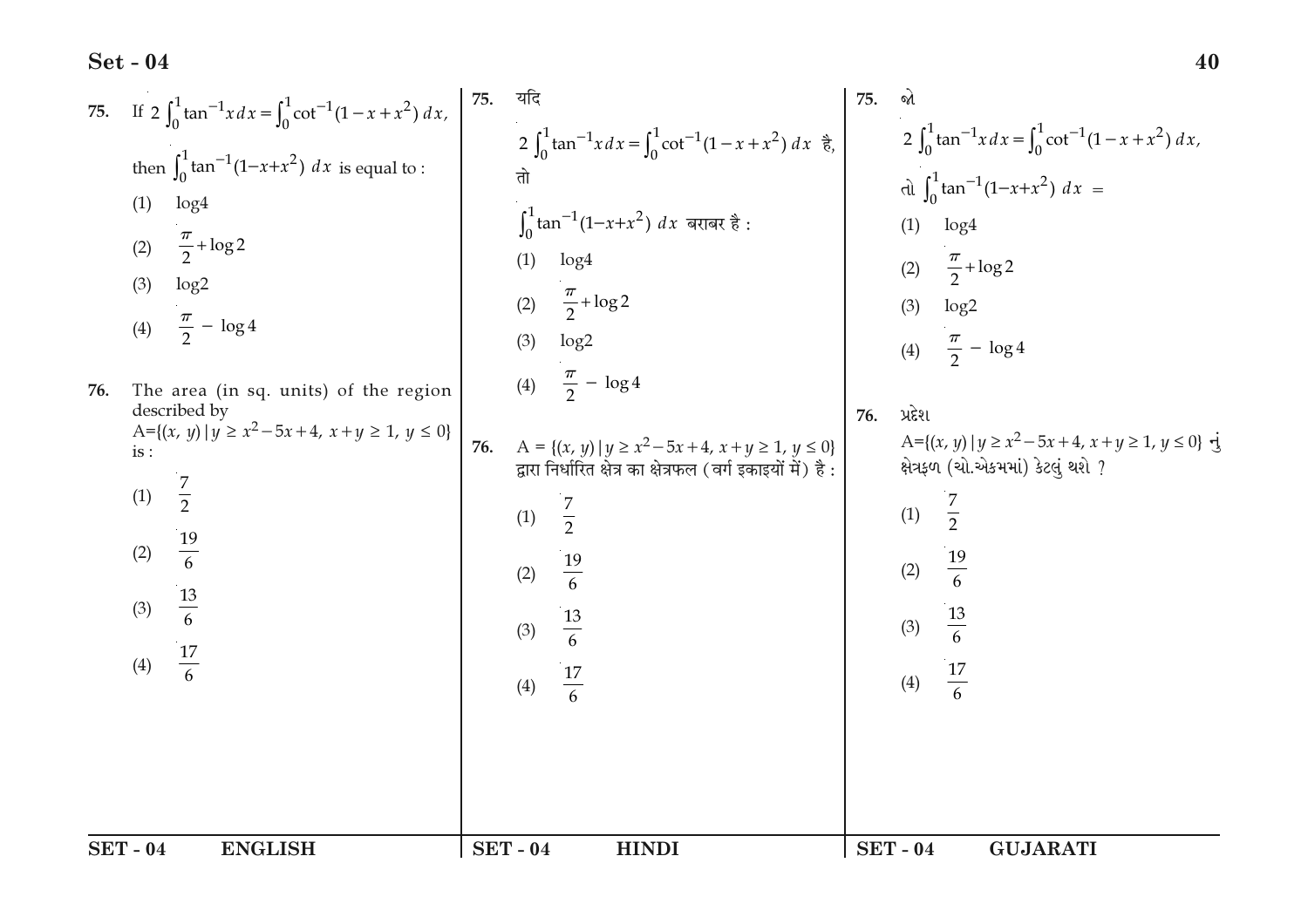75. If $2\int_0^1 \tan^{-1}x\,dx = \int_0^1 \cot^{-1}(1-x+x^2)\,dx$, then $\int_0^1 \tan^{-1}(1-x+x^2)\,dx$ is equal to :

(1) $\log 4$

(2) $\frac{\pi}{2} + \log 2$

(3) $\log 2$

(4) $\frac{\pi}{2} - \log 4$

76. The area (in sq. units) of the region described by $A=\{(x, y) \mid y \geq x^2-5x+4,\ x+y \geq 1,\ y \leq 0\}$ is :

(1) $\frac{7}{2}$

(2) $\frac{19}{6}$

(3) $\frac{13}{6}$

(4) $\frac{17}{6}$

75. यदि

$2\int_0^1 \tan^{-1}x\,dx = \int_0^1 \cot^{-1}(1-x+x^2)\,dx$ है, तो

$\int_0^1 \tan^{-1}(1-x+x^2)\,dx$ बराबर है :

(1) $\log 4$

(2) $\frac{\pi}{2} + \log 2$

(3) $\log 2$

(4) $\frac{\pi}{2} - \log 4$

76. $A = \{(x, y) \mid y \geq x^2-5x+4,\ x+y \geq 1,\ y \leq 0\}$ द्वारा निर्धारित क्षेत्र का क्षेत्रफल (वर्ग इकाइयों में) है :

(1) $\frac{7}{2}$

(2) $\frac{19}{6}$

(3) $\frac{13}{6}$

(4) $\frac{17}{6}$

75. જો

$2\int_0^1 \tan^{-1}x\,dx = \int_0^1 \cot^{-1}(1-x+x^2)\,dx$,

તો $\int_0^1 \tan^{-1}(1-x+x^2)\,dx$ =

(1) $\log 4$

(2) $\frac{\pi}{2} + \log 2$

(3) $\log 2$

(4) $\frac{\pi}{2} - \log 4$

76. પ્રદેશ $A=\{(x, y) \mid y \geq x^2-5x+4,\ x+y \geq 1,\ y \leq 0\}$ નું ક્ષેત્રફળ (ચો.એકમમાં) કેટલું થશે ?

(1) $\frac{7}{2}$

(2) $\frac{19}{6}$

(3) $\frac{13}{6}$

(4) $\frac{17}{6}$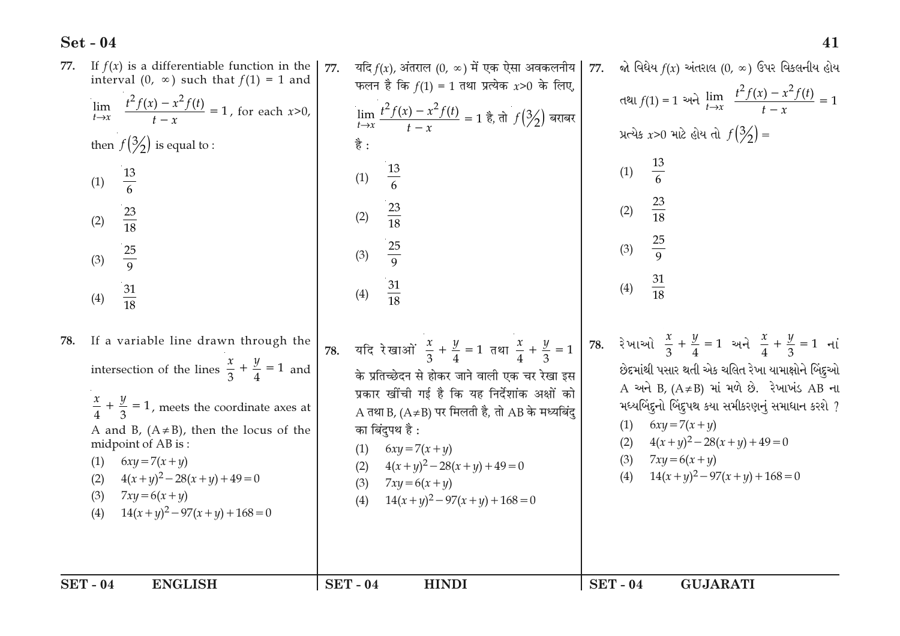77. If $f(x)$ is a differentiable function in the interval $(0, \infty)$ such that $f(1) = 1$ and $\lim_{t \to x} \frac{t^2 f(x) - x^2 f(t)}{t - x} = 1$, for each $x>0$, then $f\left(\frac{3}{2}\right)$ is equal to :

(1) $\frac{13}{6}$

(2) $\frac{23}{18}$

(3) $\frac{25}{9}$

(4) $\frac{31}{18}$

78. If a variable line drawn through the intersection of the lines $\frac{x}{3} + \frac{y}{4} = 1$ and $\frac{x}{4} + \frac{y}{3} = 1$, meets the coordinate axes at A and B, $(A \neq B)$, then the locus of the midpoint of AB is :

(1) $6xy = 7(x+y)$

(2) $4(x+y)^2 - 28(x+y) + 49 = 0$

(3) $7xy = 6(x+y)$

(4) $14(x+y)^2 - 97(x+y) + 168 = 0$

77. यदि $f(x)$, अंतराल $(0, \infty)$ में एक ऐसा अवकलनीय फलन है कि $f(1) = 1$ तथा प्रत्येक $x>0$ के लिए, $\lim_{t \to x} \frac{t^2 f(x) - x^2 f(t)}{t - x} = 1$ है, तो $f\left(\frac{3}{2}\right)$ बराबर है :

(1) $\frac{13}{6}$

(2) $\frac{23}{18}$

(3) $\frac{25}{9}$

(4) $\frac{31}{18}$

78. यदि रेखाओं $\frac{x}{3} + \frac{y}{4} = 1$ तथा $\frac{x}{4} + \frac{y}{3} = 1$ के प्रतिच्छेदन से होकर जाने वाली एक चर रेखा इस प्रकार खींची गई है कि यह निर्देशांक अक्षों को A तथा B, $(A \neq B)$ पर मिलती है, तो AB के मध्यबिंदु का बिंदुपथ है :

(1) $6xy = 7(x+y)$

(2) $4(x+y)^2 - 28(x+y) + 49 = 0$

(3) $7xy = 6(x+y)$

(4) $14(x+y)^2 - 97(x+y) + 168 = 0$

77. જો વિધેય $f(x)$ અંતરાલ $(0, \infty)$ ઉપર વિકલનીય હોય તથા $f(1) = 1$ અને $\lim_{t \to x} \frac{t^2 f(x) - x^2 f(t)}{t - x} = 1$ પ્રત્યેક $x>0$ માટે હોય તો $f\left(\frac{3}{2}\right) =$

(1) $\frac{13}{6}$

(2) $\frac{23}{18}$

(3) $\frac{25}{9}$

(4) $\frac{31}{18}$

78. રેખાઓ $\frac{x}{3} + \frac{y}{4} = 1$ અને $\frac{x}{4} + \frac{y}{3} = 1$ નાં છેદમાંથી પસાર થતી એક ચલિત રેખા યામાક્ષોને બિંદુઓ A અને B, $(A \neq B)$ માં મળે છે. રેખાખંડ AB ના મધ્યબિંદુનો બિંદુપથ ક્યા સમીકરણનું સમાધાન કરશે ?

(1) $6xy = 7(x+y)$

(2) $4(x+y)^2 - 28(x+y) + 49 = 0$

(3) $7xy = 6(x+y)$

(4) $14(x+y)^2 - 97(x+y) + 168 = 0$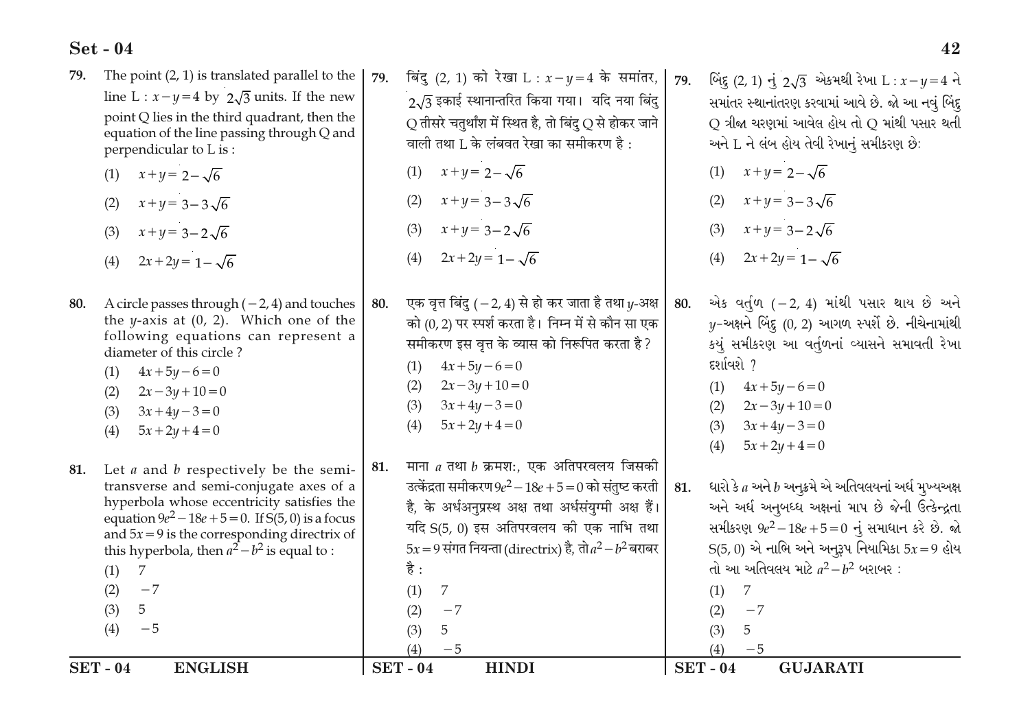79. The point (2, 1) is translated parallel to the line L : $x-y=4$ by $2\sqrt{3}$ units. If the new point Q lies in the third quadrant, then the equation of the line passing through Q and perpendicular to L is :

(1) $x+y=2-\sqrt{6}$

(2) $x+y=3-3\sqrt{6}$

(3) $x+y=3-2\sqrt{6}$

(4) $2x+2y=1-\sqrt{6}$

80. A circle passes through $(-2, 4)$ and touches the $y$-axis at (0, 2). Which one of the following equations can represent a diameter of this circle ?

(1) $4x+5y-6=0$

(2) $2x-3y+10=0$

(3) $3x+4y-3=0$

(4) $5x+2y+4=0$

81. Let $a$ and $b$ respectively be the semi-transverse and semi-conjugate axes of a hyperbola whose eccentricity satisfies the equation $9e^2-18e+5=0$. If S(5, 0) is a focus and $5x=9$ is the corresponding directrix of this hyperbola, then $a^2-b^2$ is equal to :

(1) 7

(2) $-7$

(3) 5

(4) $-5$

79. बिंदु (2, 1) को रेखा L : $x-y=4$ के समांतर, $2\sqrt{3}$ इकाई स्थानान्तरित किया गया। यदि नया बिंदु Q तीसरे चतुर्थांश में स्थित है, तो बिंदु Q से होकर जाने वाली तथा L के लंबवत रेखा का समीकरण है :

(1) $x+y=2-\sqrt{6}$

(2) $x+y=3-3\sqrt{6}$

(3) $x+y=3-2\sqrt{6}$

(4) $2x+2y=1-\sqrt{6}$

80. एक वृत्त बिंदु $(-2, 4)$ से हो कर जाता है तथा $y$-अक्ष को (0, 2) पर स्पर्श करता है। निम्न में से कौन सा एक समीकरण इस वृत्त के व्यास को निरूपित करता है ?

(1) $4x+5y-6=0$

(2) $2x-3y+10=0$

(3) $3x+4y-3=0$

(4) $5x+2y+4=0$

81. माना $a$ तथा $b$ क्रमश:, एक अतिपरवलय जिसकी उत्केंद्रता समीकरण $9e^2-18e+5=0$ को संतुष्ट करती है, के अर्धअनुप्रस्थ अक्ष तथा अर्धसंयुग्मी अक्ष हैं। यदि S(5, 0) इस अतिपरवलय की एक नाभि तथा $5x=9$ संगत नियन्ता (directrix) है, तो $a^2-b^2$ बराबर है :

(1) 7

(2) $-7$

(3) 5

(4) $-5$

79. બિંદુ (2, 1) નું $2\sqrt{3}$ એકમથી રેખા L : $x-y=4$ ને સમાંતર સ્થાનાંતરણ કરવામાં આવે છે. જો આ નવું બિંદુ Q ત્રીજા ચરણમાં આવેલ હોય તો Q માંથી પસાર થતી અને L ને લંબ હોય તેવી રેખાનું સમીકરણ છે:

(1) $x+y=2-\sqrt{6}$

(2) $x+y=3-3\sqrt{6}$

(3) $x+y=3-2\sqrt{6}$

(4) $2x+2y=1-\sqrt{6}$

80. એક વર્તુળ $(-2, 4)$ માંથી પસાર થાય છે અને $y$-અક્ષને બિંદુ (0, 2) આગળ સ્પર્શે છે. નીચેનામાંથી કયું સમીકરણ આ વર્તુળનાં વ્યાસને સમાવતી રેખા દર્શાવશે ?

(1) $4x+5y-6=0$

(2) $2x-3y+10=0$

(3) $3x+4y-3=0$

(4) $5x+2y+4=0$

81. ધારો કે $a$ અને $b$ અનુક્રમે એ અતિવલયનાં અર્ધ મુખ્યઅક્ષ અને અર્ધ અનુબધ્ધ અક્ષનાં માપ છે જેની ઉત્કેન્દ્રતા સમીકરણ $9e^2-18e+5=0$ નું સમાધાન કરે છે. જો S(5, 0) એ નાભિ અને અનુરૂપ નિયામિકા $5x=9$ હોય તો આ અતિવલય માટે $a^2-b^2$ બરાબર :

(1) 7

(2) $-7$

(3) 5

(4) $-5$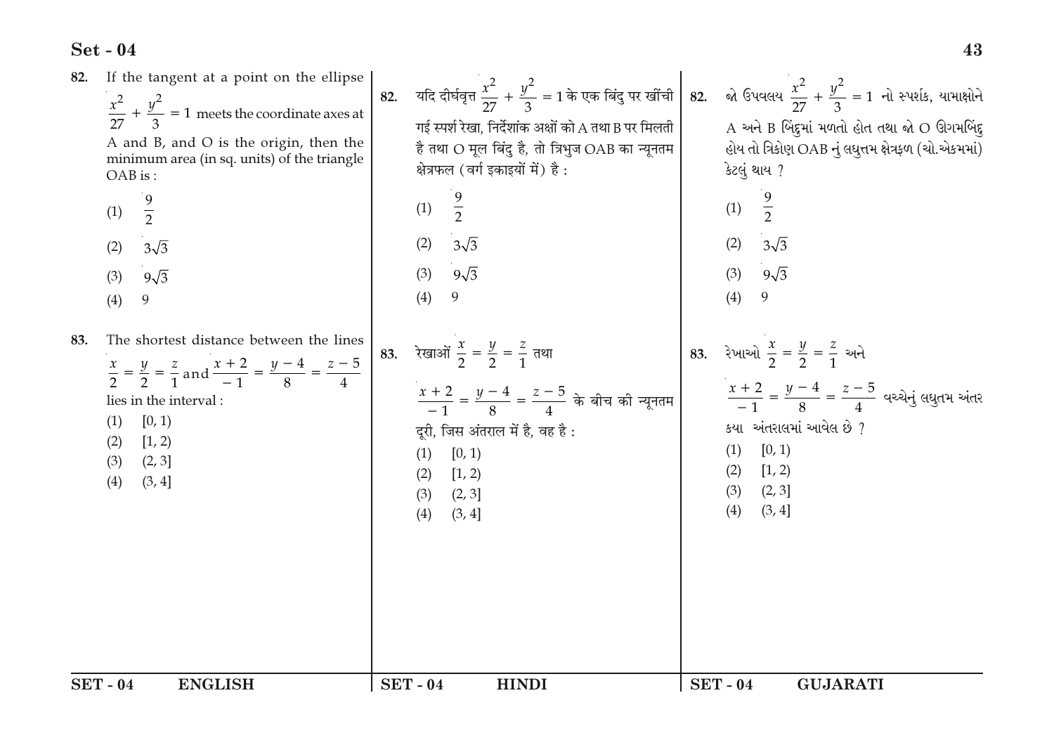82. If the tangent at a point on the ellipse $\frac{x^2}{27} + \frac{y^2}{3} = 1$ meets the coordinate axes at A and B, and O is the origin, then the minimum area (in sq. units) of the triangle OAB is :

(1) $\frac{9}{2}$

(2) $3\sqrt{3}$

(3) $9\sqrt{3}$

(4) 9

83. The shortest distance between the lines $\frac{x}{2} = \frac{y}{2} = \frac{z}{1}$ and $\frac{x+2}{-1} = \frac{y-4}{8} = \frac{z-5}{4}$ lies in the interval :

(1) [0, 1)

(2) [1, 2)

(3) (2, 3]

(4) (3, 4]

82. यदि दीर्घवृत्त $\frac{x^2}{27} + \frac{y^2}{3} = 1$ के एक बिंदु पर खींची गई स्पर्श रेखा, निर्देशांक अक्षों को A तथा B पर मिलती है तथा O मूल बिंदु है, तो त्रिभुज OAB का न्यूनतम क्षेत्रफल (वर्ग इकाइयों में) है :

(1) $\frac{9}{2}$

(2) $3\sqrt{3}$

(3) $9\sqrt{3}$

(4) 9

83. रेखाओं $\frac{x}{2} = \frac{y}{2} = \frac{z}{1}$ तथा $\frac{x+2}{-1} = \frac{y-4}{8} = \frac{z-5}{4}$ के बीच की न्यूनतम दूरी, जिस अंतराल में है, वह है :

(1) [0, 1)

(2) [1, 2)

(3) (2, 3]

(4) (3, 4]

82. જો ઉપવલય $\frac{x^2}{27} + \frac{y^2}{3} = 1$ નો સ્પર્શક, યામાક્ષોને A અને B બિંદુમાં મળતો હોત તથા જો O ઊગમબિંદુ હોય તો ત્રિકોણ OAB નું લઘુત્તમ ક્ષેત્રફળ (ચો.એકમમાં) કેટલું થાય ?

(1) $\frac{9}{2}$

(2) $3\sqrt{3}$

(3) $9\sqrt{3}$

(4) 9

83. રેખાઓ $\frac{x}{2} = \frac{y}{2} = \frac{z}{1}$ અને $\frac{x+2}{-1} = \frac{y-4}{8} = \frac{z-5}{4}$ વચ્ચેનું લઘુતમ અંતર કયા અંતરાલમાં આવેલ છે ?

(1) [0, 1)

(2) [1, 2)

(3) (2, 3]

(4) (3, 4]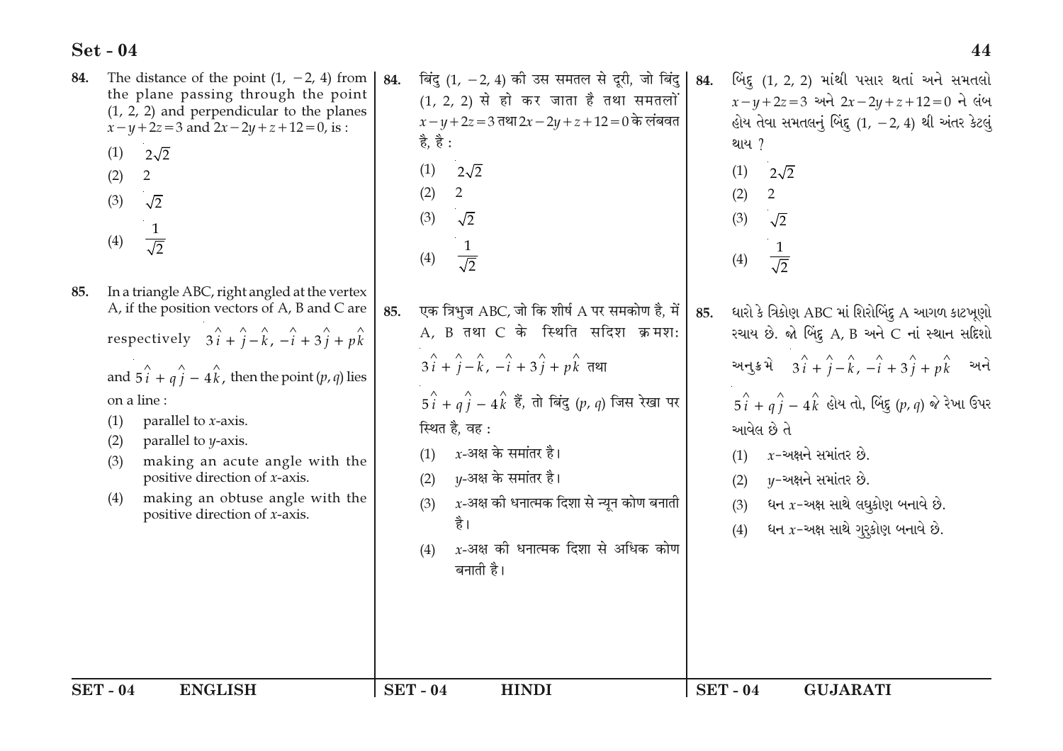84. The distance of the point $(1, -2, 4)$ from the plane passing through the point $(1, 2, 2)$ and perpendicular to the planes $x-y+2z=3$ and $2x-2y+z+12=0$, is :

(1) $2\sqrt{2}$

(2) $2$

(3) $\sqrt{2}$

(4) $\frac{1}{\sqrt{2}}$

85. In a triangle ABC, right angled at the vertex A, if the position vectors of A, B and C are respectively $3\hat{i}+\hat{j}-\hat{k}$, $-\hat{i}+3\hat{j}+p\hat{k}$ and $5\hat{i}+q\hat{j}-4\hat{k}$, then the point $(p, q)$ lies on a line :

(1) parallel to $x$-axis.

(2) parallel to $y$-axis.

(3) making an acute angle with the positive direction of $x$-axis.

(4) making an obtuse angle with the positive direction of $x$-axis.

84. बिंदु $(1, -2, 4)$ की उस समतल से दूरी, जो बिंदु $(1, 2, 2)$ से हो कर जाता है तथा समतलों $x-y+2z=3$ तथा $2x-2y+z+12=0$ के लंबवत है, है :

(1) $2\sqrt{2}$

(2) $2$

(3) $\sqrt{2}$

(4) $\frac{1}{\sqrt{2}}$

85. एक त्रिभुज ABC, जो कि शीर्ष A पर समकोण है, में A, B तथा C के स्थिति सदिश क्रमशः $3\hat{i}+\hat{j}-\hat{k}$, $-\hat{i}+3\hat{j}+p\hat{k}$ तथा $5\hat{i}+q\hat{j}-4\hat{k}$ हैं, तो बिंदु $(p, q)$ जिस रेखा पर स्थित है, वह :

(1) $x$-अक्ष के समांतर है।

(2) $y$-अक्ष के समांतर है।

(3) $x$-अक्ष की धनात्मक दिशा से न्यून कोण बनाती है।

(4) $x$-अक्ष की धनात्मक दिशा से अधिक कोण बनाती है।

84. બિંદુ $(1, 2, 2)$ માંથી પસાર થતાં અને સમતલો $x-y+2z=3$ અને $2x-2y+z+12=0$ ને લંબ હોય તેવા સમતલનું બિંદુ $(1, -2, 4)$ થી અંતર કેટલું થાય ?

(1) $2\sqrt{2}$

(2) $2$

(3) $\sqrt{2}$

(4) $\frac{1}{\sqrt{2}}$

85. ધારો કે ત્રિકોણ ABC માં શિરોબિંદુ A આગળ કાટખૂણો રચાય છે. જો બિંદુ A, B અને C નાં સ્થાન સદિશો અનુક્રમે $3\hat{i}+\hat{j}-\hat{k}$, $-\hat{i}+3\hat{j}+p\hat{k}$ અને $5\hat{i}+q\hat{j}-4\hat{k}$ હોય તો, બિંદુ $(p, q)$ જે રેખા ઉપર આવેલ છે તે

(1) $x$-અક્ષને સમાંતર છે.

(2) $y$-અક્ષને સમાંતર છે.

(3) ધન $x$-અક્ષ સાથે લઘુકોણ બનાવે છે.

(4) ધન $x$-અક્ષ સાથે ગુરુકોણ બનાવે છે.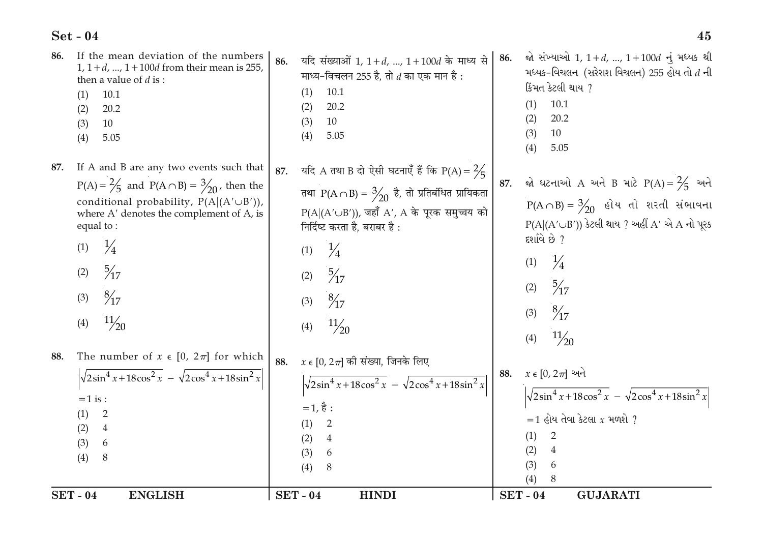**86.** If the mean deviation of the numbers $1, 1+d, ..., 1+100d$ from their mean is 255, then a value of $d$ is :

(1) 10.1
(2) 20.2
(3) 10
(4) 5.05

**87.** If A and B are any two events such that $P(A) = \frac{2}{5}$ and $P(A \cap B) = \frac{3}{20}$, then the conditional probability, $P(A|(A' \cup B'))$, where $A'$ denotes the complement of A, is equal to :

(1) $\frac{1}{4}$
(2) $\frac{5}{17}$
(3) $\frac{8}{17}$
(4) $\frac{11}{20}$

**88.** The number of $x \in [0, 2\pi]$ for which $\left|\sqrt{2\sin^4 x + 18\cos^2 x} - \sqrt{2\cos^4 x + 18\sin^2 x}\right| = 1$ is :

(1) 2
(2) 4
(3) 6
(4) 8

**86.** यदि संख्याओं $1, 1+d, ..., 1+100d$ के माध्य से माध्य-विचलन 255 है, तो $d$ का एक मान है :

(1) 10.1
(2) 20.2
(3) 10
(4) 5.05

**87.** यदि A तथा B दो ऐसी घटनाएँ हैं कि $P(A) = \frac{2}{5}$ तथा $P(A \cap B) = \frac{3}{20}$ है, तो प्रतिबंधित प्रायिकता $P(A|(A' \cup B'))$, जहाँ $A'$, A के पूरक समुच्चय को निर्दिष्ट करता है, बराबर है :

(1) $\frac{1}{4}$
(2) $\frac{5}{17}$
(3) $\frac{8}{17}$
(4) $\frac{11}{20}$

**88.** $x \in [0, 2\pi]$ की संख्या, जिनके लिए $\left|\sqrt{2\sin^4 x + 18\cos^2 x} - \sqrt{2\cos^4 x + 18\sin^2 x}\right| = 1$, है :

(1) 2
(2) 4
(3) 6
(4) 8

**86.** જો સંખ્યાઓ $1, 1+d, ..., 1+100d$ નું મધ્યક થી મધ્યક-વિચલન (સરેરાશ વિચલન) 255 હોય તો $d$ ની કિંમત કેટલી થાય ?

(1) 10.1
(2) 20.2
(3) 10
(4) 5.05

**87.** જો ઘટનાઓ A અને B માટે $P(A) = \frac{2}{5}$ અને $P(A \cap B) = \frac{3}{20}$ હોય તો શરતી સંભાવના $P(A|(A' \cup B'))$ કેટલી થાય ? અહીં $A'$ એ A નો પૂરક દર્શાવે છે ?

(1) $\frac{1}{4}$
(2) $\frac{5}{17}$
(3) $\frac{8}{17}$
(4) $\frac{11}{20}$

**88.** $x \in [0, 2\pi]$ અને $\left|\sqrt{2\sin^4 x + 18\cos^2 x} - \sqrt{2\cos^4 x + 18\sin^2 x}\right| = 1$ હોય તેવા કેટલા $x$ મળશે ?

(1) 2
(2) 4
(3) 6
(4) 8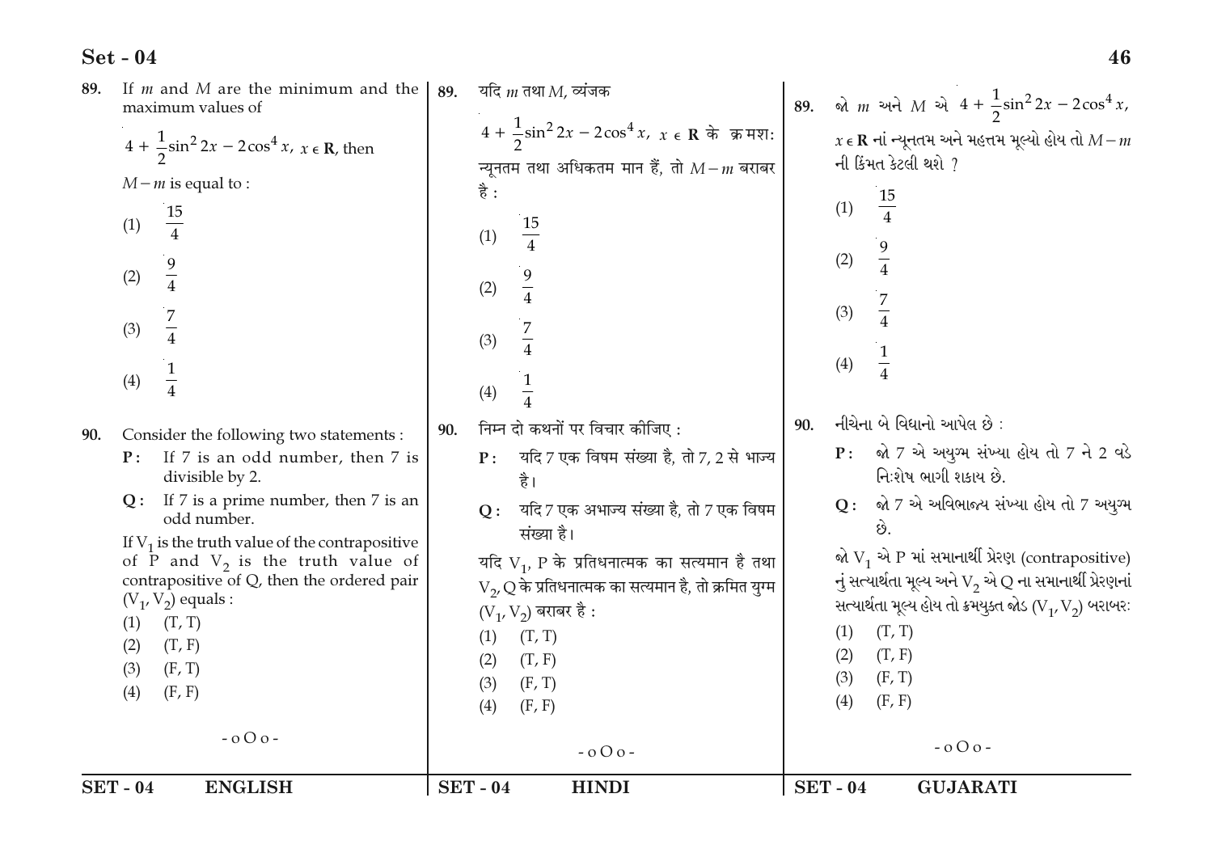89. If $m$ and $M$ are the minimum and the maximum values of

$4 + \frac{1}{2}\sin^2 2x - 2\cos^4 x,\ x \in \mathbf{R}$, then

$M - m$ is equal to :

(1) $\frac{15}{4}$

(2) $\frac{9}{4}$

(3) $\frac{7}{4}$

(4) $\frac{1}{4}$

90. Consider the following two statements :

**P :** If 7 is an odd number, then 7 is divisible by 2.

**Q :** If 7 is a prime number, then 7 is an odd number.

If $V_1$ is the truth value of the contrapositive of P and $V_2$ is the truth value of contrapositive of Q, then the ordered pair $(V_1, V_2)$ equals :

(1) (T, T)

(2) (T, F)

(3) (F, T)

(4) (F, F)

- o O o -

89. यदि $m$ तथा $M$, व्यंजक

$4 + \frac{1}{2}\sin^2 2x - 2\cos^4 x,\ x \in \mathbf{R}$ के क्रमशः न्यूनतम तथा अधिकतम मान हैं, तो $M - m$ बराबर है :

(1) $\frac{15}{4}$

(2) $\frac{9}{4}$

(3) $\frac{7}{4}$

(4) $\frac{1}{4}$

90. निम्न दो कथनों पर विचार कीजिए :

**P :** यदि 7 एक विषम संख्या है, तो 7, 2 से भाज्य है।

**Q :** यदि 7 एक अभाज्य संख्या है, तो 7 एक विषम संख्या है।

यदि $V_1$, P के प्रतिधनात्मक का सत्यमान है तथा $V_2$, Q के प्रतिधनात्मक का सत्यमान है, तो क्रमित युग्म $(V_1, V_2)$ बराबर है :

(1) (T, T)

(2) (T, F)

(3) (F, T)

(4) (F, F)

- o O o -

89. જો $m$ અને $M$ એ $4 + \frac{1}{2}\sin^2 2x - 2\cos^4 x$, $x \in \mathbf{R}$ નાં ન્યૂનતમ અને મહત્તમ મૂલ્યો હોય તો $M - m$ ની કિંમત કેટલી થશે ?

(1) $\frac{15}{4}$

(2) $\frac{9}{4}$

(3) $\frac{7}{4}$

(4) $\frac{1}{4}$

90. નીચેના બે વિધાનો આપેલ છે :

**P :** જો 7 એ અયુગ્મ સંખ્યા હોય તો 7 ને 2 વડે નિઃશેષ ભાગી શકાય છે.

**Q :** જો 7 એ અવિભાજ્ય સંખ્યા હોય તો 7 અયુગ્મ છે.

જો $V_1$ એ P માં સમાનાર્થી પ્રેરણ (contrapositive) નું સત્યાર્થતા મૂલ્ય અને $V_2$ એ Q ના સમાનાર્થી પ્રેરણનાં સત્યાર્થતા મૂલ્ય હોય તો ક્રમયુક્ત જોડ $(V_1, V_2)$ બરાબરઃ

(1) (T, T)

(2) (T, F)

(3) (F, T)

(4) (F, F)

- o O o -